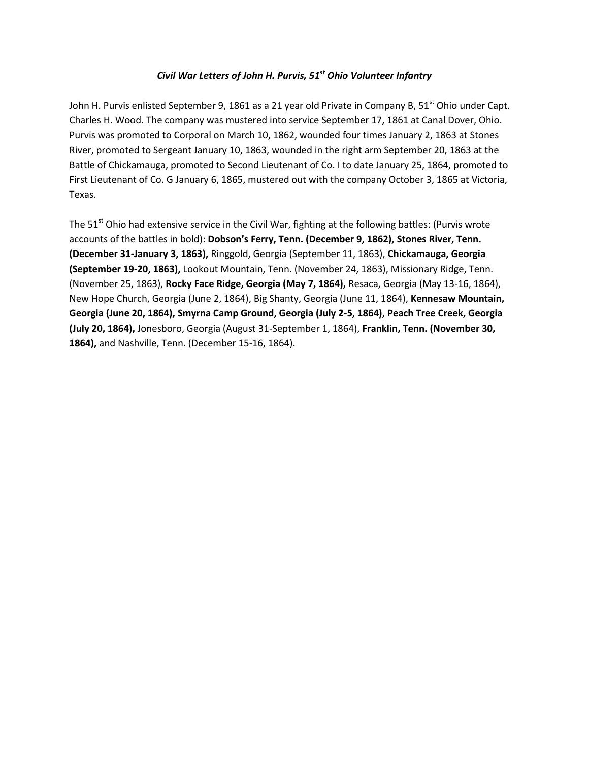# *Civil War Letters of John H. Purvis, 51st Ohio Volunteer Infantry*

John H. Purvis enlisted September 9, 1861 as a 21 year old Private in Company B, 51st Ohio under Capt. Charles H. Wood. The company was mustered into service September 17, 1861 at Canal Dover, Ohio. Purvis was promoted to Corporal on March 10, 1862, wounded four times January 2, 1863 at Stones River, promoted to Sergeant January 10, 1863, wounded in the right arm September 20, 1863 at the Battle of Chickamauga, promoted to Second Lieutenant of Co. I to date January 25, 1864, promoted to First Lieutenant of Co. G January 6, 1865, mustered out with the company October 3, 1865 at Victoria, Texas.

The 51st Ohio had extensive service in the Civil War, fighting at the following battles: (Purvis wrote accounts of the battles in bold): **Dobson's Ferry, Tenn. (December 9, 1862), Stones River, Tenn. (December 31-January 3, 1863),** Ringgold, Georgia (September 11, 1863), **Chickamauga, Georgia (September 19-20, 1863),** Lookout Mountain, Tenn. (November 24, 1863), Missionary Ridge, Tenn. (November 25, 1863), **Rocky Face Ridge, Georgia (May 7, 1864),** Resaca, Georgia (May 13-16, 1864), New Hope Church, Georgia (June 2, 1864), Big Shanty, Georgia (June 11, 1864), **Kennesaw Mountain, Georgia (June 20, 1864), Smyrna Camp Ground, Georgia (July 2-5, 1864), Peach Tree Creek, Georgia (July 20, 1864),** Jonesboro, Georgia (August 31-September 1, 1864), **Franklin, Tenn. (November 30, 1864),** and Nashville, Tenn. (December 15-16, 1864).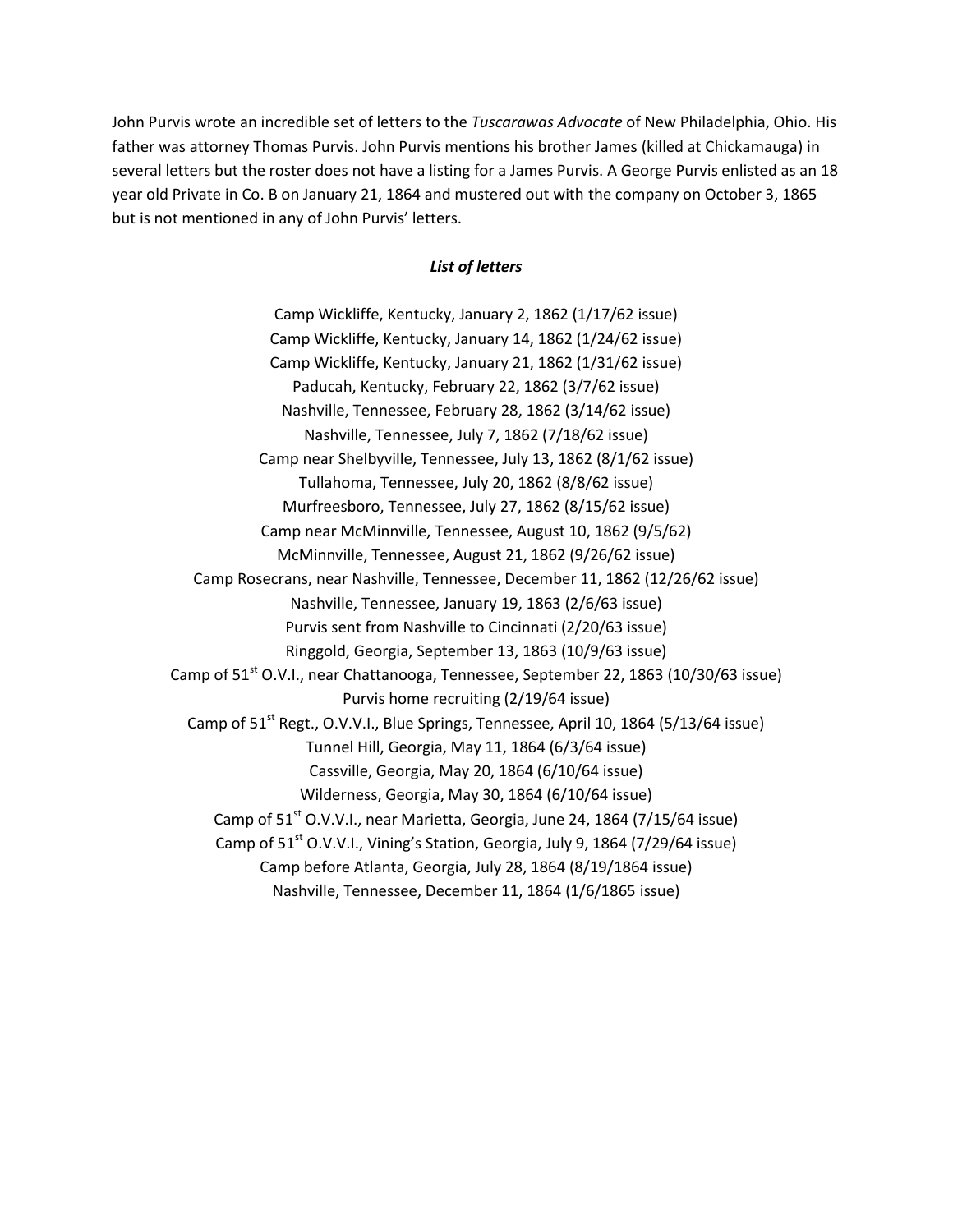John Purvis wrote an incredible set of letters to the *Tuscarawas Advocate* of New Philadelphia, Ohio. His father was attorney Thomas Purvis. John Purvis mentions his brother James (killed at Chickamauga) in several letters but the roster does not have a listing for a James Purvis. A George Purvis enlisted as an 18 year old Private in Co. B on January 21, 1864 and mustered out with the company on October 3, 1865 but is not mentioned in any of John Purvis' letters.

***List of letters***

Camp Wickliffe, Kentucky, January 2, 1862 (1/17/62 issue)
Camp Wickliffe, Kentucky, January 14, 1862 (1/24/62 issue)
Camp Wickliffe, Kentucky, January 21, 1862 (1/31/62 issue)
Paducah, Kentucky, February 22, 1862 (3/7/62 issue)
Nashville, Tennessee, February 28, 1862 (3/14/62 issue)
Nashville, Tennessee, July 7, 1862 (7/18/62 issue)
Camp near Shelbyville, Tennessee, July 13, 1862 (8/1/62 issue)
Tullahoma, Tennessee, July 20, 1862 (8/8/62 issue)
Murfreesboro, Tennessee, July 27, 1862 (8/15/62 issue)
Camp near McMinnville, Tennessee, August 10, 1862 (9/5/62)
McMinnville, Tennessee, August 21, 1862 (9/26/62 issue)
Camp Rosecrans, near Nashville, Tennessee, December 11, 1862 (12/26/62 issue)
Nashville, Tennessee, January 19, 1863 (2/6/63 issue)
Purvis sent from Nashville to Cincinnati (2/20/63 issue)
Ringgold, Georgia, September 13, 1863 (10/9/63 issue)
Camp of 51st O.V.I., near Chattanooga, Tennessee, September 22, 1863 (10/30/63 issue)
Purvis home recruiting (2/19/64 issue)
Camp of 51st Regt., O.V.V.I., Blue Springs, Tennessee, April 10, 1864 (5/13/64 issue)
Tunnel Hill, Georgia, May 11, 1864 (6/3/64 issue)
Cassville, Georgia, May 20, 1864 (6/10/64 issue)
Wilderness, Georgia, May 30, 1864 (6/10/64 issue)
Camp of 51st O.V.V.I., near Marietta, Georgia, June 24, 1864 (7/15/64 issue)
Camp of 51st O.V.V.I., Vining's Station, Georgia, July 9, 1864 (7/29/64 issue)
Camp before Atlanta, Georgia, July 28, 1864 (8/19/1864 issue)
Nashville, Tennessee, December 11, 1864 (1/6/1865 issue)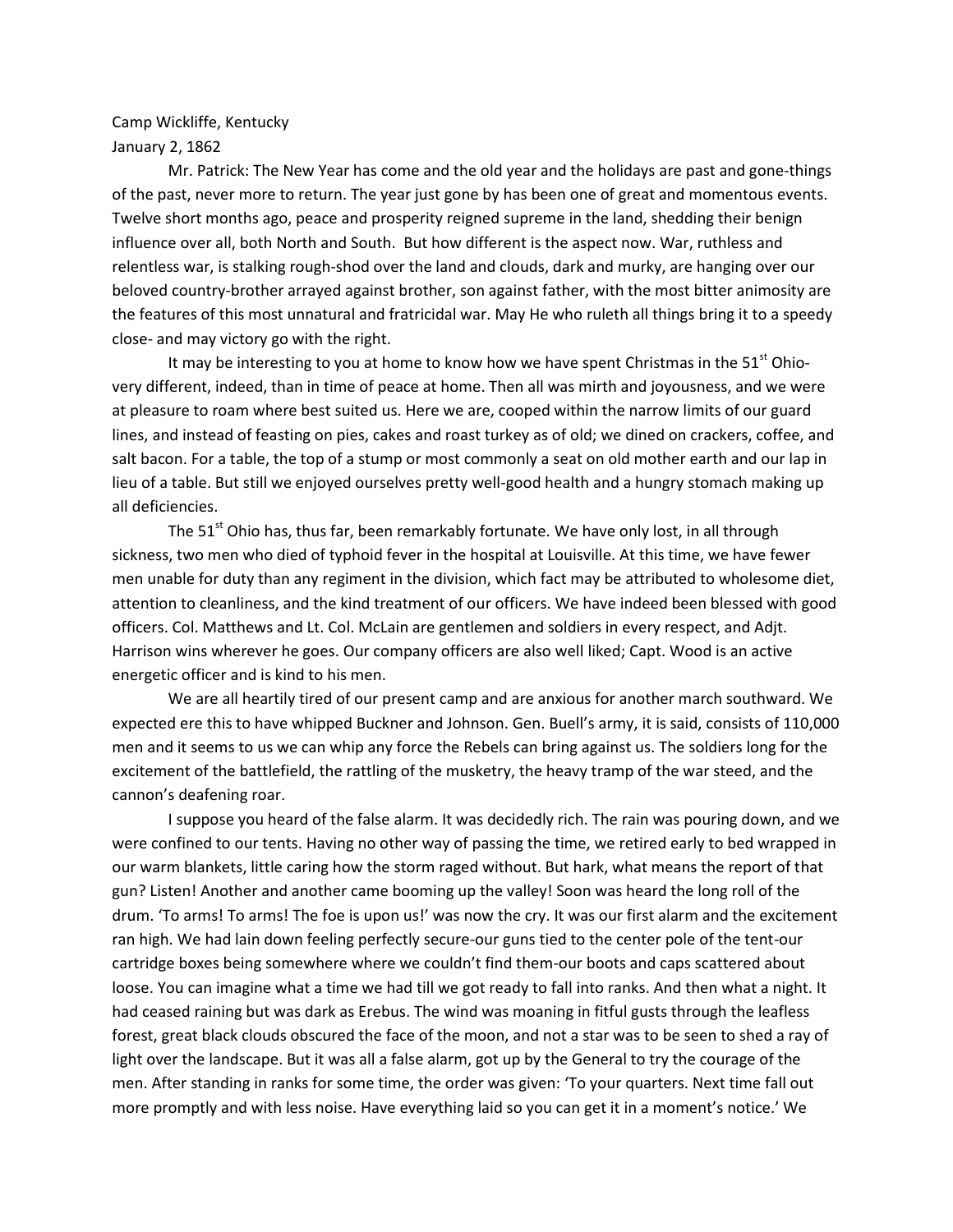Camp Wickliffe, Kentucky
January 2, 1862

Mr. Patrick: The New Year has come and the old year and the holidays are past and gone-things of the past, never more to return. The year just gone by has been one of great and momentous events. Twelve short months ago, peace and prosperity reigned supreme in the land, shedding their benign influence over all, both North and South. But how different is the aspect now. War, ruthless and relentless war, is stalking rough-shod over the land and clouds, dark and murky, are hanging over our beloved country-brother arrayed against brother, son against father, with the most bitter animosity are the features of this most unnatural and fratricidal war. May He who ruleth all things bring it to a speedy close- and may victory go with the right.

It may be interesting to you at home to know how we have spent Christmas in the 51st Ohio-very different, indeed, than in time of peace at home. Then all was mirth and joyousness, and we were at pleasure to roam where best suited us. Here we are, cooped within the narrow limits of our guard lines, and instead of feasting on pies, cakes and roast turkey as of old; we dined on crackers, coffee, and salt bacon. For a table, the top of a stump or most commonly a seat on old mother earth and our lap in lieu of a table. But still we enjoyed ourselves pretty well-good health and a hungry stomach making up all deficiencies.

The 51st Ohio has, thus far, been remarkably fortunate. We have only lost, in all through sickness, two men who died of typhoid fever in the hospital at Louisville. At this time, we have fewer men unable for duty than any regiment in the division, which fact may be attributed to wholesome diet, attention to cleanliness, and the kind treatment of our officers. We have indeed been blessed with good officers. Col. Matthews and Lt. Col. McLain are gentlemen and soldiers in every respect, and Adjt. Harrison wins wherever he goes. Our company officers are also well liked; Capt. Wood is an active energetic officer and is kind to his men.

We are all heartily tired of our present camp and are anxious for another march southward. We expected ere this to have whipped Buckner and Johnson. Gen. Buell's army, it is said, consists of 110,000 men and it seems to us we can whip any force the Rebels can bring against us. The soldiers long for the excitement of the battlefield, the rattling of the musketry, the heavy tramp of the war steed, and the cannon's deafening roar.

I suppose you heard of the false alarm. It was decidedly rich. The rain was pouring down, and we were confined to our tents. Having no other way of passing the time, we retired early to bed wrapped in our warm blankets, little caring how the storm raged without. But hark, what means the report of that gun? Listen! Another and another came booming up the valley! Soon was heard the long roll of the drum. 'To arms! To arms! The foe is upon us!' was now the cry. It was our first alarm and the excitement ran high. We had lain down feeling perfectly secure-our guns tied to the center pole of the tent-our cartridge boxes being somewhere where we couldn't find them-our boots and caps scattered about loose. You can imagine what a time we had till we got ready to fall into ranks. And then what a night. It had ceased raining but was dark as Erebus. The wind was moaning in fitful gusts through the leafless forest, great black clouds obscured the face of the moon, and not a star was to be seen to shed a ray of light over the landscape. But it was all a false alarm, got up by the General to try the courage of the men. After standing in ranks for some time, the order was given: 'To your quarters. Next time fall out more promptly and with less noise. Have everything laid so you can get it in a moment's notice.' We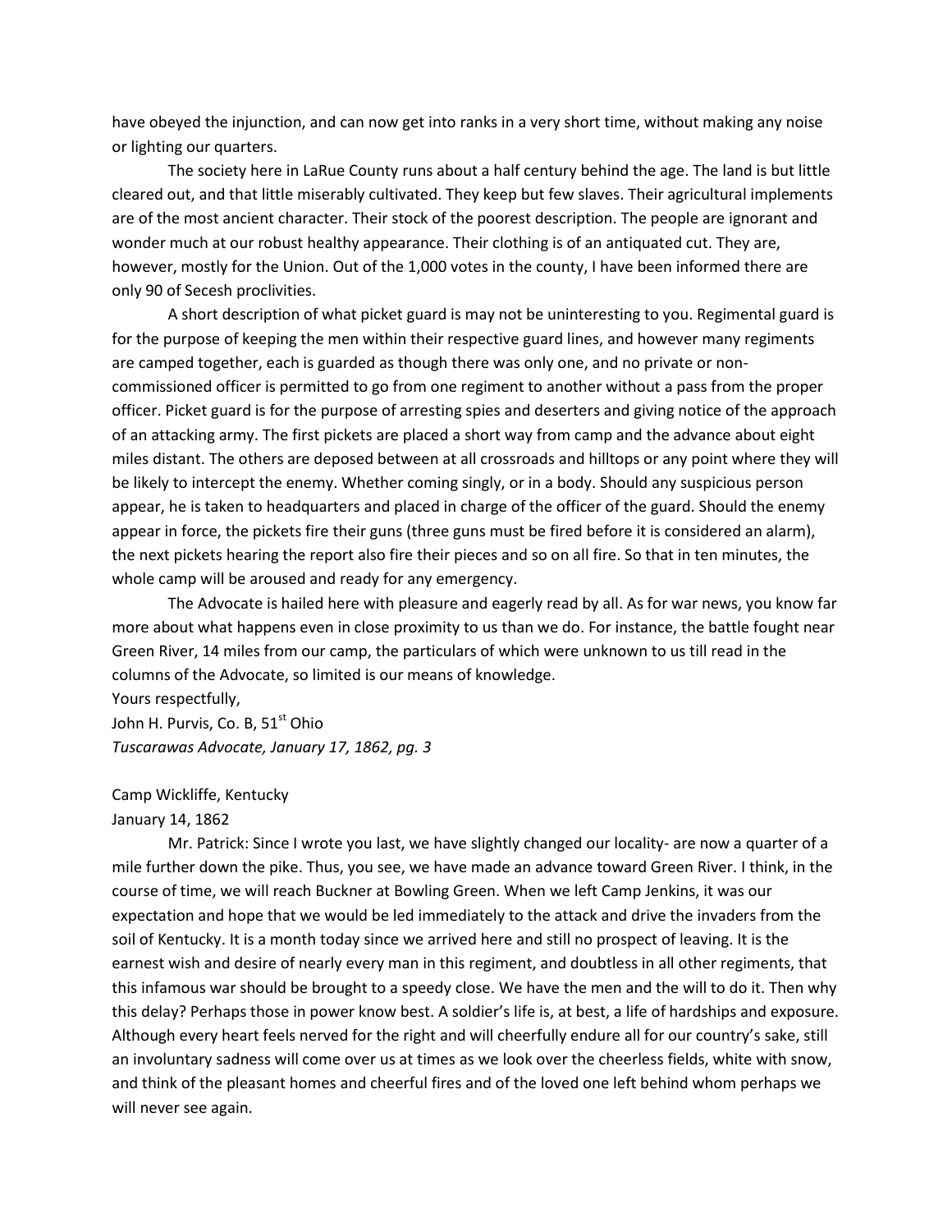have obeyed the injunction, and can now get into ranks in a very short time, without making any noise or lighting our quarters.

The society here in LaRue County runs about a half century behind the age. The land is but little cleared out, and that little miserably cultivated. They keep but few slaves. Their agricultural implements are of the most ancient character. Their stock of the poorest description. The people are ignorant and wonder much at our robust healthy appearance. Their clothing is of an antiquated cut. They are, however, mostly for the Union. Out of the 1,000 votes in the county, I have been informed there are only 90 of Secesh proclivities.

A short description of what picket guard is may not be uninteresting to you. Regimental guard is for the purpose of keeping the men within their respective guard lines, and however many regiments are camped together, each is guarded as though there was only one, and no private or non-commissioned officer is permitted to go from one regiment to another without a pass from the proper officer. Picket guard is for the purpose of arresting spies and deserters and giving notice of the approach of an attacking army. The first pickets are placed a short way from camp and the advance about eight miles distant. The others are deposed between at all crossroads and hilltops or any point where they will be likely to intercept the enemy. Whether coming singly, or in a body. Should any suspicious person appear, he is taken to headquarters and placed in charge of the officer of the guard. Should the enemy appear in force, the pickets fire their guns (three guns must be fired before it is considered an alarm), the next pickets hearing the report also fire their pieces and so on all fire. So that in ten minutes, the whole camp will be aroused and ready for any emergency.

The Advocate is hailed here with pleasure and eagerly read by all. As for war news, you know far more about what happens even in close proximity to us than we do. For instance, the battle fought near Green River, 14 miles from our camp, the particulars of which were unknown to us till read in the columns of the Advocate, so limited is our means of knowledge.

Yours respectfully,

John H. Purvis, Co. B, 51st Ohio

*Tuscarawas Advocate, January 17, 1862, pg. 3*

Camp Wickliffe, Kentucky

January 14, 1862

Mr. Patrick: Since I wrote you last, we have slightly changed our locality- are now a quarter of a mile further down the pike. Thus, you see, we have made an advance toward Green River. I think, in the course of time, we will reach Buckner at Bowling Green. When we left Camp Jenkins, it was our expectation and hope that we would be led immediately to the attack and drive the invaders from the soil of Kentucky. It is a month today since we arrived here and still no prospect of leaving. It is the earnest wish and desire of nearly every man in this regiment, and doubtless in all other regiments, that this infamous war should be brought to a speedy close. We have the men and the will to do it. Then why this delay? Perhaps those in power know best. A soldier's life is, at best, a life of hardships and exposure. Although every heart feels nerved for the right and will cheerfully endure all for our country's sake, still an involuntary sadness will come over us at times as we look over the cheerless fields, white with snow, and think of the pleasant homes and cheerful fires and of the loved one left behind whom perhaps we will never see again.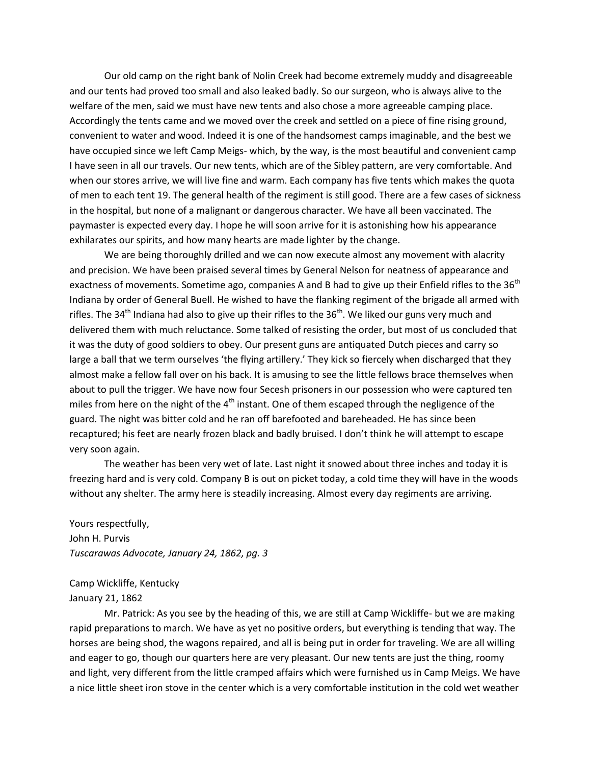Our old camp on the right bank of Nolin Creek had become extremely muddy and disagreeable and our tents had proved too small and also leaked badly. So our surgeon, who is always alive to the welfare of the men, said we must have new tents and also chose a more agreeable camping place. Accordingly the tents came and we moved over the creek and settled on a piece of fine rising ground, convenient to water and wood. Indeed it is one of the handsomest camps imaginable, and the best we have occupied since we left Camp Meigs- which, by the way, is the most beautiful and convenient camp I have seen in all our travels. Our new tents, which are of the Sibley pattern, are very comfortable. And when our stores arrive, we will live fine and warm. Each company has five tents which makes the quota of men to each tent 19. The general health of the regiment is still good. There are a few cases of sickness in the hospital, but none of a malignant or dangerous character. We have all been vaccinated. The paymaster is expected every day. I hope he will soon arrive for it is astonishing how his appearance exhilarates our spirits, and how many hearts are made lighter by the change.

We are being thoroughly drilled and we can now execute almost any movement with alacrity and precision. We have been praised several times by General Nelson for neatness of appearance and exactness of movements. Sometime ago, companies A and B had to give up their Enfield rifles to the 36th Indiana by order of General Buell. He wished to have the flanking regiment of the brigade all armed with rifles. The 34th Indiana had also to give up their rifles to the 36th. We liked our guns very much and delivered them with much reluctance. Some talked of resisting the order, but most of us concluded that it was the duty of good soldiers to obey. Our present guns are antiquated Dutch pieces and carry so large a ball that we term ourselves 'the flying artillery.' They kick so fiercely when discharged that they almost make a fellow fall over on his back. It is amusing to see the little fellows brace themselves when about to pull the trigger. We have now four Secesh prisoners in our possession who were captured ten miles from here on the night of the 4th instant. One of them escaped through the negligence of the guard. The night was bitter cold and he ran off barefooted and bareheaded. He has since been recaptured; his feet are nearly frozen black and badly bruised. I don't think he will attempt to escape very soon again.

The weather has been very wet of late. Last night it snowed about three inches and today it is freezing hard and is very cold. Company B is out on picket today, a cold time they will have in the woods without any shelter. The army here is steadily increasing. Almost every day regiments are arriving.

Yours respectfully,
John H. Purvis
*Tuscarawas Advocate, January 24, 1862, pg. 3*

Camp Wickliffe, Kentucky
January 21, 1862

Mr. Patrick: As you see by the heading of this, we are still at Camp Wickliffe- but we are making rapid preparations to march. We have as yet no positive orders, but everything is tending that way. The horses are being shod, the wagons repaired, and all is being put in order for traveling. We are all willing and eager to go, though our quarters here are very pleasant. Our new tents are just the thing, roomy and light, very different from the little cramped affairs which were furnished us in Camp Meigs. We have a nice little sheet iron stove in the center which is a very comfortable institution in the cold wet weather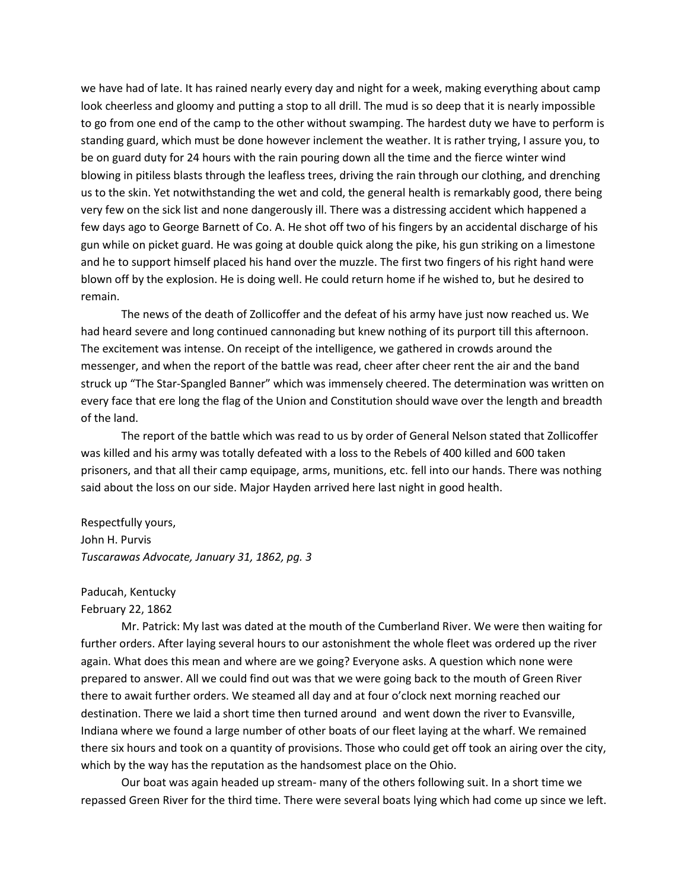we have had of late. It has rained nearly every day and night for a week, making everything about camp look cheerless and gloomy and putting a stop to all drill. The mud is so deep that it is nearly impossible to go from one end of the camp to the other without swamping. The hardest duty we have to perform is standing guard, which must be done however inclement the weather. It is rather trying, I assure you, to be on guard duty for 24 hours with the rain pouring down all the time and the fierce winter wind blowing in pitiless blasts through the leafless trees, driving the rain through our clothing, and drenching us to the skin. Yet notwithstanding the wet and cold, the general health is remarkably good, there being very few on the sick list and none dangerously ill. There was a distressing accident which happened a few days ago to George Barnett of Co. A. He shot off two of his fingers by an accidental discharge of his gun while on picket guard. He was going at double quick along the pike, his gun striking on a limestone and he to support himself placed his hand over the muzzle. The first two fingers of his right hand were blown off by the explosion. He is doing well. He could return home if he wished to, but he desired to remain.

The news of the death of Zollicoffer and the defeat of his army have just now reached us. We had heard severe and long continued cannonading but knew nothing of its purport till this afternoon. The excitement was intense. On receipt of the intelligence, we gathered in crowds around the messenger, and when the report of the battle was read, cheer after cheer rent the air and the band struck up "The Star-Spangled Banner" which was immensely cheered. The determination was written on every face that ere long the flag of the Union and Constitution should wave over the length and breadth of the land.

The report of the battle which was read to us by order of General Nelson stated that Zollicoffer was killed and his army was totally defeated with a loss to the Rebels of 400 killed and 600 taken prisoners, and that all their camp equipage, arms, munitions, etc. fell into our hands. There was nothing said about the loss on our side. Major Hayden arrived here last night in good health.

Respectfully yours,
John H. Purvis
*Tuscarawas Advocate, January 31, 1862, pg. 3*

Paducah, Kentucky
February 22, 1862

Mr. Patrick: My last was dated at the mouth of the Cumberland River. We were then waiting for further orders. After laying several hours to our astonishment the whole fleet was ordered up the river again. What does this mean and where are we going? Everyone asks. A question which none were prepared to answer. All we could find out was that we were going back to the mouth of Green River there to await further orders. We steamed all day and at four o'clock next morning reached our destination. There we laid a short time then turned around and went down the river to Evansville, Indiana where we found a large number of other boats of our fleet laying at the wharf. We remained there six hours and took on a quantity of provisions. Those who could get off took an airing over the city, which by the way has the reputation as the handsomest place on the Ohio.

Our boat was again headed up stream- many of the others following suit. In a short time we repassed Green River for the third time. There were several boats lying which had come up since we left.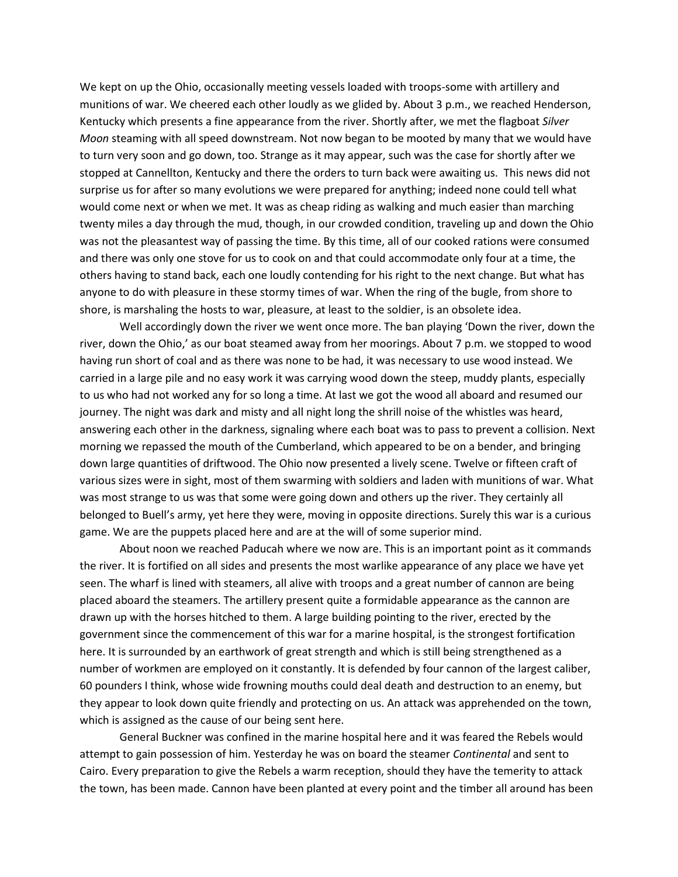We kept on up the Ohio, occasionally meeting vessels loaded with troops-some with artillery and munitions of war. We cheered each other loudly as we glided by. About 3 p.m., we reached Henderson, Kentucky which presents a fine appearance from the river. Shortly after, we met the flagboat *Silver Moon* steaming with all speed downstream. Not now began to be mooted by many that we would have to turn very soon and go down, too. Strange as it may appear, such was the case for shortly after we stopped at Cannellton, Kentucky and there the orders to turn back were awaiting us. This news did not surprise us for after so many evolutions we were prepared for anything; indeed none could tell what would come next or when we met. It was as cheap riding as walking and much easier than marching twenty miles a day through the mud, though, in our crowded condition, traveling up and down the Ohio was not the pleasantest way of passing the time. By this time, all of our cooked rations were consumed and there was only one stove for us to cook on and that could accommodate only four at a time, the others having to stand back, each one loudly contending for his right to the next change. But what has anyone to do with pleasure in these stormy times of war. When the ring of the bugle, from shore to shore, is marshaling the hosts to war, pleasure, at least to the soldier, is an obsolete idea.

Well accordingly down the river we went once more. The ban playing 'Down the river, down the river, down the Ohio,' as our boat steamed away from her moorings. About 7 p.m. we stopped to wood having run short of coal and as there was none to be had, it was necessary to use wood instead. We carried in a large pile and no easy work it was carrying wood down the steep, muddy plants, especially to us who had not worked any for so long a time. At last we got the wood all aboard and resumed our journey. The night was dark and misty and all night long the shrill noise of the whistles was heard, answering each other in the darkness, signaling where each boat was to pass to prevent a collision. Next morning we repassed the mouth of the Cumberland, which appeared to be on a bender, and bringing down large quantities of driftwood. The Ohio now presented a lively scene. Twelve or fifteen craft of various sizes were in sight, most of them swarming with soldiers and laden with munitions of war. What was most strange to us was that some were going down and others up the river. They certainly all belonged to Buell's army, yet here they were, moving in opposite directions. Surely this war is a curious game. We are the puppets placed here and are at the will of some superior mind.

About noon we reached Paducah where we now are. This is an important point as it commands the river. It is fortified on all sides and presents the most warlike appearance of any place we have yet seen. The wharf is lined with steamers, all alive with troops and a great number of cannon are being placed aboard the steamers. The artillery present quite a formidable appearance as the cannon are drawn up with the horses hitched to them. A large building pointing to the river, erected by the government since the commencement of this war for a marine hospital, is the strongest fortification here. It is surrounded by an earthwork of great strength and which is still being strengthened as a number of workmen are employed on it constantly. It is defended by four cannon of the largest caliber, 60 pounders I think, whose wide frowning mouths could deal death and destruction to an enemy, but they appear to look down quite friendly and protecting on us. An attack was apprehended on the town, which is assigned as the cause of our being sent here.

General Buckner was confined in the marine hospital here and it was feared the Rebels would attempt to gain possession of him. Yesterday he was on board the steamer *Continental* and sent to Cairo. Every preparation to give the Rebels a warm reception, should they have the temerity to attack the town, has been made. Cannon have been planted at every point and the timber all around has been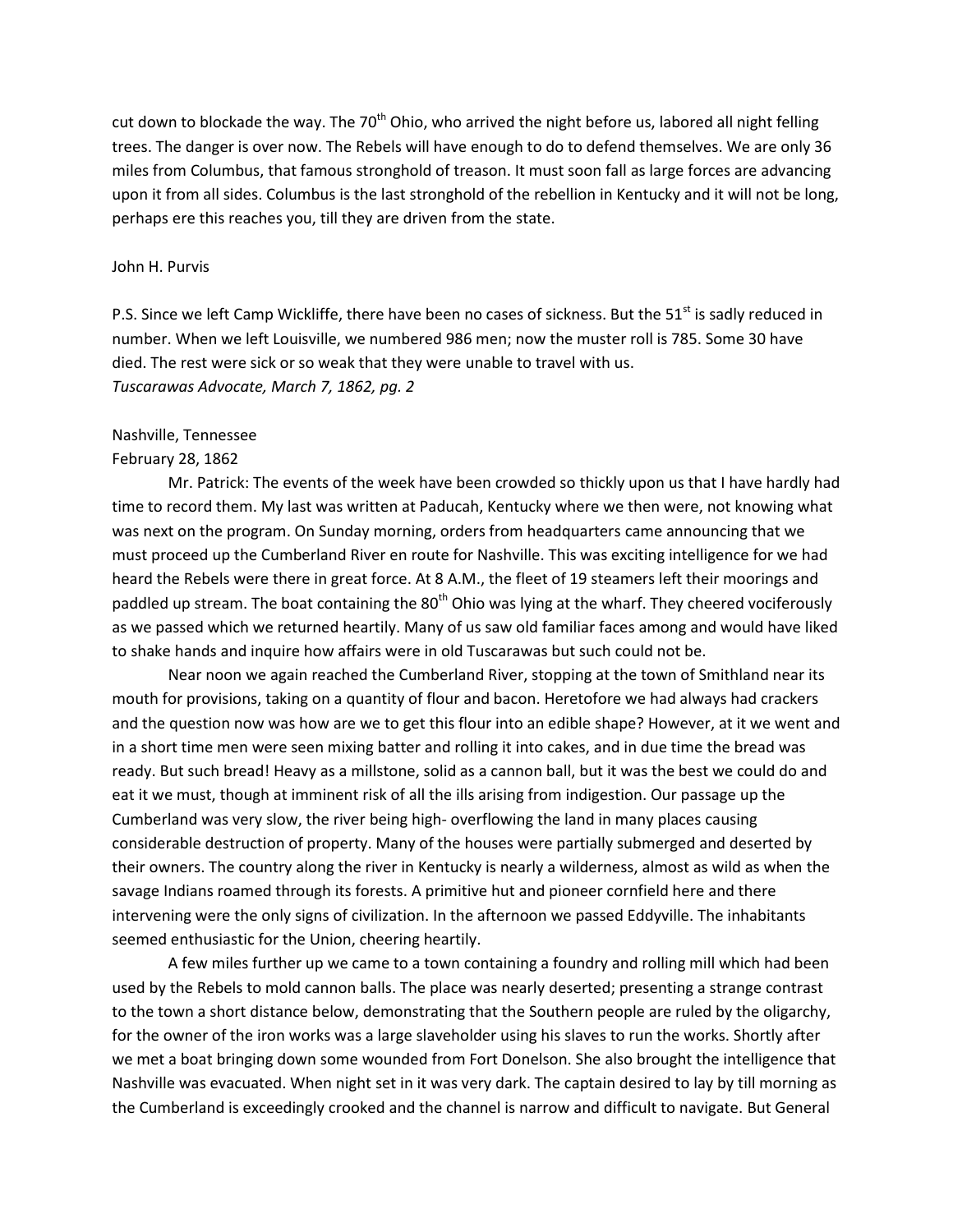cut down to blockade the way. The 70th Ohio, who arrived the night before us, labored all night felling trees. The danger is over now. The Rebels will have enough to do to defend themselves. We are only 36 miles from Columbus, that famous stronghold of treason. It must soon fall as large forces are advancing upon it from all sides. Columbus is the last stronghold of the rebellion in Kentucky and it will not be long, perhaps ere this reaches you, till they are driven from the state.

John H. Purvis

P.S. Since we left Camp Wickliffe, there have been no cases of sickness. But the 51st is sadly reduced in number. When we left Louisville, we numbered 986 men; now the muster roll is 785. Some 30 have died. The rest were sick or so weak that they were unable to travel with us.
*Tuscarawas Advocate, March 7, 1862, pg. 2*

Nashville, Tennessee
February 28, 1862

Mr. Patrick: The events of the week have been crowded so thickly upon us that I have hardly had time to record them. My last was written at Paducah, Kentucky where we then were, not knowing what was next on the program. On Sunday morning, orders from headquarters came announcing that we must proceed up the Cumberland River en route for Nashville. This was exciting intelligence for we had heard the Rebels were there in great force. At 8 A.M., the fleet of 19 steamers left their moorings and paddled up stream. The boat containing the 80th Ohio was lying at the wharf. They cheered vociferously as we passed which we returned heartily. Many of us saw old familiar faces among and would have liked to shake hands and inquire how affairs were in old Tuscarawas but such could not be.

Near noon we again reached the Cumberland River, stopping at the town of Smithland near its mouth for provisions, taking on a quantity of flour and bacon. Heretofore we had always had crackers and the question now was how are we to get this flour into an edible shape? However, at it we went and in a short time men were seen mixing batter and rolling it into cakes, and in due time the bread was ready. But such bread! Heavy as a millstone, solid as a cannon ball, but it was the best we could do and eat it we must, though at imminent risk of all the ills arising from indigestion. Our passage up the Cumberland was very slow, the river being high- overflowing the land in many places causing considerable destruction of property. Many of the houses were partially submerged and deserted by their owners. The country along the river in Kentucky is nearly a wilderness, almost as wild as when the savage Indians roamed through its forests. A primitive hut and pioneer cornfield here and there intervening were the only signs of civilization. In the afternoon we passed Eddyville. The inhabitants seemed enthusiastic for the Union, cheering heartily.

A few miles further up we came to a town containing a foundry and rolling mill which had been used by the Rebels to mold cannon balls. The place was nearly deserted; presenting a strange contrast to the town a short distance below, demonstrating that the Southern people are ruled by the oligarchy, for the owner of the iron works was a large slaveholder using his slaves to run the works. Shortly after we met a boat bringing down some wounded from Fort Donelson. She also brought the intelligence that Nashville was evacuated. When night set in it was very dark. The captain desired to lay by till morning as the Cumberland is exceedingly crooked and the channel is narrow and difficult to navigate. But General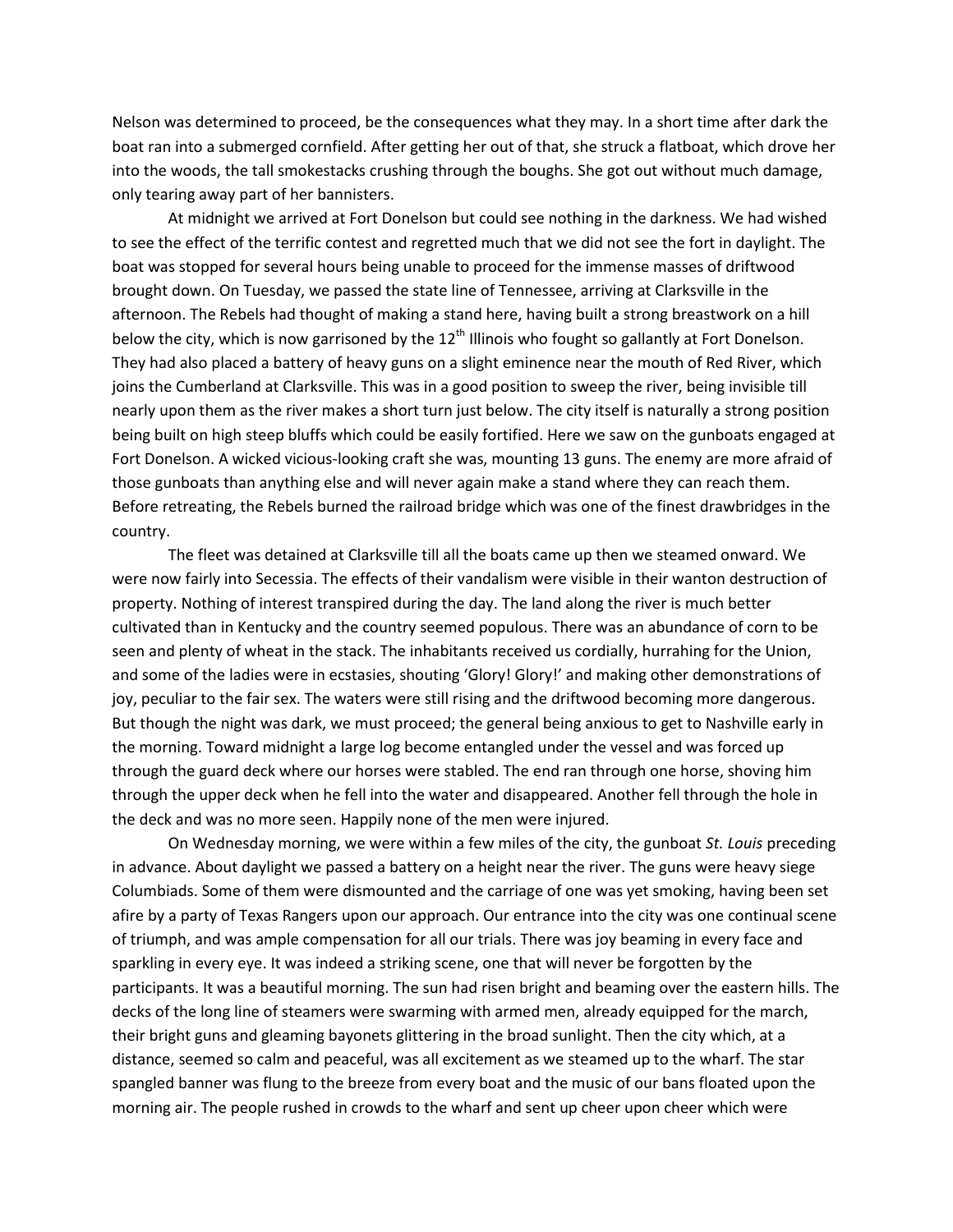Nelson was determined to proceed, be the consequences what they may. In a short time after dark the boat ran into a submerged cornfield. After getting her out of that, she struck a flatboat, which drove her into the woods, the tall smokestacks crushing through the boughs. She got out without much damage, only tearing away part of her bannisters.

At midnight we arrived at Fort Donelson but could see nothing in the darkness. We had wished to see the effect of the terrific contest and regretted much that we did not see the fort in daylight. The boat was stopped for several hours being unable to proceed for the immense masses of driftwood brought down. On Tuesday, we passed the state line of Tennessee, arriving at Clarksville in the afternoon. The Rebels had thought of making a stand here, having built a strong breastwork on a hill below the city, which is now garrisoned by the 12th Illinois who fought so gallantly at Fort Donelson. They had also placed a battery of heavy guns on a slight eminence near the mouth of Red River, which joins the Cumberland at Clarksville. This was in a good position to sweep the river, being invisible till nearly upon them as the river makes a short turn just below. The city itself is naturally a strong position being built on high steep bluffs which could be easily fortified. Here we saw on the gunboats engaged at Fort Donelson. A wicked vicious-looking craft she was, mounting 13 guns. The enemy are more afraid of those gunboats than anything else and will never again make a stand where they can reach them. Before retreating, the Rebels burned the railroad bridge which was one of the finest drawbridges in the country.

The fleet was detained at Clarksville till all the boats came up then we steamed onward. We were now fairly into Secessia. The effects of their vandalism were visible in their wanton destruction of property. Nothing of interest transpired during the day. The land along the river is much better cultivated than in Kentucky and the country seemed populous. There was an abundance of corn to be seen and plenty of wheat in the stack. The inhabitants received us cordially, hurrahing for the Union, and some of the ladies were in ecstasies, shouting 'Glory! Glory!' and making other demonstrations of joy, peculiar to the fair sex. The waters were still rising and the driftwood becoming more dangerous. But though the night was dark, we must proceed; the general being anxious to get to Nashville early in the morning. Toward midnight a large log become entangled under the vessel and was forced up through the guard deck where our horses were stabled. The end ran through one horse, shoving him through the upper deck when he fell into the water and disappeared. Another fell through the hole in the deck and was no more seen. Happily none of the men were injured.

On Wednesday morning, we were within a few miles of the city, the gunboat *St. Louis* preceding in advance. About daylight we passed a battery on a height near the river. The guns were heavy siege Columbiads. Some of them were dismounted and the carriage of one was yet smoking, having been set afire by a party of Texas Rangers upon our approach. Our entrance into the city was one continual scene of triumph, and was ample compensation for all our trials. There was joy beaming in every face and sparkling in every eye. It was indeed a striking scene, one that will never be forgotten by the participants. It was a beautiful morning. The sun had risen bright and beaming over the eastern hills. The decks of the long line of steamers were swarming with armed men, already equipped for the march, their bright guns and gleaming bayonets glittering in the broad sunlight. Then the city which, at a distance, seemed so calm and peaceful, was all excitement as we steamed up to the wharf. The star spangled banner was flung to the breeze from every boat and the music of our bans floated upon the morning air. The people rushed in crowds to the wharf and sent up cheer upon cheer which were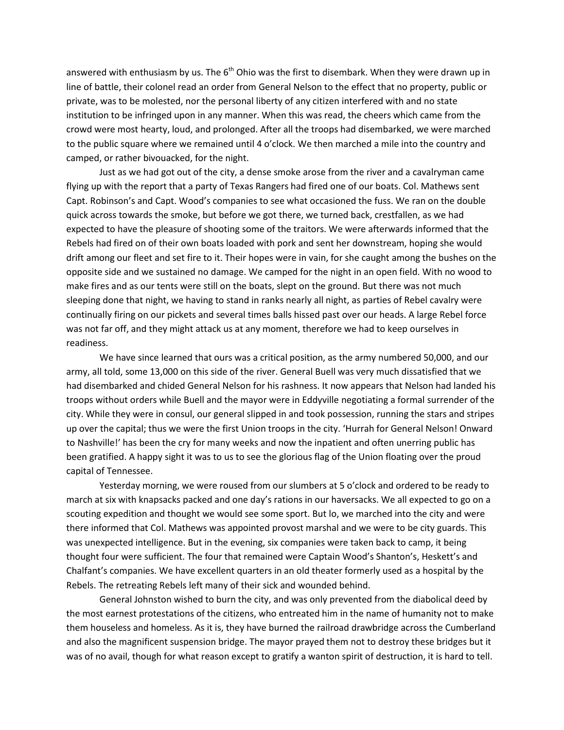answered with enthusiasm by us. The 6th Ohio was the first to disembark. When they were drawn up in line of battle, their colonel read an order from General Nelson to the effect that no property, public or private, was to be molested, nor the personal liberty of any citizen interfered with and no state institution to be infringed upon in any manner. When this was read, the cheers which came from the crowd were most hearty, loud, and prolonged. After all the troops had disembarked, we were marched to the public square where we remained until 4 o'clock. We then marched a mile into the country and camped, or rather bivouacked, for the night.

Just as we had got out of the city, a dense smoke arose from the river and a cavalryman came flying up with the report that a party of Texas Rangers had fired one of our boats. Col. Mathews sent Capt. Robinson's and Capt. Wood's companies to see what occasioned the fuss. We ran on the double quick across towards the smoke, but before we got there, we turned back, crestfallen, as we had expected to have the pleasure of shooting some of the traitors. We were afterwards informed that the Rebels had fired on of their own boats loaded with pork and sent her downstream, hoping she would drift among our fleet and set fire to it. Their hopes were in vain, for she caught among the bushes on the opposite side and we sustained no damage. We camped for the night in an open field. With no wood to make fires and as our tents were still on the boats, slept on the ground. But there was not much sleeping done that night, we having to stand in ranks nearly all night, as parties of Rebel cavalry were continually firing on our pickets and several times balls hissed past over our heads. A large Rebel force was not far off, and they might attack us at any moment, therefore we had to keep ourselves in readiness.

We have since learned that ours was a critical position, as the army numbered 50,000, and our army, all told, some 13,000 on this side of the river. General Buell was very much dissatisfied that we had disembarked and chided General Nelson for his rashness. It now appears that Nelson had landed his troops without orders while Buell and the mayor were in Eddyville negotiating a formal surrender of the city. While they were in consul, our general slipped in and took possession, running the stars and stripes up over the capital; thus we were the first Union troops in the city. 'Hurrah for General Nelson! Onward to Nashville!' has been the cry for many weeks and now the inpatient and often unerring public has been gratified. A happy sight it was to us to see the glorious flag of the Union floating over the proud capital of Tennessee.

Yesterday morning, we were roused from our slumbers at 5 o'clock and ordered to be ready to march at six with knapsacks packed and one day's rations in our haversacks. We all expected to go on a scouting expedition and thought we would see some sport. But lo, we marched into the city and were there informed that Col. Mathews was appointed provost marshal and we were to be city guards. This was unexpected intelligence. But in the evening, six companies were taken back to camp, it being thought four were sufficient. The four that remained were Captain Wood's Shanton's, Heskett's and Chalfant's companies. We have excellent quarters in an old theater formerly used as a hospital by the Rebels. The retreating Rebels left many of their sick and wounded behind.

General Johnston wished to burn the city, and was only prevented from the diabolical deed by the most earnest protestations of the citizens, who entreated him in the name of humanity not to make them houseless and homeless. As it is, they have burned the railroad drawbridge across the Cumberland and also the magnificent suspension bridge. The mayor prayed them not to destroy these bridges but it was of no avail, though for what reason except to gratify a wanton spirit of destruction, it is hard to tell.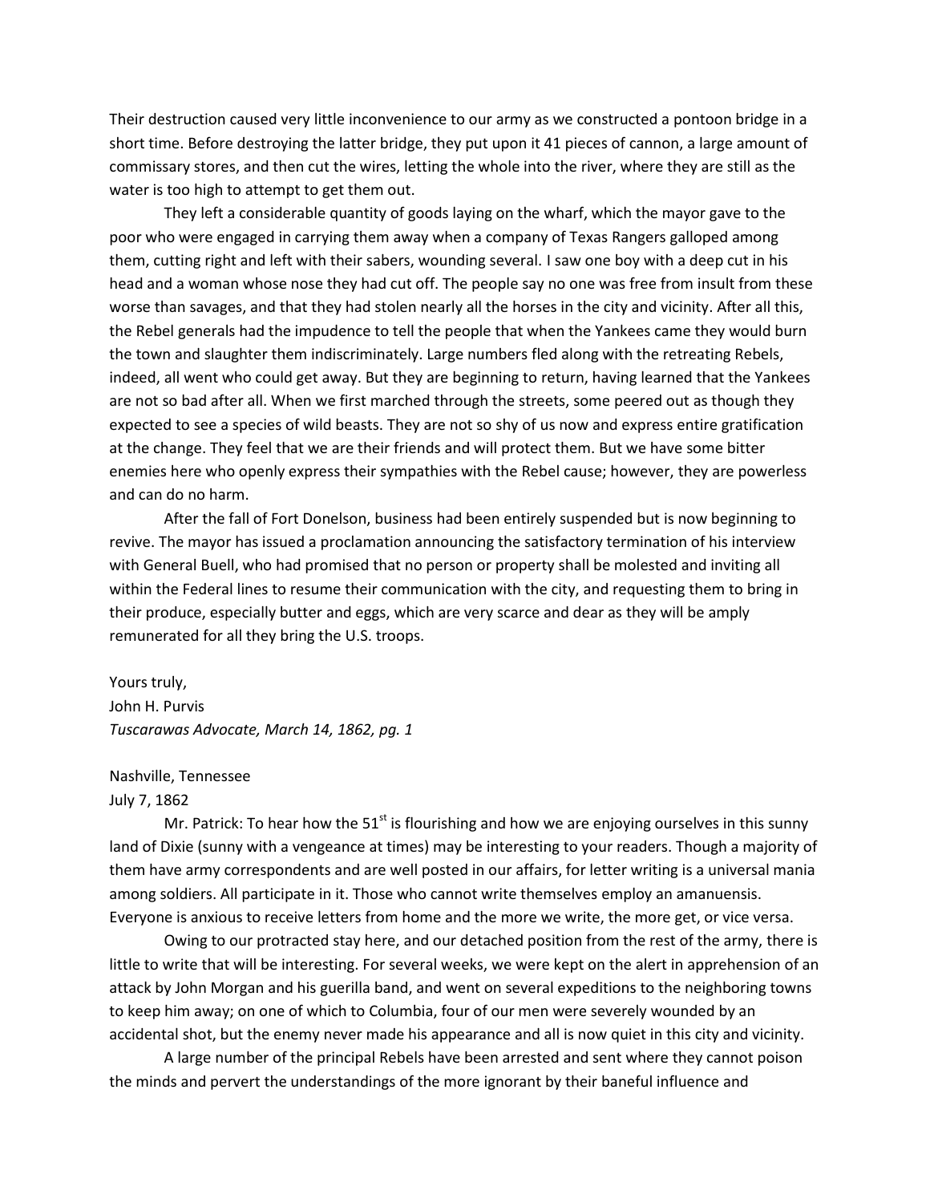Their destruction caused very little inconvenience to our army as we constructed a pontoon bridge in a short time. Before destroying the latter bridge, they put upon it 41 pieces of cannon, a large amount of commissary stores, and then cut the wires, letting the whole into the river, where they are still as the water is too high to attempt to get them out.

They left a considerable quantity of goods laying on the wharf, which the mayor gave to the poor who were engaged in carrying them away when a company of Texas Rangers galloped among them, cutting right and left with their sabers, wounding several. I saw one boy with a deep cut in his head and a woman whose nose they had cut off. The people say no one was free from insult from these worse than savages, and that they had stolen nearly all the horses in the city and vicinity. After all this, the Rebel generals had the impudence to tell the people that when the Yankees came they would burn the town and slaughter them indiscriminately. Large numbers fled along with the retreating Rebels, indeed, all went who could get away. But they are beginning to return, having learned that the Yankees are not so bad after all. When we first marched through the streets, some peered out as though they expected to see a species of wild beasts. They are not so shy of us now and express entire gratification at the change. They feel that we are their friends and will protect them. But we have some bitter enemies here who openly express their sympathies with the Rebel cause; however, they are powerless and can do no harm.

After the fall of Fort Donelson, business had been entirely suspended but is now beginning to revive. The mayor has issued a proclamation announcing the satisfactory termination of his interview with General Buell, who had promised that no person or property shall be molested and inviting all within the Federal lines to resume their communication with the city, and requesting them to bring in their produce, especially butter and eggs, which are very scarce and dear as they will be amply remunerated for all they bring the U.S. troops.

Yours truly,
John H. Purvis
*Tuscarawas Advocate, March 14, 1862, pg. 1*

Nashville, Tennessee
July 7, 1862

Mr. Patrick: To hear how the 51st is flourishing and how we are enjoying ourselves in this sunny land of Dixie (sunny with a vengeance at times) may be interesting to your readers. Though a majority of them have army correspondents and are well posted in our affairs, for letter writing is a universal mania among soldiers. All participate in it. Those who cannot write themselves employ an amanuensis. Everyone is anxious to receive letters from home and the more we write, the more get, or vice versa.

Owing to our protracted stay here, and our detached position from the rest of the army, there is little to write that will be interesting. For several weeks, we were kept on the alert in apprehension of an attack by John Morgan and his guerilla band, and went on several expeditions to the neighboring towns to keep him away; on one of which to Columbia, four of our men were severely wounded by an accidental shot, but the enemy never made his appearance and all is now quiet in this city and vicinity.

A large number of the principal Rebels have been arrested and sent where they cannot poison the minds and pervert the understandings of the more ignorant by their baneful influence and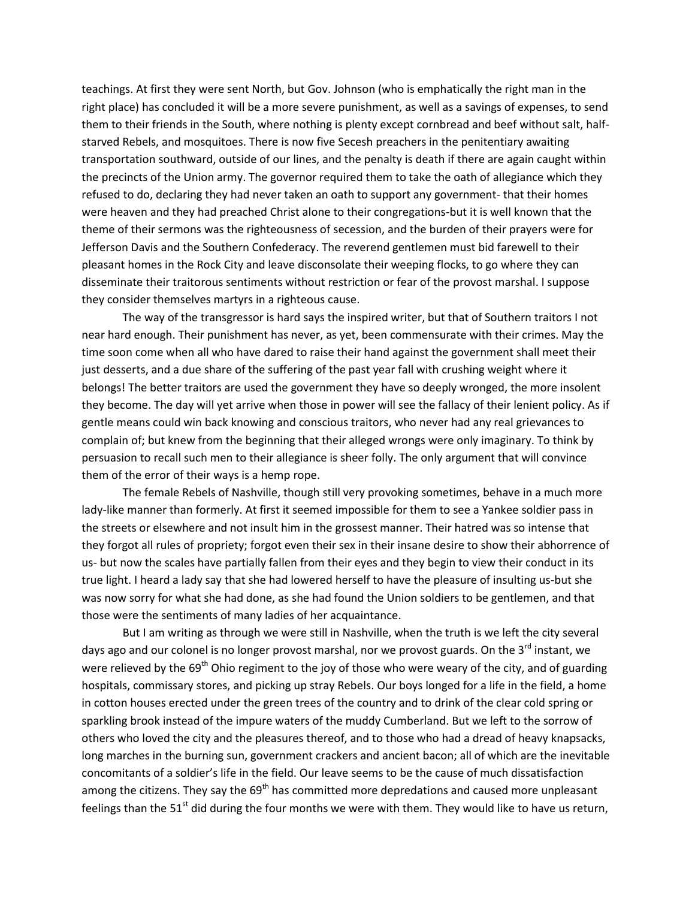teachings. At first they were sent North, but Gov. Johnson (who is emphatically the right man in the right place) has concluded it will be a more severe punishment, as well as a savings of expenses, to send them to their friends in the South, where nothing is plenty except cornbread and beef without salt, half-starved Rebels, and mosquitoes. There is now five Secesh preachers in the penitentiary awaiting transportation southward, outside of our lines, and the penalty is death if there are again caught within the precincts of the Union army. The governor required them to take the oath of allegiance which they refused to do, declaring they had never taken an oath to support any government- that their homes were heaven and they had preached Christ alone to their congregations-but it is well known that the theme of their sermons was the righteousness of secession, and the burden of their prayers were for Jefferson Davis and the Southern Confederacy. The reverend gentlemen must bid farewell to their pleasant homes in the Rock City and leave disconsolate their weeping flocks, to go where they can disseminate their traitorous sentiments without restriction or fear of the provost marshal. I suppose they consider themselves martyrs in a righteous cause.

The way of the transgressor is hard says the inspired writer, but that of Southern traitors I not near hard enough. Their punishment has never, as yet, been commensurate with their crimes. May the time soon come when all who have dared to raise their hand against the government shall meet their just desserts, and a due share of the suffering of the past year fall with crushing weight where it belongs! The better traitors are used the government they have so deeply wronged, the more insolent they become. The day will yet arrive when those in power will see the fallacy of their lenient policy. As if gentle means could win back knowing and conscious traitors, who never had any real grievances to complain of; but knew from the beginning that their alleged wrongs were only imaginary. To think by persuasion to recall such men to their allegiance is sheer folly. The only argument that will convince them of the error of their ways is a hemp rope.

The female Rebels of Nashville, though still very provoking sometimes, behave in a much more lady-like manner than formerly. At first it seemed impossible for them to see a Yankee soldier pass in the streets or elsewhere and not insult him in the grossest manner. Their hatred was so intense that they forgot all rules of propriety; forgot even their sex in their insane desire to show their abhorrence of us- but now the scales have partially fallen from their eyes and they begin to view their conduct in its true light. I heard a lady say that she had lowered herself to have the pleasure of insulting us-but she was now sorry for what she had done, as she had found the Union soldiers to be gentlemen, and that those were the sentiments of many ladies of her acquaintance.

But I am writing as through we were still in Nashville, when the truth is we left the city several days ago and our colonel is no longer provost marshal, nor we provost guards. On the 3rd instant, we were relieved by the 69th Ohio regiment to the joy of those who were weary of the city, and of guarding hospitals, commissary stores, and picking up stray Rebels. Our boys longed for a life in the field, a home in cotton houses erected under the green trees of the country and to drink of the clear cold spring or sparkling brook instead of the impure waters of the muddy Cumberland. But we left to the sorrow of others who loved the city and the pleasures thereof, and to those who had a dread of heavy knapsacks, long marches in the burning sun, government crackers and ancient bacon; all of which are the inevitable concomitants of a soldier's life in the field. Our leave seems to be the cause of much dissatisfaction among the citizens. They say the 69th has committed more depredations and caused more unpleasant feelings than the 51st did during the four months we were with them. They would like to have us return,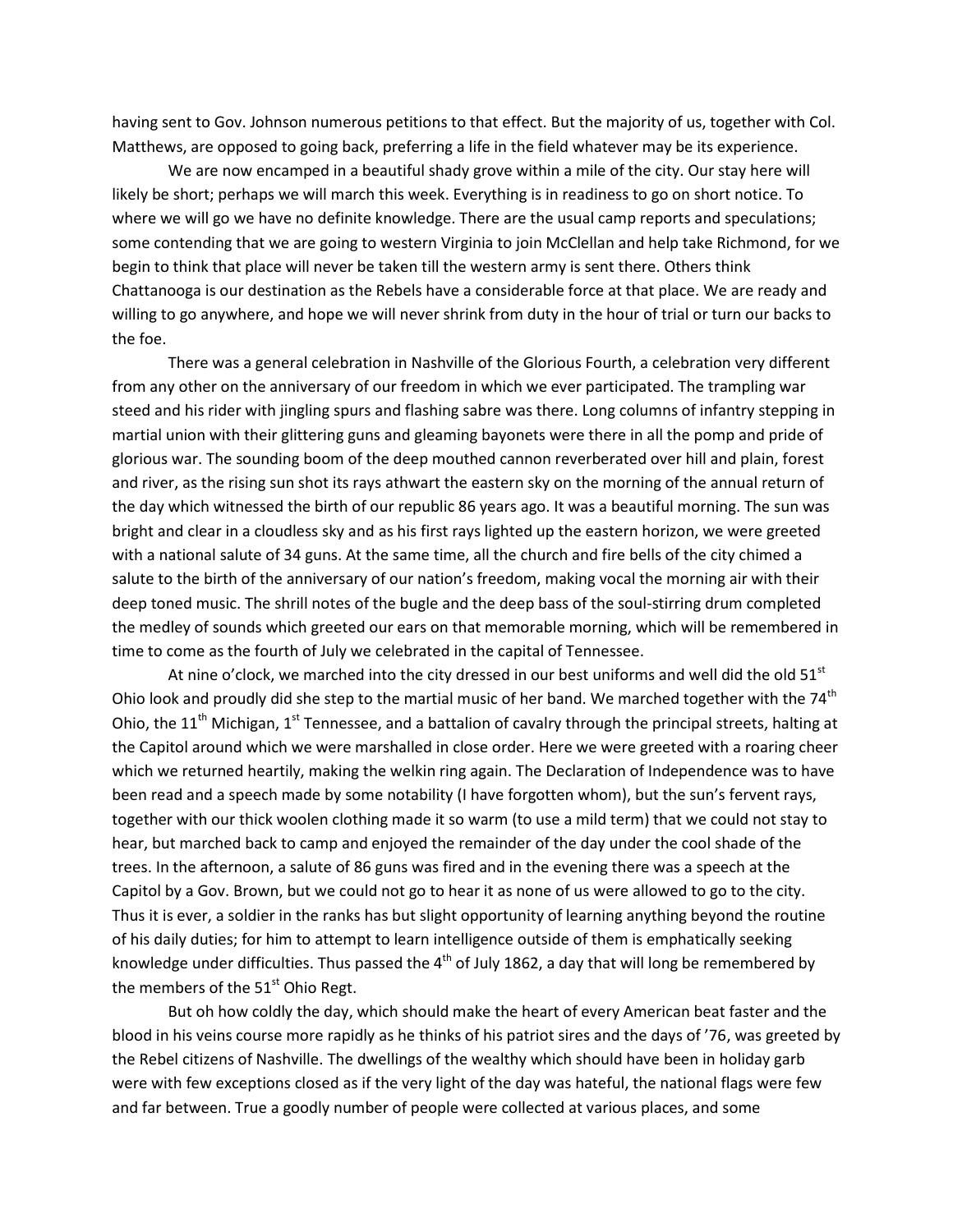having sent to Gov. Johnson numerous petitions to that effect. But the majority of us, together with Col. Matthews, are opposed to going back, preferring a life in the field whatever may be its experience.

We are now encamped in a beautiful shady grove within a mile of the city. Our stay here will likely be short; perhaps we will march this week. Everything is in readiness to go on short notice. To where we will go we have no definite knowledge. There are the usual camp reports and speculations; some contending that we are going to western Virginia to join McClellan and help take Richmond, for we begin to think that place will never be taken till the western army is sent there. Others think Chattanooga is our destination as the Rebels have a considerable force at that place. We are ready and willing to go anywhere, and hope we will never shrink from duty in the hour of trial or turn our backs to the foe.

There was a general celebration in Nashville of the Glorious Fourth, a celebration very different from any other on the anniversary of our freedom in which we ever participated. The trampling war steed and his rider with jingling spurs and flashing sabre was there. Long columns of infantry stepping in martial union with their glittering guns and gleaming bayonets were there in all the pomp and pride of glorious war. The sounding boom of the deep mouthed cannon reverberated over hill and plain, forest and river, as the rising sun shot its rays athwart the eastern sky on the morning of the annual return of the day which witnessed the birth of our republic 86 years ago. It was a beautiful morning. The sun was bright and clear in a cloudless sky and as his first rays lighted up the eastern horizon, we were greeted with a national salute of 34 guns. At the same time, all the church and fire bells of the city chimed a salute to the birth of the anniversary of our nation's freedom, making vocal the morning air with their deep toned music. The shrill notes of the bugle and the deep bass of the soul-stirring drum completed the medley of sounds which greeted our ears on that memorable morning, which will be remembered in time to come as the fourth of July we celebrated in the capital of Tennessee.

At nine o'clock, we marched into the city dressed in our best uniforms and well did the old 51st Ohio look and proudly did she step to the martial music of her band. We marched together with the 74th Ohio, the 11th Michigan, 1st Tennessee, and a battalion of cavalry through the principal streets, halting at the Capitol around which we were marshalled in close order. Here we were greeted with a roaring cheer which we returned heartily, making the welkin ring again. The Declaration of Independence was to have been read and a speech made by some notability (I have forgotten whom), but the sun's fervent rays, together with our thick woolen clothing made it so warm (to use a mild term) that we could not stay to hear, but marched back to camp and enjoyed the remainder of the day under the cool shade of the trees. In the afternoon, a salute of 86 guns was fired and in the evening there was a speech at the Capitol by a Gov. Brown, but we could not go to hear it as none of us were allowed to go to the city. Thus it is ever, a soldier in the ranks has but slight opportunity of learning anything beyond the routine of his daily duties; for him to attempt to learn intelligence outside of them is emphatically seeking knowledge under difficulties. Thus passed the 4th of July 1862, a day that will long be remembered by the members of the 51st Ohio Regt.

But oh how coldly the day, which should make the heart of every American beat faster and the blood in his veins course more rapidly as he thinks of his patriot sires and the days of '76, was greeted by the Rebel citizens of Nashville. The dwellings of the wealthy which should have been in holiday garb were with few exceptions closed as if the very light of the day was hateful, the national flags were few and far between. True a goodly number of people were collected at various places, and some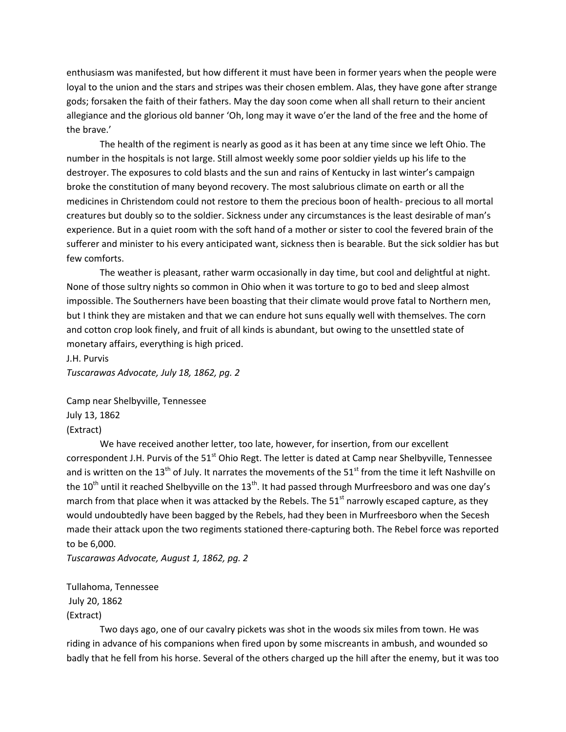enthusiasm was manifested, but how different it must have been in former years when the people were loyal to the union and the stars and stripes was their chosen emblem. Alas, they have gone after strange gods; forsaken the faith of their fathers. May the day soon come when all shall return to their ancient allegiance and the glorious old banner 'Oh, long may it wave o'er the land of the free and the home of the brave.'

The health of the regiment is nearly as good as it has been at any time since we left Ohio. The number in the hospitals is not large. Still almost weekly some poor soldier yields up his life to the destroyer. The exposures to cold blasts and the sun and rains of Kentucky in last winter's campaign broke the constitution of many beyond recovery. The most salubrious climate on earth or all the medicines in Christendom could not restore to them the precious boon of health- precious to all mortal creatures but doubly so to the soldier. Sickness under any circumstances is the least desirable of man's experience. But in a quiet room with the soft hand of a mother or sister to cool the fevered brain of the sufferer and minister to his every anticipated want, sickness then is bearable. But the sick soldier has but few comforts.

The weather is pleasant, rather warm occasionally in day time, but cool and delightful at night. None of those sultry nights so common in Ohio when it was torture to go to bed and sleep almost impossible. The Southerners have been boasting that their climate would prove fatal to Northern men, but I think they are mistaken and that we can endure hot suns equally well with themselves. The corn and cotton crop look finely, and fruit of all kinds is abundant, but owing to the unsettled state of monetary affairs, everything is high priced.

J.H. Purvis

*Tuscarawas Advocate, July 18, 1862, pg. 2*

Camp near Shelbyville, Tennessee

July 13, 1862

(Extract)

We have received another letter, too late, however, for insertion, from our excellent correspondent J.H. Purvis of the 51st Ohio Regt. The letter is dated at Camp near Shelbyville, Tennessee and is written on the 13th of July. It narrates the movements of the 51st from the time it left Nashville on the 10th until it reached Shelbyville on the 13th. It had passed through Murfreesboro and was one day's march from that place when it was attacked by the Rebels. The 51st narrowly escaped capture, as they would undoubtedly have been bagged by the Rebels, had they been in Murfreesboro when the Secesh made their attack upon the two regiments stationed there-capturing both. The Rebel force was reported to be 6,000.

*Tuscarawas Advocate, August 1, 1862, pg. 2*

Tullahoma, Tennessee

July 20, 1862

(Extract)

Two days ago, one of our cavalry pickets was shot in the woods six miles from town. He was riding in advance of his companions when fired upon by some miscreants in ambush, and wounded so badly that he fell from his horse. Several of the others charged up the hill after the enemy, but it was too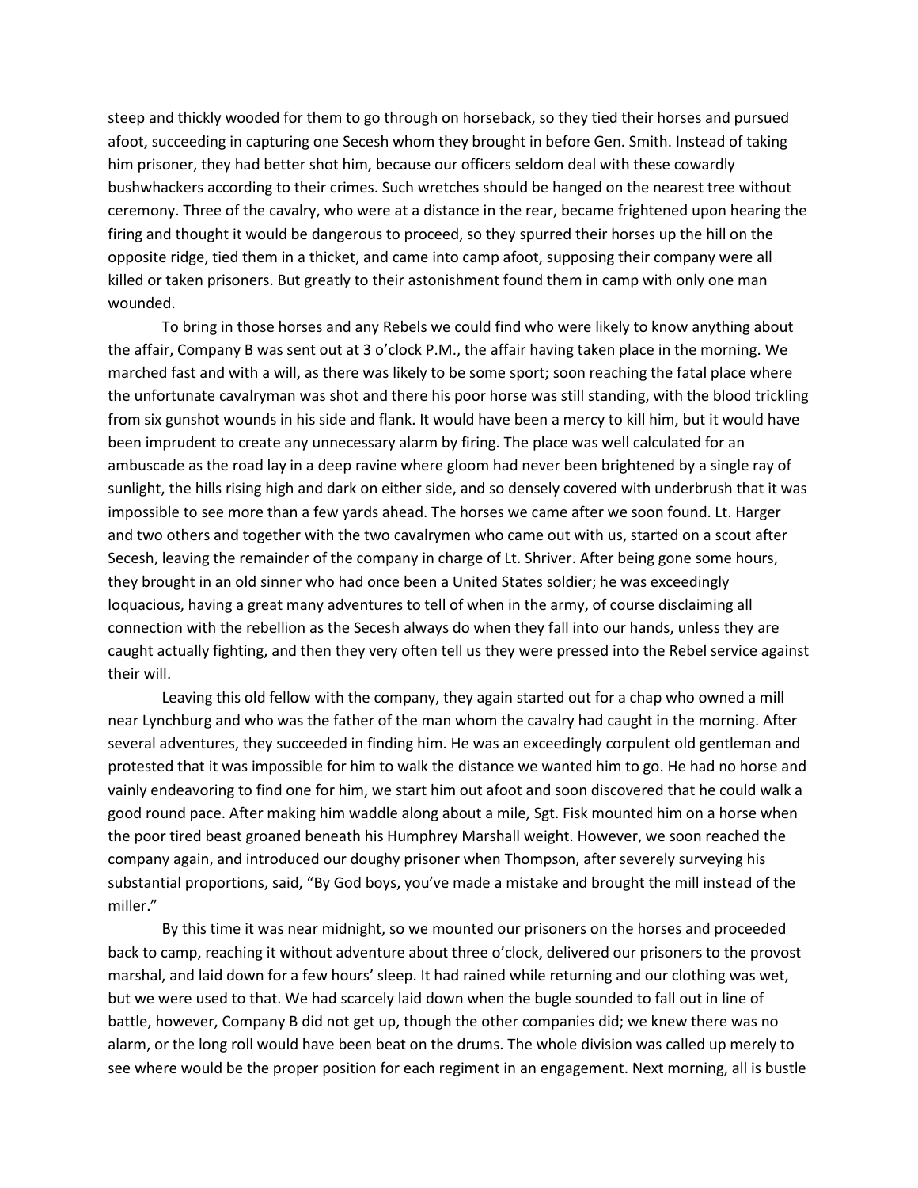steep and thickly wooded for them to go through on horseback, so they tied their horses and pursued afoot, succeeding in capturing one Secesh whom they brought in before Gen. Smith. Instead of taking him prisoner, they had better shot him, because our officers seldom deal with these cowardly bushwhackers according to their crimes. Such wretches should be hanged on the nearest tree without ceremony. Three of the cavalry, who were at a distance in the rear, became frightened upon hearing the firing and thought it would be dangerous to proceed, so they spurred their horses up the hill on the opposite ridge, tied them in a thicket, and came into camp afoot, supposing their company were all killed or taken prisoners. But greatly to their astonishment found them in camp with only one man wounded.

To bring in those horses and any Rebels we could find who were likely to know anything about the affair, Company B was sent out at 3 o'clock P.M., the affair having taken place in the morning. We marched fast and with a will, as there was likely to be some sport; soon reaching the fatal place where the unfortunate cavalryman was shot and there his poor horse was still standing, with the blood trickling from six gunshot wounds in his side and flank. It would have been a mercy to kill him, but it would have been imprudent to create any unnecessary alarm by firing. The place was well calculated for an ambuscade as the road lay in a deep ravine where gloom had never been brightened by a single ray of sunlight, the hills rising high and dark on either side, and so densely covered with underbrush that it was impossible to see more than a few yards ahead. The horses we came after we soon found. Lt. Harger and two others and together with the two cavalrymen who came out with us, started on a scout after Secesh, leaving the remainder of the company in charge of Lt. Shriver. After being gone some hours, they brought in an old sinner who had once been a United States soldier; he was exceedingly loquacious, having a great many adventures to tell of when in the army, of course disclaiming all connection with the rebellion as the Secesh always do when they fall into our hands, unless they are caught actually fighting, and then they very often tell us they were pressed into the Rebel service against their will.

Leaving this old fellow with the company, they again started out for a chap who owned a mill near Lynchburg and who was the father of the man whom the cavalry had caught in the morning. After several adventures, they succeeded in finding him. He was an exceedingly corpulent old gentleman and protested that it was impossible for him to walk the distance we wanted him to go. He had no horse and vainly endeavoring to find one for him, we start him out afoot and soon discovered that he could walk a good round pace. After making him waddle along about a mile, Sgt. Fisk mounted him on a horse when the poor tired beast groaned beneath his Humphrey Marshall weight. However, we soon reached the company again, and introduced our doughy prisoner when Thompson, after severely surveying his substantial proportions, said, "By God boys, you've made a mistake and brought the mill instead of the miller."

By this time it was near midnight, so we mounted our prisoners on the horses and proceeded back to camp, reaching it without adventure about three o'clock, delivered our prisoners to the provost marshal, and laid down for a few hours' sleep. It had rained while returning and our clothing was wet, but we were used to that. We had scarcely laid down when the bugle sounded to fall out in line of battle, however, Company B did not get up, though the other companies did; we knew there was no alarm, or the long roll would have been beat on the drums. The whole division was called up merely to see where would be the proper position for each regiment in an engagement. Next morning, all is bustle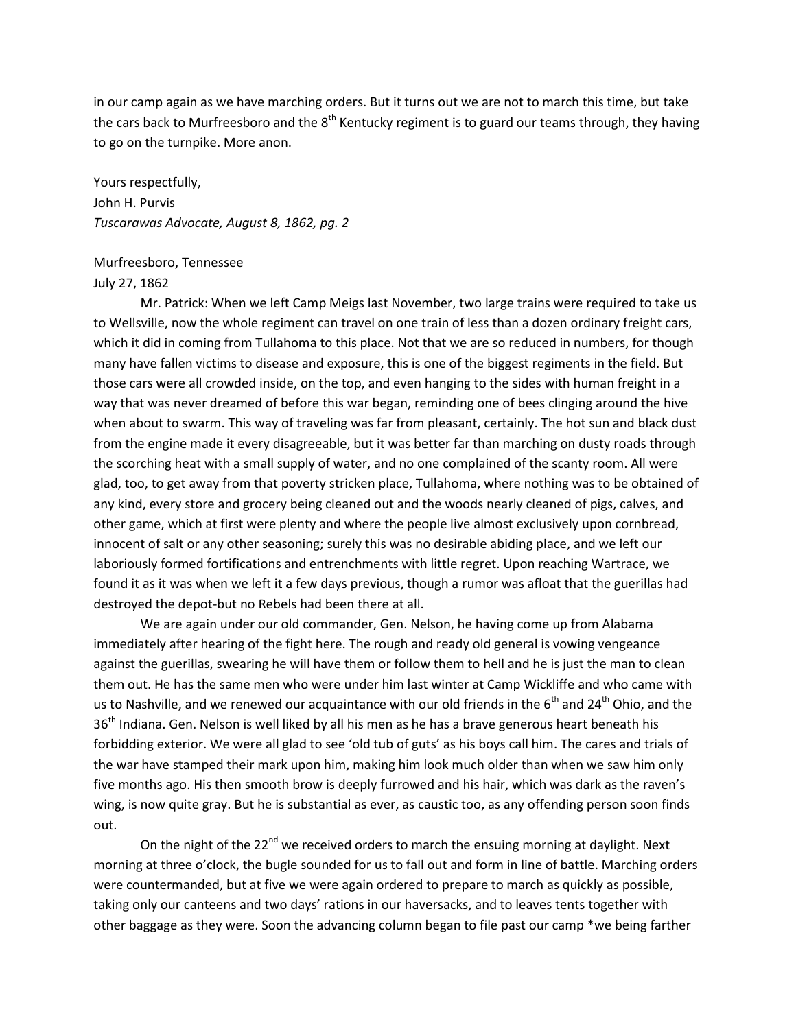in our camp again as we have marching orders. But it turns out we are not to march this time, but take the cars back to Murfreesboro and the 8th Kentucky regiment is to guard our teams through, they having to go on the turnpike. More anon.

Yours respectfully,
John H. Purvis
*Tuscarawas Advocate, August 8, 1862, pg. 2*

Murfreesboro, Tennessee
July 27, 1862

Mr. Patrick: When we left Camp Meigs last November, two large trains were required to take us to Wellsville, now the whole regiment can travel on one train of less than a dozen ordinary freight cars, which it did in coming from Tullahoma to this place. Not that we are so reduced in numbers, for though many have fallen victims to disease and exposure, this is one of the biggest regiments in the field. But those cars were all crowded inside, on the top, and even hanging to the sides with human freight in a way that was never dreamed of before this war began, reminding one of bees clinging around the hive when about to swarm. This way of traveling was far from pleasant, certainly. The hot sun and black dust from the engine made it every disagreeable, but it was better far than marching on dusty roads through the scorching heat with a small supply of water, and no one complained of the scanty room. All were glad, too, to get away from that poverty stricken place, Tullahoma, where nothing was to be obtained of any kind, every store and grocery being cleaned out and the woods nearly cleaned of pigs, calves, and other game, which at first were plenty and where the people live almost exclusively upon cornbread, innocent of salt or any other seasoning; surely this was no desirable abiding place, and we left our laboriously formed fortifications and entrenchments with little regret. Upon reaching Wartrace, we found it as it was when we left it a few days previous, though a rumor was afloat that the guerillas had destroyed the depot-but no Rebels had been there at all.

We are again under our old commander, Gen. Nelson, he having come up from Alabama immediately after hearing of the fight here. The rough and ready old general is vowing vengeance against the guerillas, swearing he will have them or follow them to hell and he is just the man to clean them out. He has the same men who were under him last winter at Camp Wickliffe and who came with us to Nashville, and we renewed our acquaintance with our old friends in the 6th and 24th Ohio, and the 36th Indiana. Gen. Nelson is well liked by all his men as he has a brave generous heart beneath his forbidding exterior. We were all glad to see 'old tub of guts' as his boys call him. The cares and trials of the war have stamped their mark upon him, making him look much older than when we saw him only five months ago. His then smooth brow is deeply furrowed and his hair, which was dark as the raven's wing, is now quite gray. But he is substantial as ever, as caustic too, as any offending person soon finds out.

On the night of the 22nd we received orders to march the ensuing morning at daylight. Next morning at three o'clock, the bugle sounded for us to fall out and form in line of battle. Marching orders were countermanded, but at five we were again ordered to prepare to march as quickly as possible, taking only our canteens and two days' rations in our haversacks, and to leaves tents together with other baggage as they were. Soon the advancing column began to file past our camp *we being farther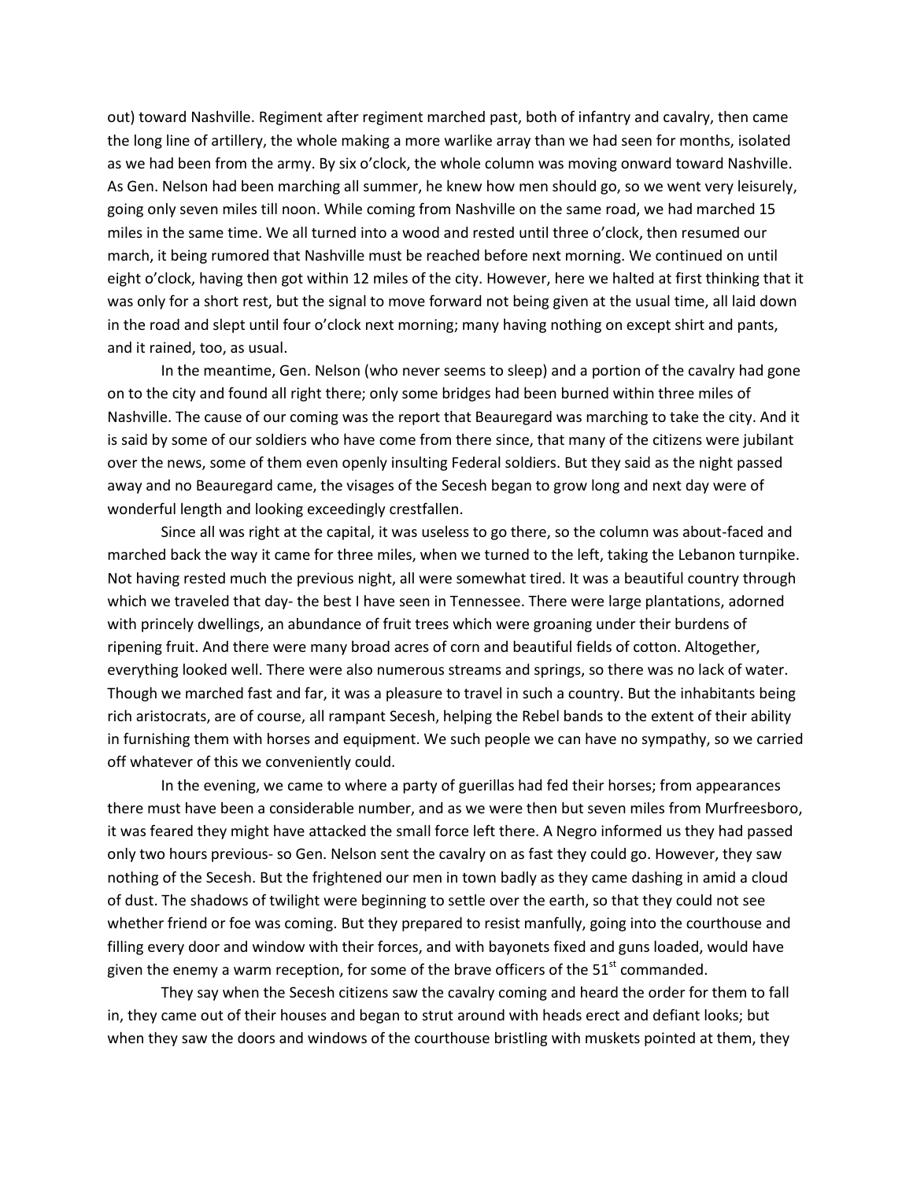out) toward Nashville. Regiment after regiment marched past, both of infantry and cavalry, then came the long line of artillery, the whole making a more warlike array than we had seen for months, isolated as we had been from the army. By six o'clock, the whole column was moving onward toward Nashville. As Gen. Nelson had been marching all summer, he knew how men should go, so we went very leisurely, going only seven miles till noon. While coming from Nashville on the same road, we had marched 15 miles in the same time. We all turned into a wood and rested until three o'clock, then resumed our march, it being rumored that Nashville must be reached before next morning. We continued on until eight o'clock, having then got within 12 miles of the city. However, here we halted at first thinking that it was only for a short rest, but the signal to move forward not being given at the usual time, all laid down in the road and slept until four o'clock next morning; many having nothing on except shirt and pants, and it rained, too, as usual.

In the meantime, Gen. Nelson (who never seems to sleep) and a portion of the cavalry had gone on to the city and found all right there; only some bridges had been burned within three miles of Nashville. The cause of our coming was the report that Beauregard was marching to take the city. And it is said by some of our soldiers who have come from there since, that many of the citizens were jubilant over the news, some of them even openly insulting Federal soldiers. But they said as the night passed away and no Beauregard came, the visages of the Secesh began to grow long and next day were of wonderful length and looking exceedingly crestfallen.

Since all was right at the capital, it was useless to go there, so the column was about-faced and marched back the way it came for three miles, when we turned to the left, taking the Lebanon turnpike. Not having rested much the previous night, all were somewhat tired. It was a beautiful country through which we traveled that day- the best I have seen in Tennessee. There were large plantations, adorned with princely dwellings, an abundance of fruit trees which were groaning under their burdens of ripening fruit. And there were many broad acres of corn and beautiful fields of cotton. Altogether, everything looked well. There were also numerous streams and springs, so there was no lack of water. Though we marched fast and far, it was a pleasure to travel in such a country. But the inhabitants being rich aristocrats, are of course, all rampant Secesh, helping the Rebel bands to the extent of their ability in furnishing them with horses and equipment. We such people we can have no sympathy, so we carried off whatever of this we conveniently could.

In the evening, we came to where a party of guerillas had fed their horses; from appearances there must have been a considerable number, and as we were then but seven miles from Murfreesboro, it was feared they might have attacked the small force left there. A Negro informed us they had passed only two hours previous- so Gen. Nelson sent the cavalry on as fast they could go. However, they saw nothing of the Secesh. But the frightened our men in town badly as they came dashing in amid a cloud of dust. The shadows of twilight were beginning to settle over the earth, so that they could not see whether friend or foe was coming. But they prepared to resist manfully, going into the courthouse and filling every door and window with their forces, and with bayonets fixed and guns loaded, would have given the enemy a warm reception, for some of the brave officers of the 51st commanded.

They say when the Secesh citizens saw the cavalry coming and heard the order for them to fall in, they came out of their houses and began to strut around with heads erect and defiant looks; but when they saw the doors and windows of the courthouse bristling with muskets pointed at them, they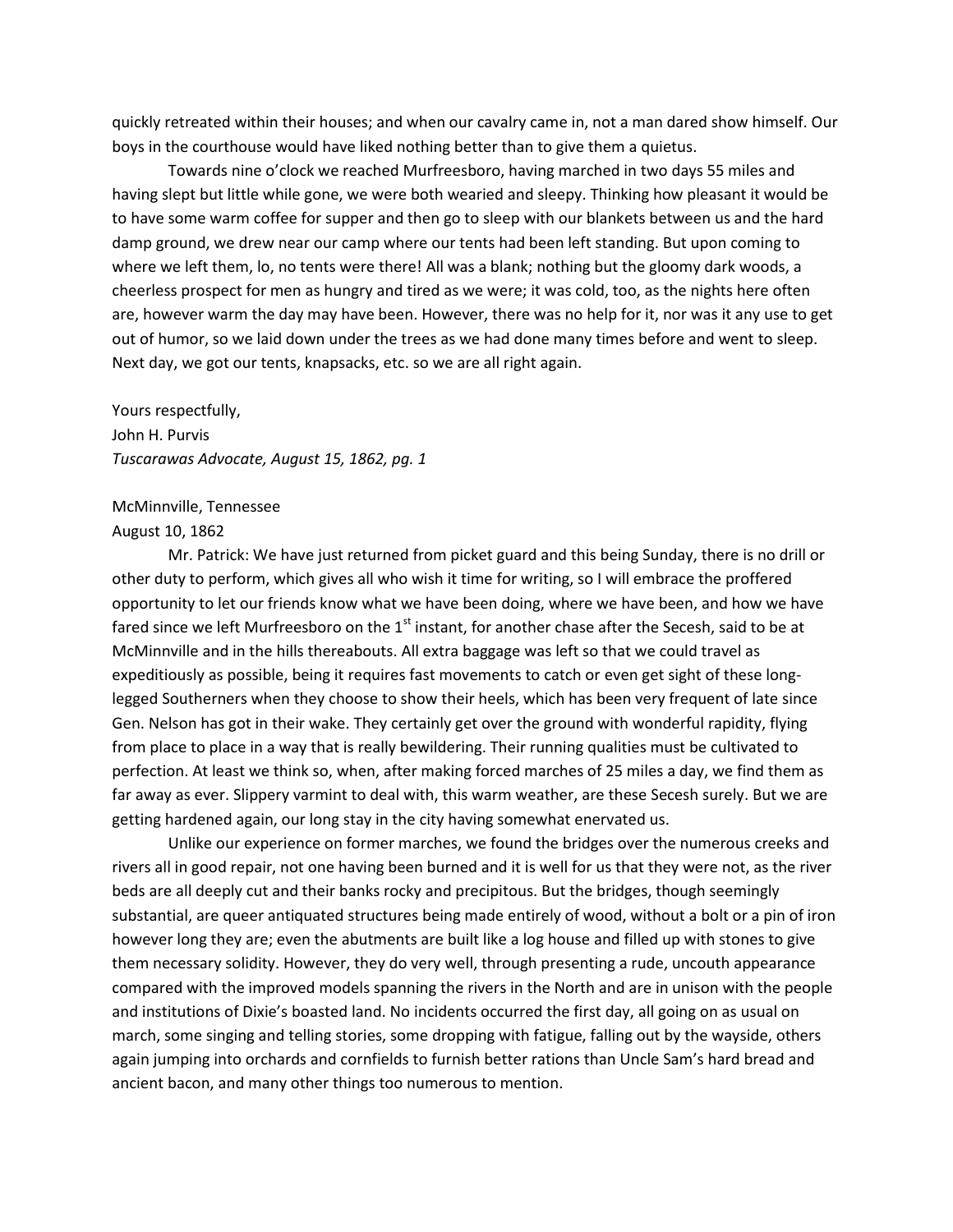quickly retreated within their houses; and when our cavalry came in, not a man dared show himself. Our boys in the courthouse would have liked nothing better than to give them a quietus.

Towards nine o'clock we reached Murfreesboro, having marched in two days 55 miles and having slept but little while gone, we were both wearied and sleepy. Thinking how pleasant it would be to have some warm coffee for supper and then go to sleep with our blankets between us and the hard damp ground, we drew near our camp where our tents had been left standing. But upon coming to where we left them, lo, no tents were there! All was a blank; nothing but the gloomy dark woods, a cheerless prospect for men as hungry and tired as we were; it was cold, too, as the nights here often are, however warm the day may have been. However, there was no help for it, nor was it any use to get out of humor, so we laid down under the trees as we had done many times before and went to sleep. Next day, we got our tents, knapsacks, etc. so we are all right again.

Yours respectfully,
John H. Purvis
*Tuscarawas Advocate, August 15, 1862, pg. 1*

McMinnville, Tennessee
August 10, 1862

Mr. Patrick: We have just returned from picket guard and this being Sunday, there is no drill or other duty to perform, which gives all who wish it time for writing, so I will embrace the proffered opportunity to let our friends know what we have been doing, where we have been, and how we have fared since we left Murfreesboro on the 1st instant, for another chase after the Secesh, said to be at McMinnville and in the hills thereabouts. All extra baggage was left so that we could travel as expeditiously as possible, being it requires fast movements to catch or even get sight of these long-legged Southerners when they choose to show their heels, which has been very frequent of late since Gen. Nelson has got in their wake. They certainly get over the ground with wonderful rapidity, flying from place to place in a way that is really bewildering. Their running qualities must be cultivated to perfection. At least we think so, when, after making forced marches of 25 miles a day, we find them as far away as ever. Slippery varmint to deal with, this warm weather, are these Secesh surely. But we are getting hardened again, our long stay in the city having somewhat enervated us.

Unlike our experience on former marches, we found the bridges over the numerous creeks and rivers all in good repair, not one having been burned and it is well for us that they were not, as the river beds are all deeply cut and their banks rocky and precipitous. But the bridges, though seemingly substantial, are queer antiquated structures being made entirely of wood, without a bolt or a pin of iron however long they are; even the abutments are built like a log house and filled up with stones to give them necessary solidity. However, they do very well, through presenting a rude, uncouth appearance compared with the improved models spanning the rivers in the North and are in unison with the people and institutions of Dixie's boasted land. No incidents occurred the first day, all going on as usual on march, some singing and telling stories, some dropping with fatigue, falling out by the wayside, others again jumping into orchards and cornfields to furnish better rations than Uncle Sam's hard bread and ancient bacon, and many other things too numerous to mention.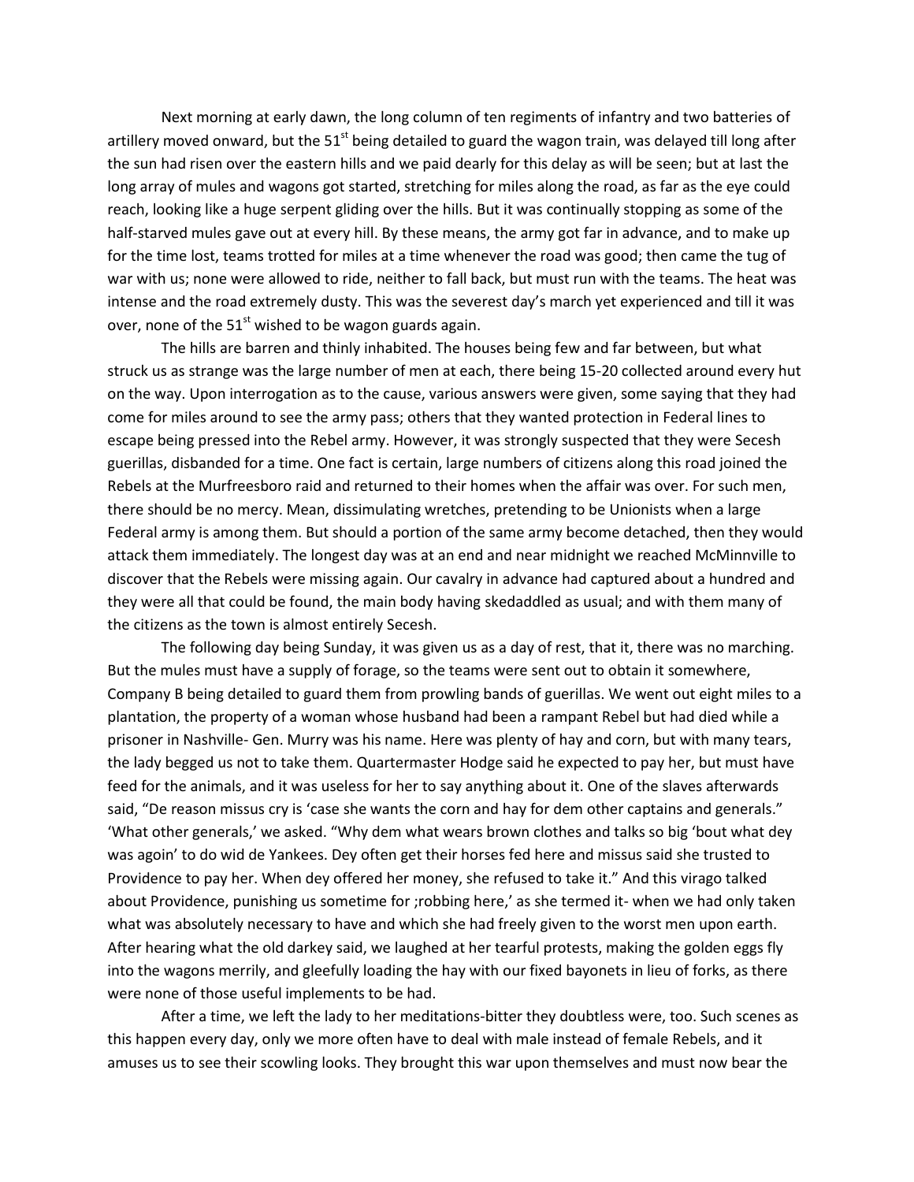Next morning at early dawn, the long column of ten regiments of infantry and two batteries of artillery moved onward, but the 51st being detailed to guard the wagon train, was delayed till long after the sun had risen over the eastern hills and we paid dearly for this delay as will be seen; but at last the long array of mules and wagons got started, stretching for miles along the road, as far as the eye could reach, looking like a huge serpent gliding over the hills. But it was continually stopping as some of the half-starved mules gave out at every hill. By these means, the army got far in advance, and to make up for the time lost, teams trotted for miles at a time whenever the road was good; then came the tug of war with us; none were allowed to ride, neither to fall back, but must run with the teams. The heat was intense and the road extremely dusty. This was the severest day's march yet experienced and till it was over, none of the 51st wished to be wagon guards again.

The hills are barren and thinly inhabited. The houses being few and far between, but what struck us as strange was the large number of men at each, there being 15-20 collected around every hut on the way. Upon interrogation as to the cause, various answers were given, some saying that they had come for miles around to see the army pass; others that they wanted protection in Federal lines to escape being pressed into the Rebel army. However, it was strongly suspected that they were Secesh guerillas, disbanded for a time. One fact is certain, large numbers of citizens along this road joined the Rebels at the Murfreesboro raid and returned to their homes when the affair was over. For such men, there should be no mercy. Mean, dissimulating wretches, pretending to be Unionists when a large Federal army is among them. But should a portion of the same army become detached, then they would attack them immediately. The longest day was at an end and near midnight we reached McMinnville to discover that the Rebels were missing again. Our cavalry in advance had captured about a hundred and they were all that could be found, the main body having skedaddled as usual; and with them many of the citizens as the town is almost entirely Secesh.

The following day being Sunday, it was given us as a day of rest, that it, there was no marching. But the mules must have a supply of forage, so the teams were sent out to obtain it somewhere, Company B being detailed to guard them from prowling bands of guerillas. We went out eight miles to a plantation, the property of a woman whose husband had been a rampant Rebel but had died while a prisoner in Nashville- Gen. Murry was his name. Here was plenty of hay and corn, but with many tears, the lady begged us not to take them. Quartermaster Hodge said he expected to pay her, but must have feed for the animals, and it was useless for her to say anything about it. One of the slaves afterwards said, "De reason missus cry is 'case she wants the corn and hay for dem other captains and generals." 'What other generals,' we asked. "Why dem what wears brown clothes and talks so big 'bout what dey was agoin' to do wid de Yankees. Dey often get their horses fed here and missus said she trusted to Providence to pay her. When dey offered her money, she refused to take it." And this virago talked about Providence, punishing us sometime for ;robbing here,' as she termed it- when we had only taken what was absolutely necessary to have and which she had freely given to the worst men upon earth. After hearing what the old darkey said, we laughed at her tearful protests, making the golden eggs fly into the wagons merrily, and gleefully loading the hay with our fixed bayonets in lieu of forks, as there were none of those useful implements to be had.

After a time, we left the lady to her meditations-bitter they doubtless were, too. Such scenes as this happen every day, only we more often have to deal with male instead of female Rebels, and it amuses us to see their scowling looks. They brought this war upon themselves and must now bear the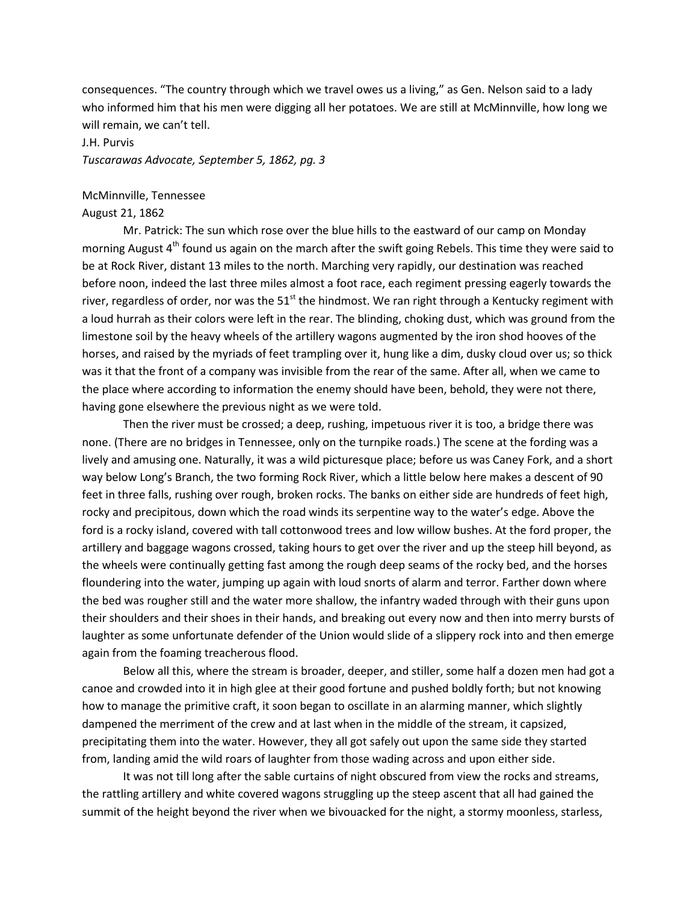consequences. "The country through which we travel owes us a living," as Gen. Nelson said to a lady who informed him that his men were digging all her potatoes. We are still at McMinnville, how long we will remain, we can't tell.

J.H. Purvis

*Tuscarawas Advocate, September 5, 1862, pg. 3*

McMinnville, Tennessee

August 21, 1862

Mr. Patrick: The sun which rose over the blue hills to the eastward of our camp on Monday morning August 4th found us again on the march after the swift going Rebels. This time they were said to be at Rock River, distant 13 miles to the north. Marching very rapidly, our destination was reached before noon, indeed the last three miles almost a foot race, each regiment pressing eagerly towards the river, regardless of order, nor was the 51st the hindmost. We ran right through a Kentucky regiment with a loud hurrah as their colors were left in the rear. The blinding, choking dust, which was ground from the limestone soil by the heavy wheels of the artillery wagons augmented by the iron shod hooves of the horses, and raised by the myriads of feet trampling over it, hung like a dim, dusky cloud over us; so thick was it that the front of a company was invisible from the rear of the same. After all, when we came to the place where according to information the enemy should have been, behold, they were not there, having gone elsewhere the previous night as we were told.

Then the river must be crossed; a deep, rushing, impetuous river it is too, a bridge there was none. (There are no bridges in Tennessee, only on the turnpike roads.) The scene at the fording was a lively and amusing one. Naturally, it was a wild picturesque place; before us was Caney Fork, and a short way below Long's Branch, the two forming Rock River, which a little below here makes a descent of 90 feet in three falls, rushing over rough, broken rocks. The banks on either side are hundreds of feet high, rocky and precipitous, down which the road winds its serpentine way to the water's edge. Above the ford is a rocky island, covered with tall cottonwood trees and low willow bushes. At the ford proper, the artillery and baggage wagons crossed, taking hours to get over the river and up the steep hill beyond, as the wheels were continually getting fast among the rough deep seams of the rocky bed, and the horses floundering into the water, jumping up again with loud snorts of alarm and terror. Farther down where the bed was rougher still and the water more shallow, the infantry waded through with their guns upon their shoulders and their shoes in their hands, and breaking out every now and then into merry bursts of laughter as some unfortunate defender of the Union would slide of a slippery rock into and then emerge again from the foaming treacherous flood.

Below all this, where the stream is broader, deeper, and stiller, some half a dozen men had got a canoe and crowded into it in high glee at their good fortune and pushed boldly forth; but not knowing how to manage the primitive craft, it soon began to oscillate in an alarming manner, which slightly dampened the merriment of the crew and at last when in the middle of the stream, it capsized, precipitating them into the water. However, they all got safely out upon the same side they started from, landing amid the wild roars of laughter from those wading across and upon either side.

It was not till long after the sable curtains of night obscured from view the rocks and streams, the rattling artillery and white covered wagons struggling up the steep ascent that all had gained the summit of the height beyond the river when we bivouacked for the night, a stormy moonless, starless,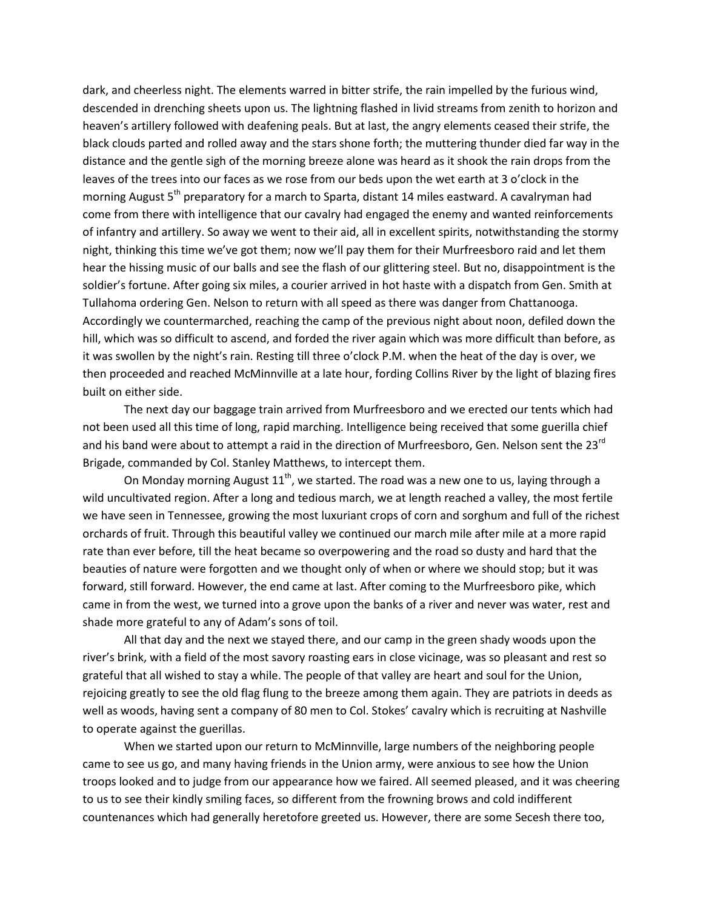dark, and cheerless night. The elements warred in bitter strife, the rain impelled by the furious wind, descended in drenching sheets upon us. The lightning flashed in livid streams from zenith to horizon and heaven's artillery followed with deafening peals. But at last, the angry elements ceased their strife, the black clouds parted and rolled away and the stars shone forth; the muttering thunder died far way in the distance and the gentle sigh of the morning breeze alone was heard as it shook the rain drops from the leaves of the trees into our faces as we rose from our beds upon the wet earth at 3 o'clock in the morning August 5th preparatory for a march to Sparta, distant 14 miles eastward. A cavalryman had come from there with intelligence that our cavalry had engaged the enemy and wanted reinforcements of infantry and artillery. So away we went to their aid, all in excellent spirits, notwithstanding the stormy night, thinking this time we've got them; now we'll pay them for their Murfreesboro raid and let them hear the hissing music of our balls and see the flash of our glittering steel. But no, disappointment is the soldier's fortune. After going six miles, a courier arrived in hot haste with a dispatch from Gen. Smith at Tullahoma ordering Gen. Nelson to return with all speed as there was danger from Chattanooga. Accordingly we countermarched, reaching the camp of the previous night about noon, defiled down the hill, which was so difficult to ascend, and forded the river again which was more difficult than before, as it was swollen by the night's rain. Resting till three o'clock P.M. when the heat of the day is over, we then proceeded and reached McMinnville at a late hour, fording Collins River by the light of blazing fires built on either side.

The next day our baggage train arrived from Murfreesboro and we erected our tents which had not been used all this time of long, rapid marching. Intelligence being received that some guerilla chief and his band were about to attempt a raid in the direction of Murfreesboro, Gen. Nelson sent the 23rd Brigade, commanded by Col. Stanley Matthews, to intercept them.

On Monday morning August 11th, we started. The road was a new one to us, laying through a wild uncultivated region. After a long and tedious march, we at length reached a valley, the most fertile we have seen in Tennessee, growing the most luxuriant crops of corn and sorghum and full of the richest orchards of fruit. Through this beautiful valley we continued our march mile after mile at a more rapid rate than ever before, till the heat became so overpowering and the road so dusty and hard that the beauties of nature were forgotten and we thought only of when or where we should stop; but it was forward, still forward. However, the end came at last. After coming to the Murfreesboro pike, which came in from the west, we turned into a grove upon the banks of a river and never was water, rest and shade more grateful to any of Adam's sons of toil.

All that day and the next we stayed there, and our camp in the green shady woods upon the river's brink, with a field of the most savory roasting ears in close vicinage, was so pleasant and rest so grateful that all wished to stay a while. The people of that valley are heart and soul for the Union, rejoicing greatly to see the old flag flung to the breeze among them again. They are patriots in deeds as well as woods, having sent a company of 80 men to Col. Stokes' cavalry which is recruiting at Nashville to operate against the guerillas.

When we started upon our return to McMinnville, large numbers of the neighboring people came to see us go, and many having friends in the Union army, were anxious to see how the Union troops looked and to judge from our appearance how we faired. All seemed pleased, and it was cheering to us to see their kindly smiling faces, so different from the frowning brows and cold indifferent countenances which had generally heretofore greeted us. However, there are some Secesh there too,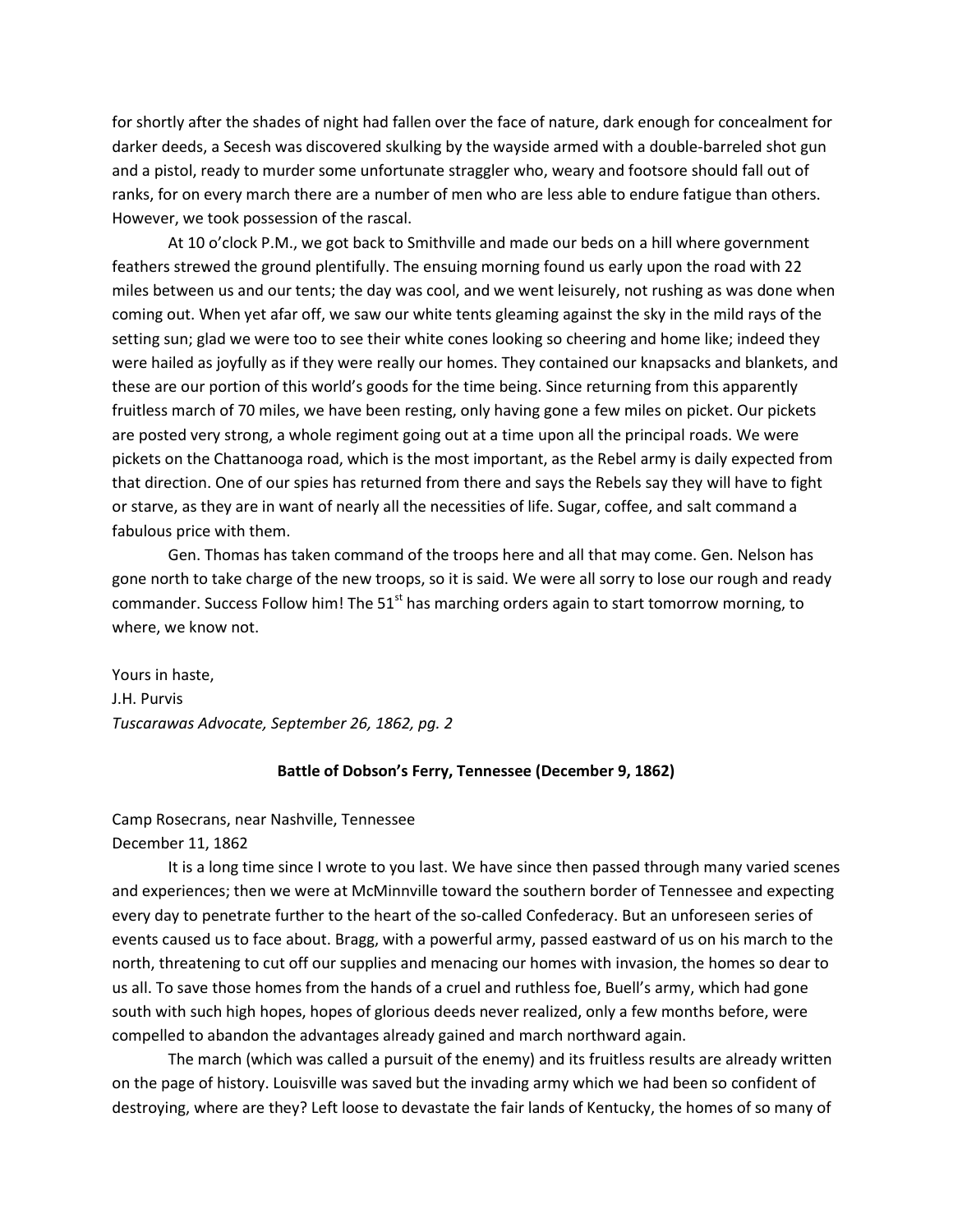for shortly after the shades of night had fallen over the face of nature, dark enough for concealment for darker deeds, a Secesh was discovered skulking by the wayside armed with a double-barreled shot gun and a pistol, ready to murder some unfortunate straggler who, weary and footsore should fall out of ranks, for on every march there are a number of men who are less able to endure fatigue than others. However, we took possession of the rascal.

At 10 o'clock P.M., we got back to Smithville and made our beds on a hill where government feathers strewed the ground plentifully. The ensuing morning found us early upon the road with 22 miles between us and our tents; the day was cool, and we went leisurely, not rushing as was done when coming out. When yet afar off, we saw our white tents gleaming against the sky in the mild rays of the setting sun; glad we were too to see their white cones looking so cheering and home like; indeed they were hailed as joyfully as if they were really our homes. They contained our knapsacks and blankets, and these are our portion of this world's goods for the time being. Since returning from this apparently fruitless march of 70 miles, we have been resting, only having gone a few miles on picket. Our pickets are posted very strong, a whole regiment going out at a time upon all the principal roads. We were pickets on the Chattanooga road, which is the most important, as the Rebel army is daily expected from that direction. One of our spies has returned from there and says the Rebels say they will have to fight or starve, as they are in want of nearly all the necessities of life. Sugar, coffee, and salt command a fabulous price with them.

Gen. Thomas has taken command of the troops here and all that may come. Gen. Nelson has gone north to take charge of the new troops, so it is said. We were all sorry to lose our rough and ready commander. Success Follow him! The 51st has marching orders again to start tomorrow morning, to where, we know not.

Yours in haste,
J.H. Purvis
*Tuscarawas Advocate, September 26, 1862, pg. 2*

**Battle of Dobson's Ferry, Tennessee (December 9, 1862)**

Camp Rosecrans, near Nashville, Tennessee
December 11, 1862

It is a long time since I wrote to you last. We have since then passed through many varied scenes and experiences; then we were at McMinnville toward the southern border of Tennessee and expecting every day to penetrate further to the heart of the so-called Confederacy. But an unforeseen series of events caused us to face about. Bragg, with a powerful army, passed eastward of us on his march to the north, threatening to cut off our supplies and menacing our homes with invasion, the homes so dear to us all. To save those homes from the hands of a cruel and ruthless foe, Buell's army, which had gone south with such high hopes, hopes of glorious deeds never realized, only a few months before, were compelled to abandon the advantages already gained and march northward again.

The march (which was called a pursuit of the enemy) and its fruitless results are already written on the page of history. Louisville was saved but the invading army which we had been so confident of destroying, where are they? Left loose to devastate the fair lands of Kentucky, the homes of so many of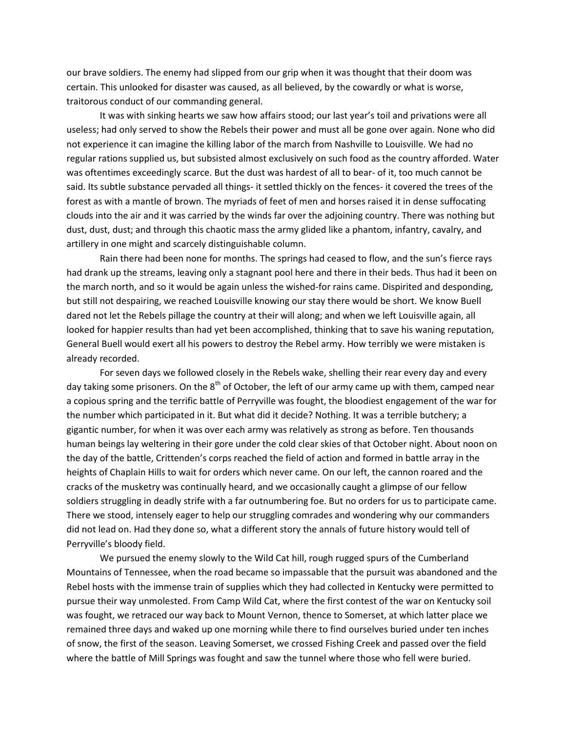our brave soldiers. The enemy had slipped from our grip when it was thought that their doom was certain. This unlooked for disaster was caused, as all believed, by the cowardly or what is worse, traitorous conduct of our commanding general.

It was with sinking hearts we saw how affairs stood; our last year's toil and privations were all useless; had only served to show the Rebels their power and must all be gone over again. None who did not experience it can imagine the killing labor of the march from Nashville to Louisville. We had no regular rations supplied us, but subsisted almost exclusively on such food as the country afforded. Water was oftentimes exceedingly scarce. But the dust was hardest of all to bear- of it, too much cannot be said. Its subtle substance pervaded all things- it settled thickly on the fences- it covered the trees of the forest as with a mantle of brown. The myriads of feet of men and horses raised it in dense suffocating clouds into the air and it was carried by the winds far over the adjoining country. There was nothing but dust, dust, dust; and through this chaotic mass the army glided like a phantom, infantry, cavalry, and artillery in one might and scarcely distinguishable column.

Rain there had been none for months. The springs had ceased to flow, and the sun's fierce rays had drank up the streams, leaving only a stagnant pool here and there in their beds. Thus had it been on the march north, and so it would be again unless the wished-for rains came. Dispirited and desponding, but still not despairing, we reached Louisville knowing our stay there would be short. We know Buell dared not let the Rebels pillage the country at their will along; and when we left Louisville again, all looked for happier results than had yet been accomplished, thinking that to save his waning reputation, General Buell would exert all his powers to destroy the Rebel army. How terribly we were mistaken is already recorded.

For seven days we followed closely in the Rebels wake, shelling their rear every day and every day taking some prisoners. On the 8th of October, the left of our army came up with them, camped near a copious spring and the terrific battle of Perryville was fought, the bloodiest engagement of the war for the number which participated in it. But what did it decide? Nothing. It was a terrible butchery; a gigantic number, for when it was over each army was relatively as strong as before. Ten thousands human beings lay weltering in their gore under the cold clear skies of that October night. About noon on the day of the battle, Crittenden's corps reached the field of action and formed in battle array in the heights of Chaplain Hills to wait for orders which never came. On our left, the cannon roared and the cracks of the musketry was continually heard, and we occasionally caught a glimpse of our fellow soldiers struggling in deadly strife with a far outnumbering foe. But no orders for us to participate came. There we stood, intensely eager to help our struggling comrades and wondering why our commanders did not lead on. Had they done so, what a different story the annals of future history would tell of Perryville's bloody field.

We pursued the enemy slowly to the Wild Cat hill, rough rugged spurs of the Cumberland Mountains of Tennessee, when the road became so impassable that the pursuit was abandoned and the Rebel hosts with the immense train of supplies which they had collected in Kentucky were permitted to pursue their way unmolested. From Camp Wild Cat, where the first contest of the war on Kentucky soil was fought, we retraced our way back to Mount Vernon, thence to Somerset, at which latter place we remained three days and waked up one morning while there to find ourselves buried under ten inches of snow, the first of the season. Leaving Somerset, we crossed Fishing Creek and passed over the field where the battle of Mill Springs was fought and saw the tunnel where those who fell were buried.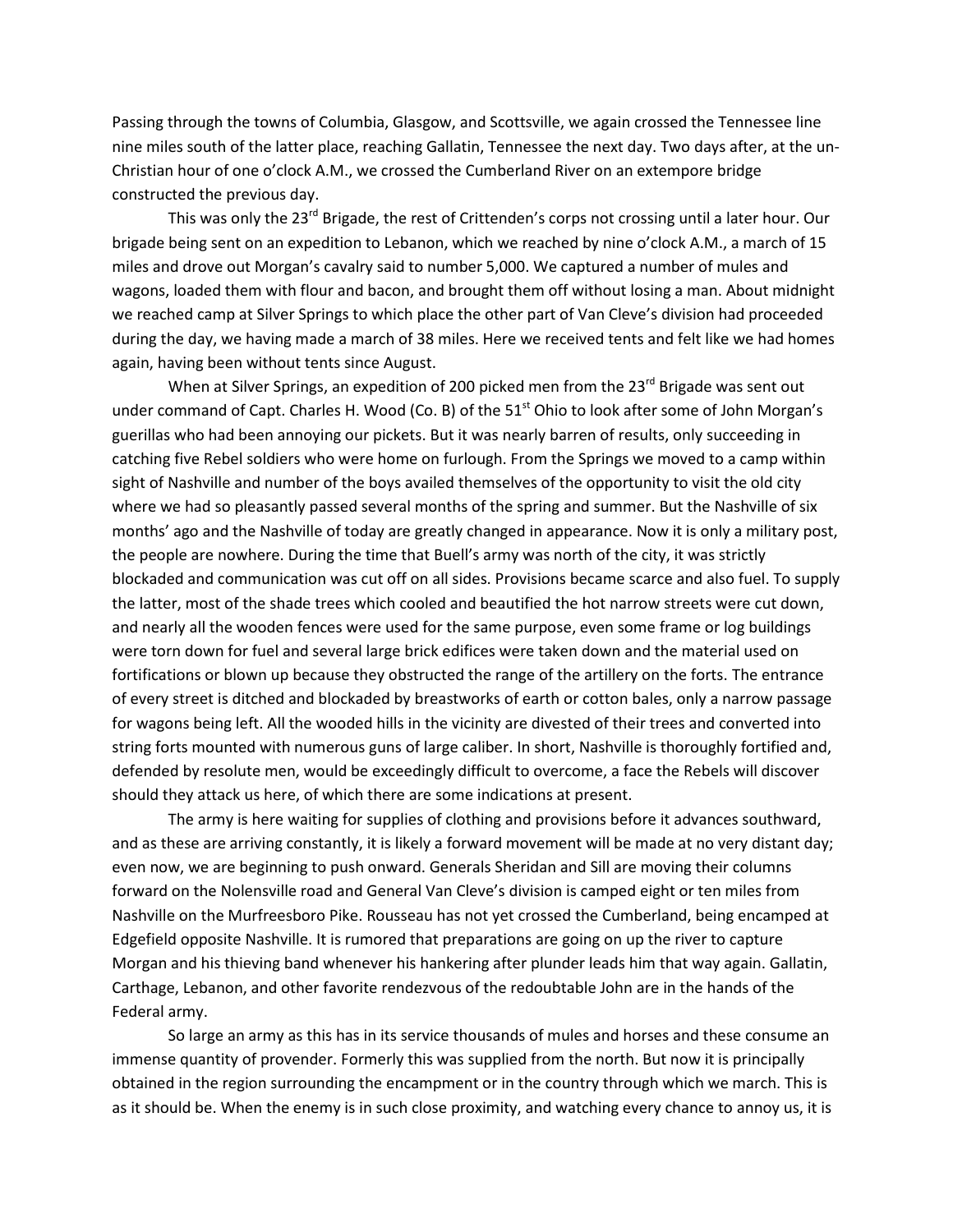Passing through the towns of Columbia, Glasgow, and Scottsville, we again crossed the Tennessee line nine miles south of the latter place, reaching Gallatin, Tennessee the next day. Two days after, at the un-Christian hour of one o'clock A.M., we crossed the Cumberland River on an extempore bridge constructed the previous day.

This was only the 23rd Brigade, the rest of Crittenden's corps not crossing until a later hour. Our brigade being sent on an expedition to Lebanon, which we reached by nine o'clock A.M., a march of 15 miles and drove out Morgan's cavalry said to number 5,000. We captured a number of mules and wagons, loaded them with flour and bacon, and brought them off without losing a man. About midnight we reached camp at Silver Springs to which place the other part of Van Cleve's division had proceeded during the day, we having made a march of 38 miles. Here we received tents and felt like we had homes again, having been without tents since August.

When at Silver Springs, an expedition of 200 picked men from the 23rd Brigade was sent out under command of Capt. Charles H. Wood (Co. B) of the 51st Ohio to look after some of John Morgan's guerillas who had been annoying our pickets. But it was nearly barren of results, only succeeding in catching five Rebel soldiers who were home on furlough. From the Springs we moved to a camp within sight of Nashville and number of the boys availed themselves of the opportunity to visit the old city where we had so pleasantly passed several months of the spring and summer. But the Nashville of six months' ago and the Nashville of today are greatly changed in appearance. Now it is only a military post, the people are nowhere. During the time that Buell's army was north of the city, it was strictly blockaded and communication was cut off on all sides. Provisions became scarce and also fuel. To supply the latter, most of the shade trees which cooled and beautified the hot narrow streets were cut down, and nearly all the wooden fences were used for the same purpose, even some frame or log buildings were torn down for fuel and several large brick edifices were taken down and the material used on fortifications or blown up because they obstructed the range of the artillery on the forts. The entrance of every street is ditched and blockaded by breastworks of earth or cotton bales, only a narrow passage for wagons being left. All the wooded hills in the vicinity are divested of their trees and converted into string forts mounted with numerous guns of large caliber. In short, Nashville is thoroughly fortified and, defended by resolute men, would be exceedingly difficult to overcome, a face the Rebels will discover should they attack us here, of which there are some indications at present.

The army is here waiting for supplies of clothing and provisions before it advances southward, and as these are arriving constantly, it is likely a forward movement will be made at no very distant day; even now, we are beginning to push onward. Generals Sheridan and Sill are moving their columns forward on the Nolensville road and General Van Cleve's division is camped eight or ten miles from Nashville on the Murfreesboro Pike. Rousseau has not yet crossed the Cumberland, being encamped at Edgefield opposite Nashville. It is rumored that preparations are going on up the river to capture Morgan and his thieving band whenever his hankering after plunder leads him that way again. Gallatin, Carthage, Lebanon, and other favorite rendezvous of the redoubtable John are in the hands of the Federal army.

So large an army as this has in its service thousands of mules and horses and these consume an immense quantity of provender. Formerly this was supplied from the north. But now it is principally obtained in the region surrounding the encampment or in the country through which we march. This is as it should be. When the enemy is in such close proximity, and watching every chance to annoy us, it is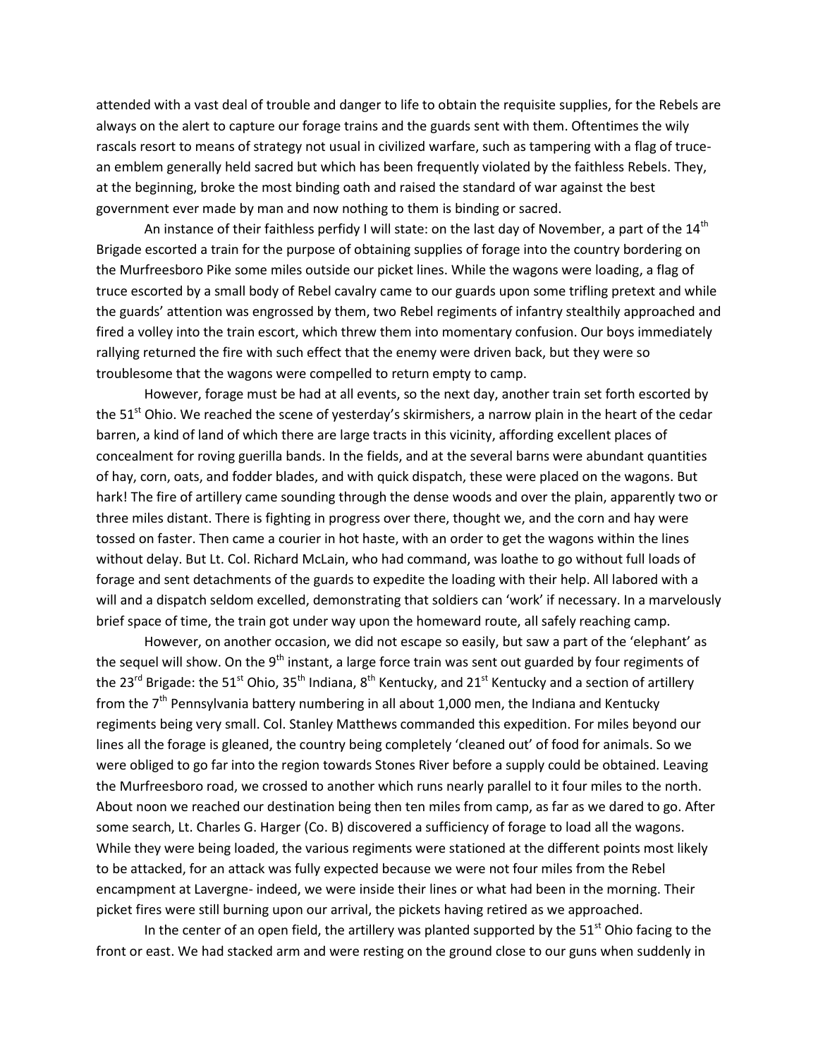attended with a vast deal of trouble and danger to life to obtain the requisite supplies, for the Rebels are always on the alert to capture our forage trains and the guards sent with them. Oftentimes the wily rascals resort to means of strategy not usual in civilized warfare, such as tampering with a flag of truce- an emblem generally held sacred but which has been frequently violated by the faithless Rebels. They, at the beginning, broke the most binding oath and raised the standard of war against the best government ever made by man and now nothing to them is binding or sacred.

An instance of their faithless perfidy I will state: on the last day of November, a part of the 14th Brigade escorted a train for the purpose of obtaining supplies of forage into the country bordering on the Murfreesboro Pike some miles outside our picket lines. While the wagons were loading, a flag of truce escorted by a small body of Rebel cavalry came to our guards upon some trifling pretext and while the guards' attention was engrossed by them, two Rebel regiments of infantry stealthily approached and fired a volley into the train escort, which threw them into momentary confusion. Our boys immediately rallying returned the fire with such effect that the enemy were driven back, but they were so troublesome that the wagons were compelled to return empty to camp.

However, forage must be had at all events, so the next day, another train set forth escorted by the 51st Ohio. We reached the scene of yesterday's skirmishers, a narrow plain in the heart of the cedar barren, a kind of land of which there are large tracts in this vicinity, affording excellent places of concealment for roving guerilla bands. In the fields, and at the several barns were abundant quantities of hay, corn, oats, and fodder blades, and with quick dispatch, these were placed on the wagons. But hark! The fire of artillery came sounding through the dense woods and over the plain, apparently two or three miles distant. There is fighting in progress over there, thought we, and the corn and hay were tossed on faster. Then came a courier in hot haste, with an order to get the wagons within the lines without delay. But Lt. Col. Richard McLain, who had command, was loathe to go without full loads of forage and sent detachments of the guards to expedite the loading with their help. All labored with a will and a dispatch seldom excelled, demonstrating that soldiers can 'work' if necessary. In a marvelously brief space of time, the train got under way upon the homeward route, all safely reaching camp.

However, on another occasion, we did not escape so easily, but saw a part of the 'elephant' as the sequel will show. On the 9th instant, a large force train was sent out guarded by four regiments of the 23rd Brigade: the 51st Ohio, 35th Indiana, 8th Kentucky, and 21st Kentucky and a section of artillery from the 7th Pennsylvania battery numbering in all about 1,000 men, the Indiana and Kentucky regiments being very small. Col. Stanley Matthews commanded this expedition. For miles beyond our lines all the forage is gleaned, the country being completely 'cleaned out' of food for animals. So we were obliged to go far into the region towards Stones River before a supply could be obtained. Leaving the Murfreesboro road, we crossed to another which runs nearly parallel to it four miles to the north. About noon we reached our destination being then ten miles from camp, as far as we dared to go. After some search, Lt. Charles G. Harger (Co. B) discovered a sufficiency of forage to load all the wagons. While they were being loaded, the various regiments were stationed at the different points most likely to be attacked, for an attack was fully expected because we were not four miles from the Rebel encampment at Lavergne- indeed, we were inside their lines or what had been in the morning. Their picket fires were still burning upon our arrival, the pickets having retired as we approached.

In the center of an open field, the artillery was planted supported by the 51st Ohio facing to the front or east. We had stacked arm and were resting on the ground close to our guns when suddenly in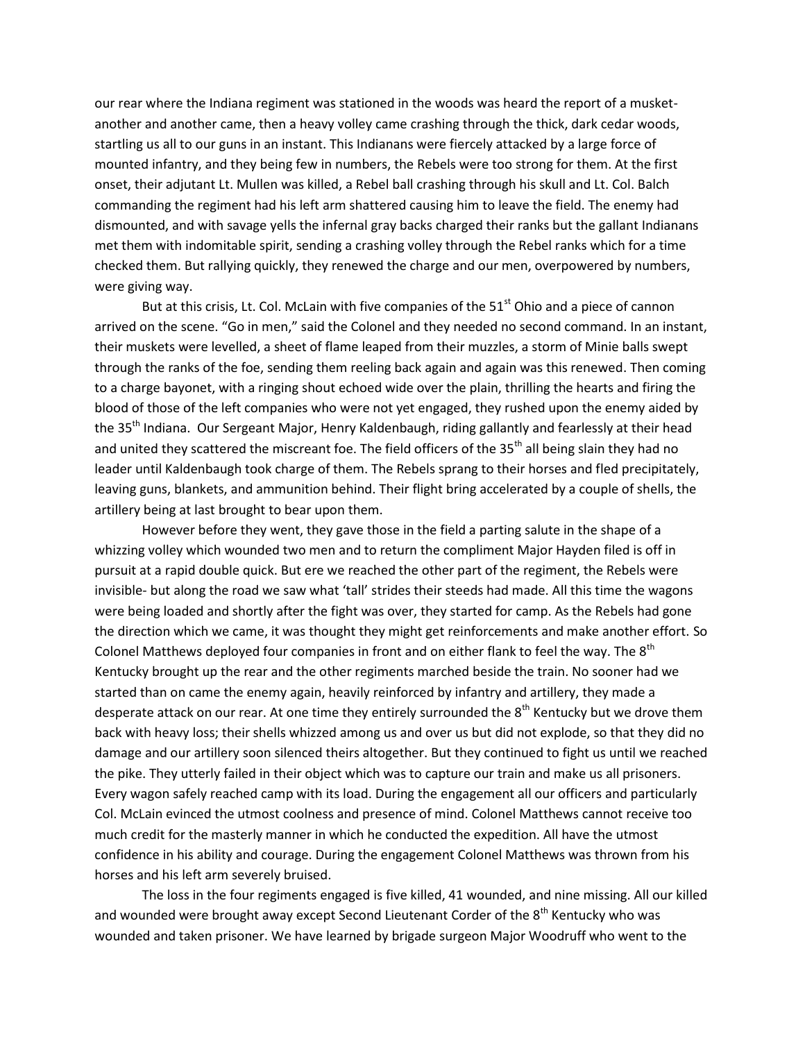our rear where the Indiana regiment was stationed in the woods was heard the report of a musket- another and another came, then a heavy volley came crashing through the thick, dark cedar woods, startling us all to our guns in an instant. This Indianans were fiercely attacked by a large force of mounted infantry, and they being few in numbers, the Rebels were too strong for them. At the first onset, their adjutant Lt. Mullen was killed, a Rebel ball crashing through his skull and Lt. Col. Balch commanding the regiment had his left arm shattered causing him to leave the field. The enemy had dismounted, and with savage yells the infernal gray backs charged their ranks but the gallant Indianans met them with indomitable spirit, sending a crashing volley through the Rebel ranks which for a time checked them. But rallying quickly, they renewed the charge and our men, overpowered by numbers, were giving way.

But at this crisis, Lt. Col. McLain with five companies of the 51st Ohio and a piece of cannon arrived on the scene. "Go in men," said the Colonel and they needed no second command. In an instant, their muskets were levelled, a sheet of flame leaped from their muzzles, a storm of Minie balls swept through the ranks of the foe, sending them reeling back again and again was this renewed. Then coming to a charge bayonet, with a ringing shout echoed wide over the plain, thrilling the hearts and firing the blood of those of the left companies who were not yet engaged, they rushed upon the enemy aided by the 35th Indiana. Our Sergeant Major, Henry Kaldenbaugh, riding gallantly and fearlessly at their head and united they scattered the miscreant foe. The field officers of the 35th all being slain they had no leader until Kaldenbaugh took charge of them. The Rebels sprang to their horses and fled precipitately, leaving guns, blankets, and ammunition behind. Their flight bring accelerated by a couple of shells, the artillery being at last brought to bear upon them.

However before they went, they gave those in the field a parting salute in the shape of a whizzing volley which wounded two men and to return the compliment Major Hayden filed is off in pursuit at a rapid double quick. But ere we reached the other part of the regiment, the Rebels were invisible- but along the road we saw what 'tall' strides their steeds had made. All this time the wagons were being loaded and shortly after the fight was over, they started for camp. As the Rebels had gone the direction which we came, it was thought they might get reinforcements and make another effort. So Colonel Matthews deployed four companies in front and on either flank to feel the way. The 8th Kentucky brought up the rear and the other regiments marched beside the train. No sooner had we started than on came the enemy again, heavily reinforced by infantry and artillery, they made a desperate attack on our rear. At one time they entirely surrounded the 8th Kentucky but we drove them back with heavy loss; their shells whizzed among us and over us but did not explode, so that they did no damage and our artillery soon silenced theirs altogether. But they continued to fight us until we reached the pike. They utterly failed in their object which was to capture our train and make us all prisoners. Every wagon safely reached camp with its load. During the engagement all our officers and particularly Col. McLain evinced the utmost coolness and presence of mind. Colonel Matthews cannot receive too much credit for the masterly manner in which he conducted the expedition. All have the utmost confidence in his ability and courage. During the engagement Colonel Matthews was thrown from his horses and his left arm severely bruised.

The loss in the four regiments engaged is five killed, 41 wounded, and nine missing. All our killed and wounded were brought away except Second Lieutenant Corder of the 8th Kentucky who was wounded and taken prisoner. We have learned by brigade surgeon Major Woodruff who went to the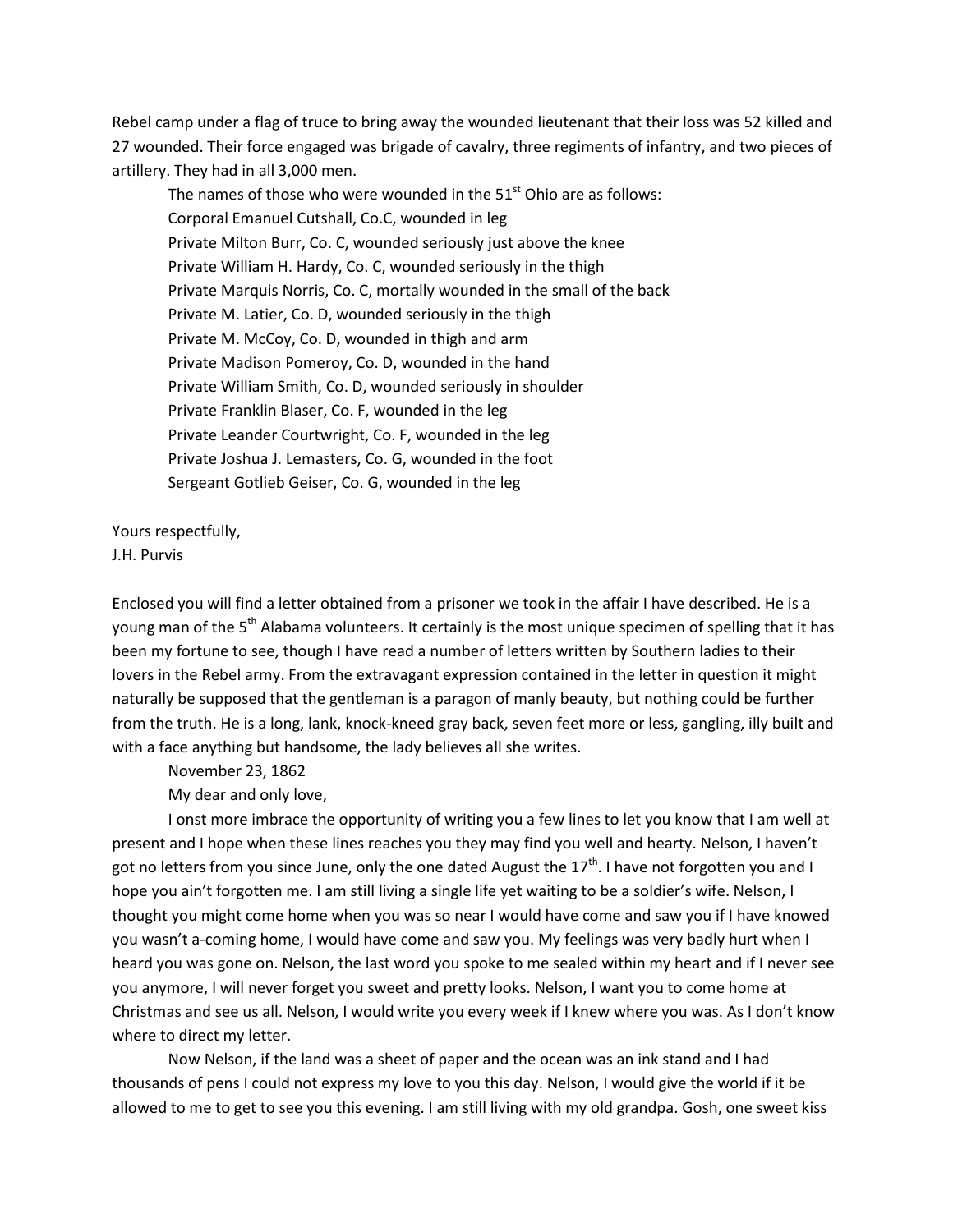Rebel camp under a flag of truce to bring away the wounded lieutenant that their loss was 52 killed and 27 wounded. Their force engaged was brigade of cavalry, three regiments of infantry, and two pieces of artillery. They had in all 3,000 men.

The names of those who were wounded in the 51st Ohio are as follows:

Corporal Emanuel Cutshall, Co.C, wounded in leg
Private Milton Burr, Co. C, wounded seriously just above the knee
Private William H. Hardy, Co. C, wounded seriously in the thigh
Private Marquis Norris, Co. C, mortally wounded in the small of the back
Private M. Latier, Co. D, wounded seriously in the thigh
Private M. McCoy, Co. D, wounded in thigh and arm
Private Madison Pomeroy, Co. D, wounded in the hand
Private William Smith, Co. D, wounded seriously in shoulder
Private Franklin Blaser, Co. F, wounded in the leg
Private Leander Courtwright, Co. F, wounded in the leg
Private Joshua J. Lemasters, Co. G, wounded in the foot
Sergeant Gotlieb Geiser, Co. G, wounded in the leg

Yours respectfully,
J.H. Purvis

Enclosed you will find a letter obtained from a prisoner we took in the affair I have described. He is a young man of the 5th Alabama volunteers. It certainly is the most unique specimen of spelling that it has been my fortune to see, though I have read a number of letters written by Southern ladies to their lovers in the Rebel army. From the extravagant expression contained in the letter in question it might naturally be supposed that the gentleman is a paragon of manly beauty, but nothing could be further from the truth. He is a long, lank, knock-kneed gray back, seven feet more or less, gangling, illy built and with a face anything but handsome, the lady believes all she writes.

November 23, 1862

My dear and only love,

I onst more imbrace the opportunity of writing you a few lines to let you know that I am well at present and I hope when these lines reaches you they may find you well and hearty. Nelson, I haven't got no letters from you since June, only the one dated August the 17th. I have not forgotten you and I hope you ain't forgotten me. I am still living a single life yet waiting to be a soldier's wife. Nelson, I thought you might come home when you was so near I would have come and saw you if I have knowed you wasn't a-coming home, I would have come and saw you. My feelings was very badly hurt when I heard you was gone on. Nelson, the last word you spoke to me sealed within my heart and if I never see you anymore, I will never forget you sweet and pretty looks. Nelson, I want you to come home at Christmas and see us all. Nelson, I would write you every week if I knew where you was. As I don't know where to direct my letter.

Now Nelson, if the land was a sheet of paper and the ocean was an ink stand and I had thousands of pens I could not express my love to you this day. Nelson, I would give the world if it be allowed to me to get to see you this evening. I am still living with my old grandpa. Gosh, one sweet kiss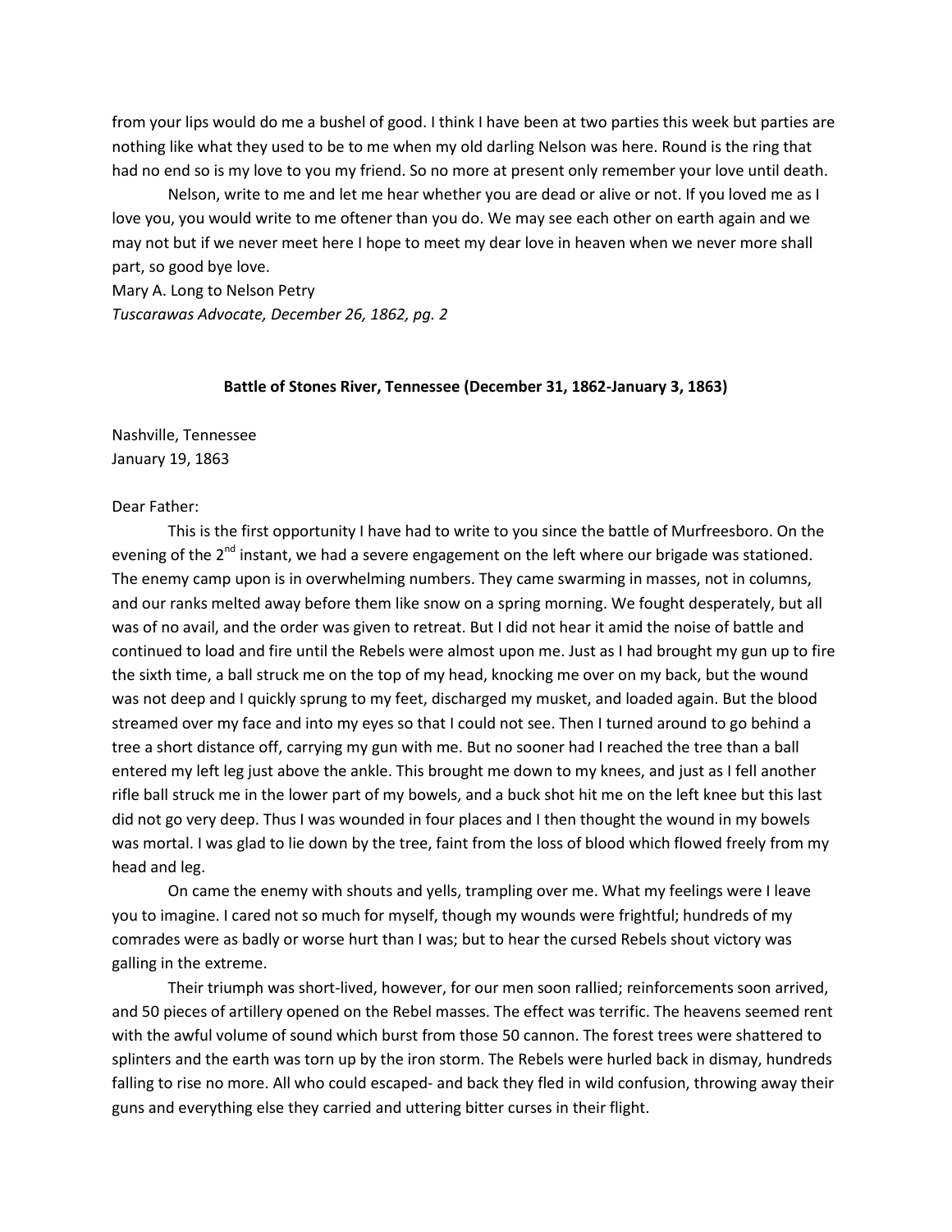from your lips would do me a bushel of good. I think I have been at two parties this week but parties are nothing like what they used to be to me when my old darling Nelson was here. Round is the ring that had no end so is my love to you my friend. So no more at present only remember your love until death.

Nelson, write to me and let me hear whether you are dead or alive or not. If you loved me as I love you, you would write to me oftener than you do. We may see each other on earth again and we may not but if we never meet here I hope to meet my dear love in heaven when we never more shall part, so good bye love.

Mary A. Long to Nelson Petry
*Tuscarawas Advocate, December 26, 1862, pg. 2*

**Battle of Stones River, Tennessee (December 31, 1862-January 3, 1863)**

Nashville, Tennessee
January 19, 1863

Dear Father:

This is the first opportunity I have had to write to you since the battle of Murfreesboro. On the evening of the 2nd instant, we had a severe engagement on the left where our brigade was stationed. The enemy camp upon is in overwhelming numbers. They came swarming in masses, not in columns, and our ranks melted away before them like snow on a spring morning. We fought desperately, but all was of no avail, and the order was given to retreat. But I did not hear it amid the noise of battle and continued to load and fire until the Rebels were almost upon me. Just as I had brought my gun up to fire the sixth time, a ball struck me on the top of my head, knocking me over on my back, but the wound was not deep and I quickly sprung to my feet, discharged my musket, and loaded again. But the blood streamed over my face and into my eyes so that I could not see. Then I turned around to go behind a tree a short distance off, carrying my gun with me. But no sooner had I reached the tree than a ball entered my left leg just above the ankle. This brought me down to my knees, and just as I fell another rifle ball struck me in the lower part of my bowels, and a buck shot hit me on the left knee but this last did not go very deep. Thus I was wounded in four places and I then thought the wound in my bowels was mortal. I was glad to lie down by the tree, faint from the loss of blood which flowed freely from my head and leg.

On came the enemy with shouts and yells, trampling over me. What my feelings were I leave you to imagine. I cared not so much for myself, though my wounds were frightful; hundreds of my comrades were as badly or worse hurt than I was; but to hear the cursed Rebels shout victory was galling in the extreme.

Their triumph was short-lived, however, for our men soon rallied; reinforcements soon arrived, and 50 pieces of artillery opened on the Rebel masses. The effect was terrific. The heavens seemed rent with the awful volume of sound which burst from those 50 cannon. The forest trees were shattered to splinters and the earth was torn up by the iron storm. The Rebels were hurled back in dismay, hundreds falling to rise no more. All who could escaped- and back they fled in wild confusion, throwing away their guns and everything else they carried and uttering bitter curses in their flight.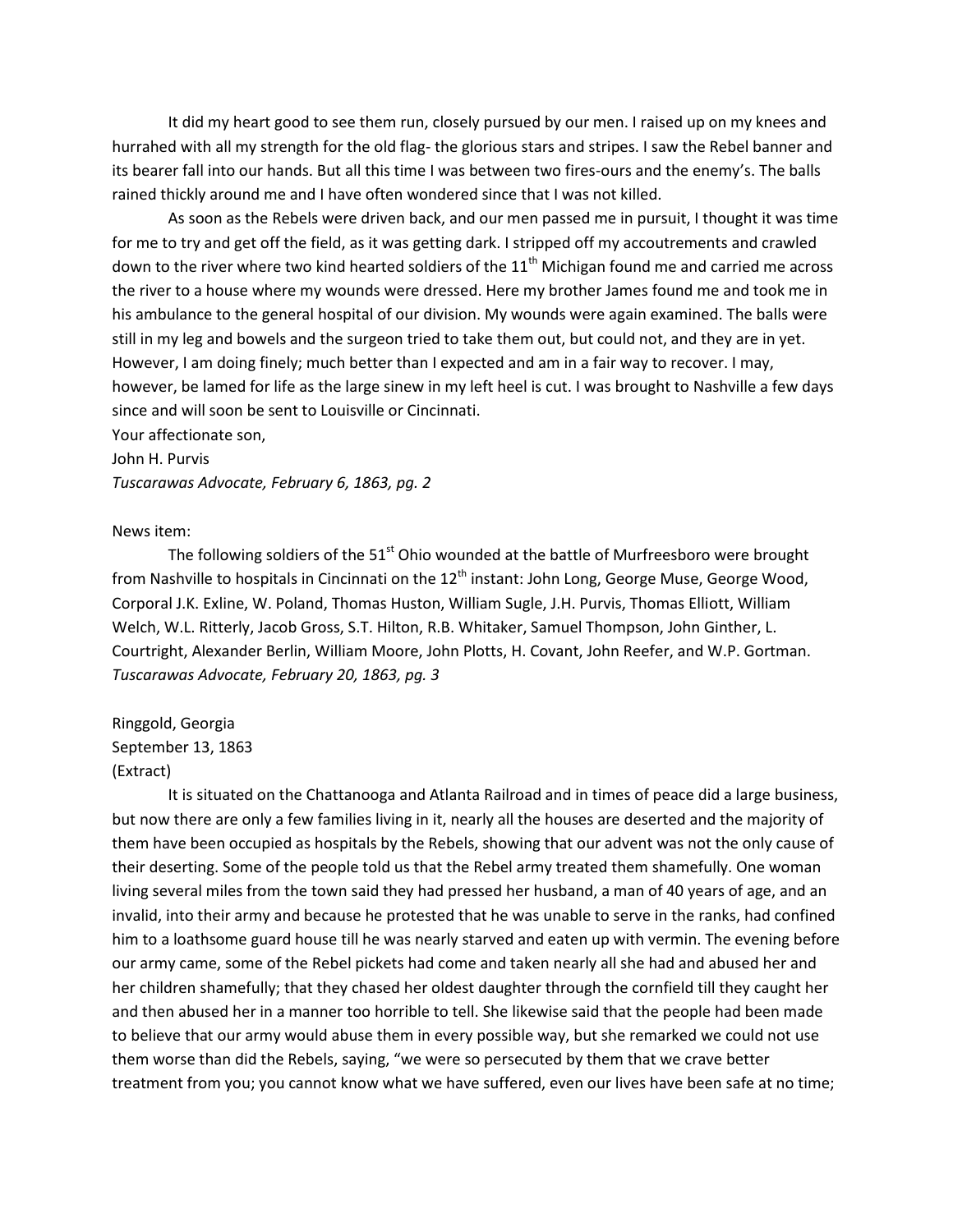It did my heart good to see them run, closely pursued by our men. I raised up on my knees and hurrahed with all my strength for the old flag- the glorious stars and stripes. I saw the Rebel banner and its bearer fall into our hands. But all this time I was between two fires-ours and the enemy's. The balls rained thickly around me and I have often wondered since that I was not killed.

As soon as the Rebels were driven back, and our men passed me in pursuit, I thought it was time for me to try and get off the field, as it was getting dark. I stripped off my accoutrements and crawled down to the river where two kind hearted soldiers of the 11th Michigan found me and carried me across the river to a house where my wounds were dressed. Here my brother James found me and took me in his ambulance to the general hospital of our division. My wounds were again examined. The balls were still in my leg and bowels and the surgeon tried to take them out, but could not, and they are in yet. However, I am doing finely; much better than I expected and am in a fair way to recover. I may, however, be lamed for life as the large sinew in my left heel is cut. I was brought to Nashville a few days since and will soon be sent to Louisville or Cincinnati.

Your affectionate son,
John H. Purvis
*Tuscarawas Advocate, February 6, 1863, pg. 2*

News item:

The following soldiers of the 51st Ohio wounded at the battle of Murfreesboro were brought from Nashville to hospitals in Cincinnati on the 12th instant: John Long, George Muse, George Wood, Corporal J.K. Exline, W. Poland, Thomas Huston, William Sugle, J.H. Purvis, Thomas Elliott, William Welch, W.L. Ritterly, Jacob Gross, S.T. Hilton, R.B. Whitaker, Samuel Thompson, John Ginther, L. Courtright, Alexander Berlin, William Moore, John Plotts, H. Covant, John Reefer, and W.P. Gortman.
*Tuscarawas Advocate, February 20, 1863, pg. 3*

Ringgold, Georgia
September 13, 1863
(Extract)

It is situated on the Chattanooga and Atlanta Railroad and in times of peace did a large business, but now there are only a few families living in it, nearly all the houses are deserted and the majority of them have been occupied as hospitals by the Rebels, showing that our advent was not the only cause of their deserting. Some of the people told us that the Rebel army treated them shamefully. One woman living several miles from the town said they had pressed her husband, a man of 40 years of age, and an invalid, into their army and because he protested that he was unable to serve in the ranks, had confined him to a loathsome guard house till he was nearly starved and eaten up with vermin. The evening before our army came, some of the Rebel pickets had come and taken nearly all she had and abused her and her children shamefully; that they chased her oldest daughter through the cornfield till they caught her and then abused her in a manner too horrible to tell. She likewise said that the people had been made to believe that our army would abuse them in every possible way, but she remarked we could not use them worse than did the Rebels, saying, "we were so persecuted by them that we crave better treatment from you; you cannot know what we have suffered, even our lives have been safe at no time;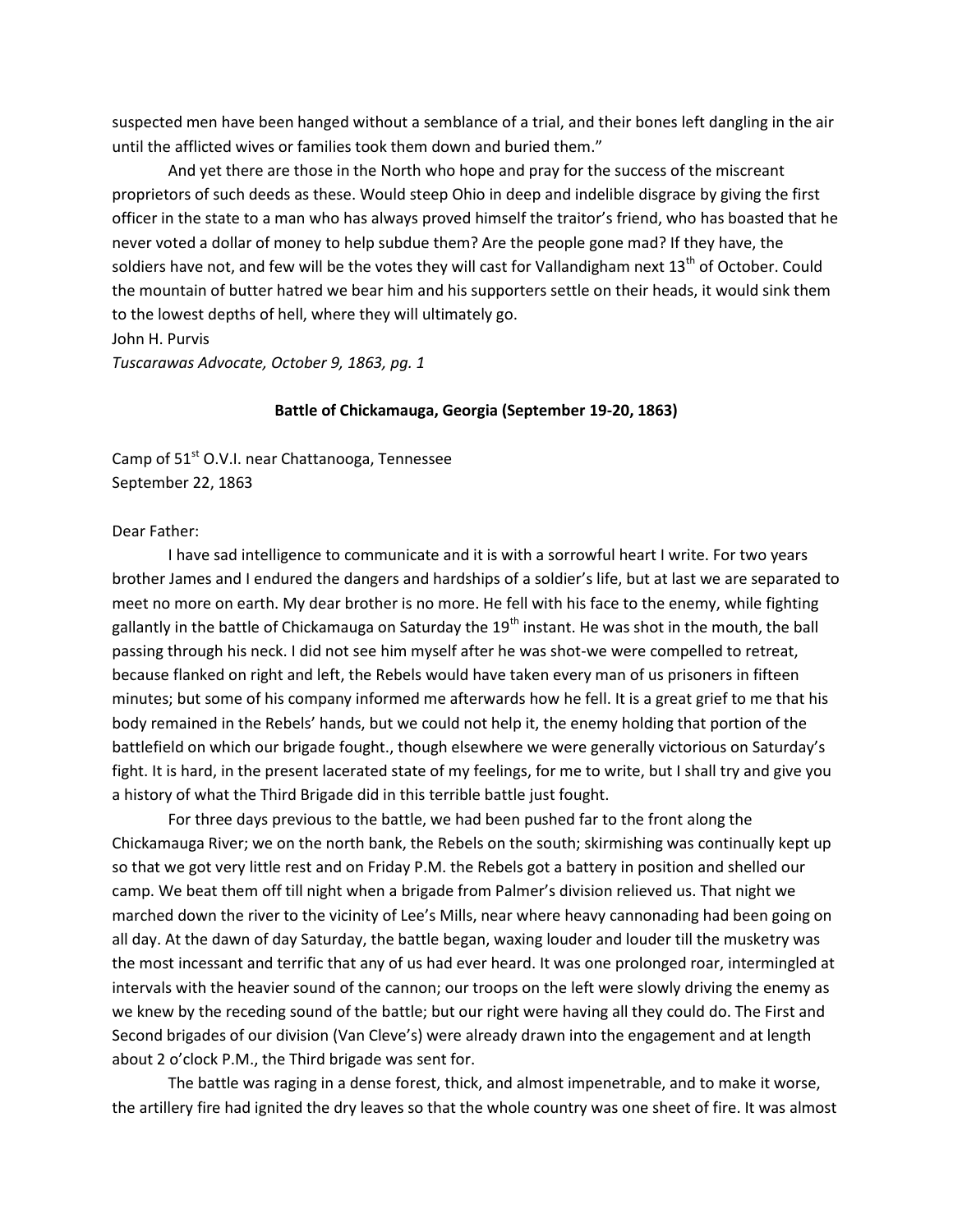suspected men have been hanged without a semblance of a trial, and their bones left dangling in the air until the afflicted wives or families took them down and buried them."

And yet there are those in the North who hope and pray for the success of the miscreant proprietors of such deeds as these. Would steep Ohio in deep and indelible disgrace by giving the first officer in the state to a man who has always proved himself the traitor's friend, who has boasted that he never voted a dollar of money to help subdue them? Are the people gone mad? If they have, the soldiers have not, and few will be the votes they will cast for Vallandigham next 13th of October. Could the mountain of butter hatred we bear him and his supporters settle on their heads, it would sink them to the lowest depths of hell, where they will ultimately go.

John H. Purvis

*Tuscarawas Advocate, October 9, 1863, pg. 1*

**Battle of Chickamauga, Georgia (September 19-20, 1863)**

Camp of 51st O.V.I. near Chattanooga, Tennessee
September 22, 1863

Dear Father:

I have sad intelligence to communicate and it is with a sorrowful heart I write. For two years brother James and I endured the dangers and hardships of a soldier's life, but at last we are separated to meet no more on earth. My dear brother is no more. He fell with his face to the enemy, while fighting gallantly in the battle of Chickamauga on Saturday the 19th instant. He was shot in the mouth, the ball passing through his neck. I did not see him myself after he was shot-we were compelled to retreat, because flanked on right and left, the Rebels would have taken every man of us prisoners in fifteen minutes; but some of his company informed me afterwards how he fell. It is a great grief to me that his body remained in the Rebels' hands, but we could not help it, the enemy holding that portion of the battlefield on which our brigade fought., though elsewhere we were generally victorious on Saturday's fight. It is hard, in the present lacerated state of my feelings, for me to write, but I shall try and give you a history of what the Third Brigade did in this terrible battle just fought.

For three days previous to the battle, we had been pushed far to the front along the Chickamauga River; we on the north bank, the Rebels on the south; skirmishing was continually kept up so that we got very little rest and on Friday P.M. the Rebels got a battery in position and shelled our camp. We beat them off till night when a brigade from Palmer's division relieved us. That night we marched down the river to the vicinity of Lee's Mills, near where heavy cannonading had been going on all day. At the dawn of day Saturday, the battle began, waxing louder and louder till the musketry was the most incessant and terrific that any of us had ever heard. It was one prolonged roar, intermingled at intervals with the heavier sound of the cannon; our troops on the left were slowly driving the enemy as we knew by the receding sound of the battle; but our right were having all they could do. The First and Second brigades of our division (Van Cleve's) were already drawn into the engagement and at length about 2 o'clock P.M., the Third brigade was sent for.

The battle was raging in a dense forest, thick, and almost impenetrable, and to make it worse, the artillery fire had ignited the dry leaves so that the whole country was one sheet of fire. It was almost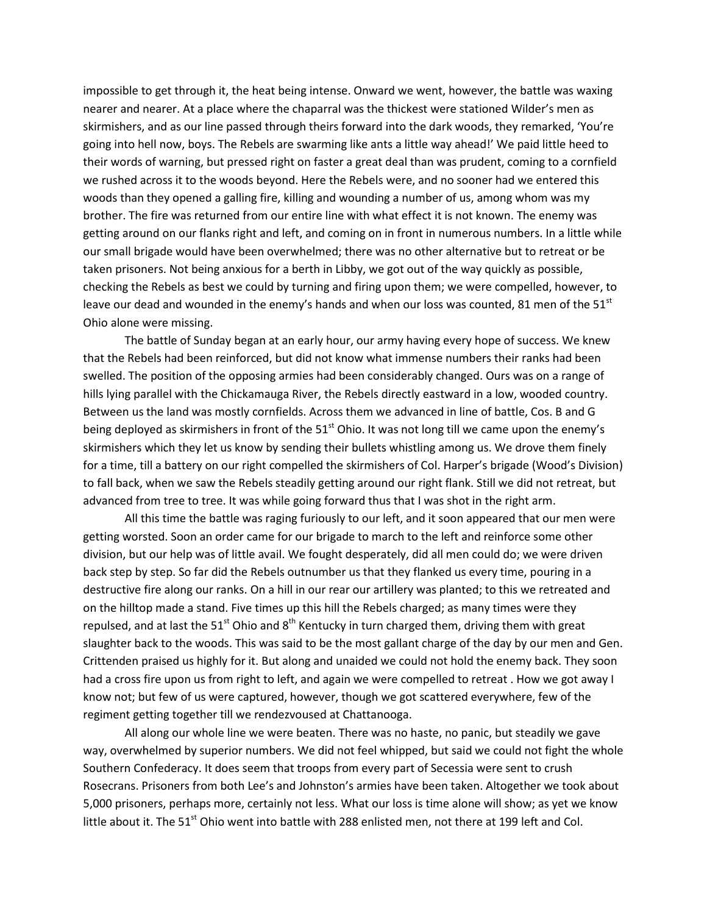impossible to get through it, the heat being intense. Onward we went, however, the battle was waxing nearer and nearer. At a place where the chaparral was the thickest were stationed Wilder's men as skirmishers, and as our line passed through theirs forward into the dark woods, they remarked, 'You're going into hell now, boys. The Rebels are swarming like ants a little way ahead!' We paid little heed to their words of warning, but pressed right on faster a great deal than was prudent, coming to a cornfield we rushed across it to the woods beyond. Here the Rebels were, and no sooner had we entered this woods than they opened a galling fire, killing and wounding a number of us, among whom was my brother. The fire was returned from our entire line with what effect it is not known. The enemy was getting around on our flanks right and left, and coming on in front in numerous numbers. In a little while our small brigade would have been overwhelmed; there was no other alternative but to retreat or be taken prisoners. Not being anxious for a berth in Libby, we got out of the way quickly as possible, checking the Rebels as best we could by turning and firing upon them; we were compelled, however, to leave our dead and wounded in the enemy's hands and when our loss was counted, 81 men of the 51st Ohio alone were missing.

The battle of Sunday began at an early hour, our army having every hope of success. We knew that the Rebels had been reinforced, but did not know what immense numbers their ranks had been swelled. The position of the opposing armies had been considerably changed. Ours was on a range of hills lying parallel with the Chickamauga River, the Rebels directly eastward in a low, wooded country. Between us the land was mostly cornfields. Across them we advanced in line of battle, Cos. B and G being deployed as skirmishers in front of the 51st Ohio. It was not long till we came upon the enemy's skirmishers which they let us know by sending their bullets whistling among us. We drove them finely for a time, till a battery on our right compelled the skirmishers of Col. Harper's brigade (Wood's Division) to fall back, when we saw the Rebels steadily getting around our right flank. Still we did not retreat, but advanced from tree to tree. It was while going forward thus that I was shot in the right arm.

All this time the battle was raging furiously to our left, and it soon appeared that our men were getting worsted. Soon an order came for our brigade to march to the left and reinforce some other division, but our help was of little avail. We fought desperately, did all men could do; we were driven back step by step. So far did the Rebels outnumber us that they flanked us every time, pouring in a destructive fire along our ranks. On a hill in our rear our artillery was planted; to this we retreated and on the hilltop made a stand. Five times up this hill the Rebels charged; as many times were they repulsed, and at last the 51st Ohio and 8th Kentucky in turn charged them, driving them with great slaughter back to the woods. This was said to be the most gallant charge of the day by our men and Gen. Crittenden praised us highly for it. But along and unaided we could not hold the enemy back. They soon had a cross fire upon us from right to left, and again we were compelled to retreat . How we got away I know not; but few of us were captured, however, though we got scattered everywhere, few of the regiment getting together till we rendezvoused at Chattanooga.

All along our whole line we were beaten. There was no haste, no panic, but steadily we gave way, overwhelmed by superior numbers. We did not feel whipped, but said we could not fight the whole Southern Confederacy. It does seem that troops from every part of Secessia were sent to crush Rosecrans. Prisoners from both Lee's and Johnston's armies have been taken. Altogether we took about 5,000 prisoners, perhaps more, certainly not less. What our loss is time alone will show; as yet we know little about it. The 51st Ohio went into battle with 288 enlisted men, not there at 199 left and Col.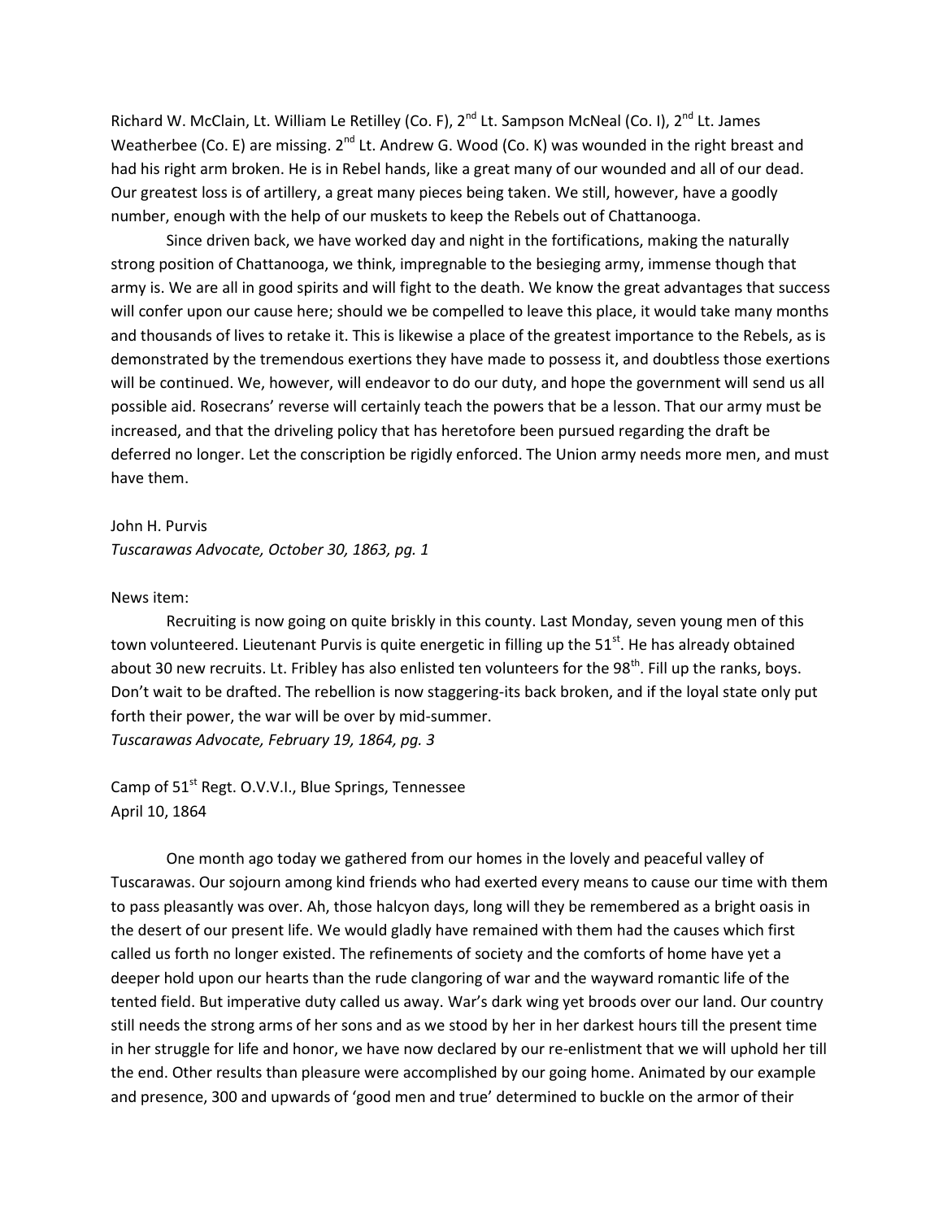Richard W. McClain, Lt. William Le Retilley (Co. F), 2nd Lt. Sampson McNeal (Co. I), 2nd Lt. James Weatherbee (Co. E) are missing. 2nd Lt. Andrew G. Wood (Co. K) was wounded in the right breast and had his right arm broken. He is in Rebel hands, like a great many of our wounded and all of our dead. Our greatest loss is of artillery, a great many pieces being taken. We still, however, have a goodly number, enough with the help of our muskets to keep the Rebels out of Chattanooga.

Since driven back, we have worked day and night in the fortifications, making the naturally strong position of Chattanooga, we think, impregnable to the besieging army, immense though that army is. We are all in good spirits and will fight to the death. We know the great advantages that success will confer upon our cause here; should we be compelled to leave this place, it would take many months and thousands of lives to retake it. This is likewise a place of the greatest importance to the Rebels, as is demonstrated by the tremendous exertions they have made to possess it, and doubtless those exertions will be continued. We, however, will endeavor to do our duty, and hope the government will send us all possible aid. Rosecrans' reverse will certainly teach the powers that be a lesson. That our army must be increased, and that the driveling policy that has heretofore been pursued regarding the draft be deferred no longer. Let the conscription be rigidly enforced. The Union army needs more men, and must have them.

John H. Purvis
*Tuscarawas Advocate, October 30, 1863, pg. 1*

News item:

Recruiting is now going on quite briskly in this county. Last Monday, seven young men of this town volunteered. Lieutenant Purvis is quite energetic in filling up the 51st. He has already obtained about 30 new recruits. Lt. Fribley has also enlisted ten volunteers for the 98th. Fill up the ranks, boys. Don't wait to be drafted. The rebellion is now staggering-its back broken, and if the loyal state only put forth their power, the war will be over by mid-summer.
*Tuscarawas Advocate, February 19, 1864, pg. 3*

Camp of 51st Regt. O.V.V.I., Blue Springs, Tennessee
April 10, 1864

One month ago today we gathered from our homes in the lovely and peaceful valley of Tuscarawas. Our sojourn among kind friends who had exerted every means to cause our time with them to pass pleasantly was over. Ah, those halcyon days, long will they be remembered as a bright oasis in the desert of our present life. We would gladly have remained with them had the causes which first called us forth no longer existed. The refinements of society and the comforts of home have yet a deeper hold upon our hearts than the rude clangoring of war and the wayward romantic life of the tented field. But imperative duty called us away. War's dark wing yet broods over our land. Our country still needs the strong arms of her sons and as we stood by her in her darkest hours till the present time in her struggle for life and honor, we have now declared by our re-enlistment that we will uphold her till the end. Other results than pleasure were accomplished by our going home. Animated by our example and presence, 300 and upwards of 'good men and true' determined to buckle on the armor of their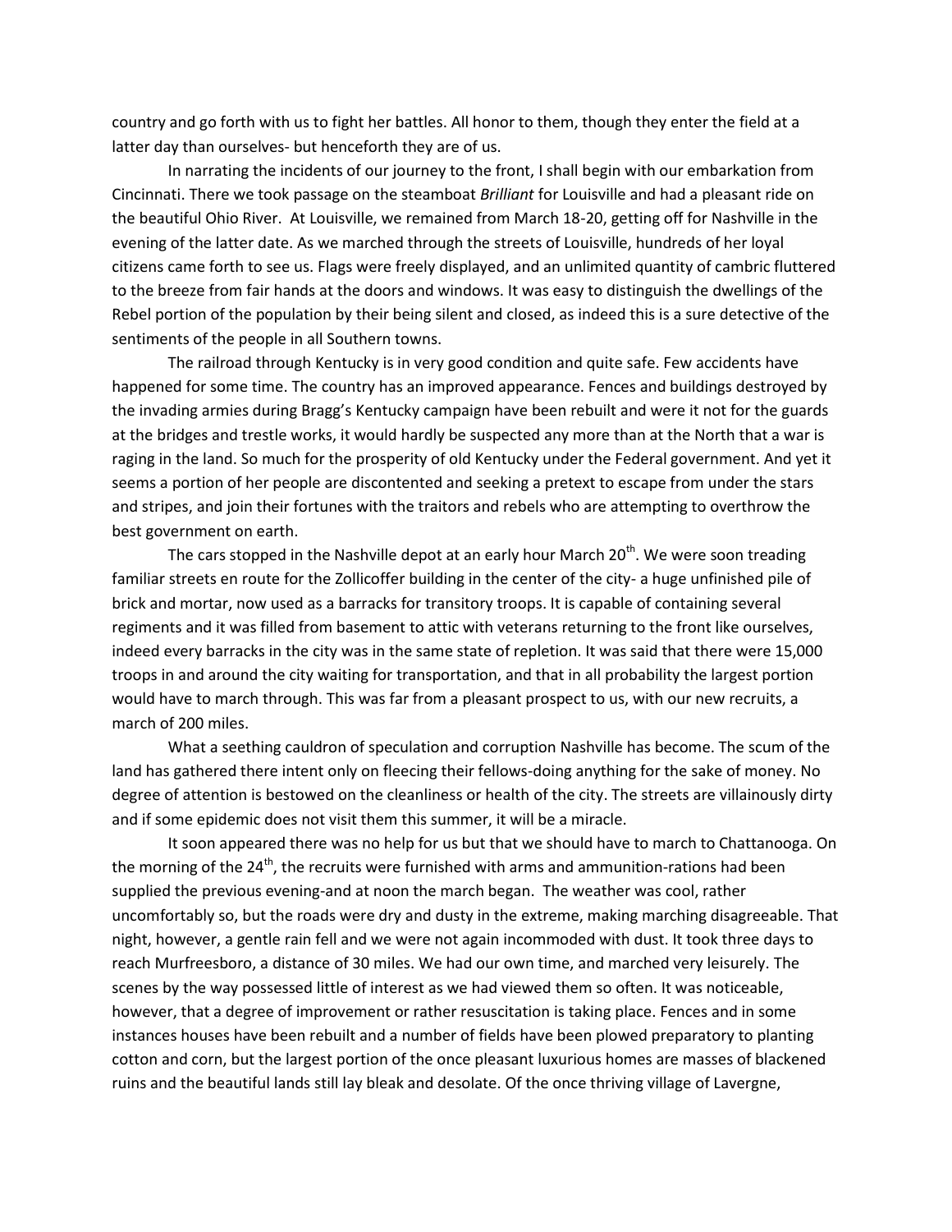country and go forth with us to fight her battles. All honor to them, though they enter the field at a latter day than ourselves- but henceforth they are of us.

In narrating the incidents of our journey to the front, I shall begin with our embarkation from Cincinnati. There we took passage on the steamboat *Brilliant* for Louisville and had a pleasant ride on the beautiful Ohio River. At Louisville, we remained from March 18-20, getting off for Nashville in the evening of the latter date. As we marched through the streets of Louisville, hundreds of her loyal citizens came forth to see us. Flags were freely displayed, and an unlimited quantity of cambric fluttered to the breeze from fair hands at the doors and windows. It was easy to distinguish the dwellings of the Rebel portion of the population by their being silent and closed, as indeed this is a sure detective of the sentiments of the people in all Southern towns.

The railroad through Kentucky is in very good condition and quite safe. Few accidents have happened for some time. The country has an improved appearance. Fences and buildings destroyed by the invading armies during Bragg's Kentucky campaign have been rebuilt and were it not for the guards at the bridges and trestle works, it would hardly be suspected any more than at the North that a war is raging in the land. So much for the prosperity of old Kentucky under the Federal government. And yet it seems a portion of her people are discontented and seeking a pretext to escape from under the stars and stripes, and join their fortunes with the traitors and rebels who are attempting to overthrow the best government on earth.

The cars stopped in the Nashville depot at an early hour March 20th. We were soon treading familiar streets en route for the Zollicoffer building in the center of the city- a huge unfinished pile of brick and mortar, now used as a barracks for transitory troops. It is capable of containing several regiments and it was filled from basement to attic with veterans returning to the front like ourselves, indeed every barracks in the city was in the same state of repletion. It was said that there were 15,000 troops in and around the city waiting for transportation, and that in all probability the largest portion would have to march through. This was far from a pleasant prospect to us, with our new recruits, a march of 200 miles.

What a seething cauldron of speculation and corruption Nashville has become. The scum of the land has gathered there intent only on fleecing their fellows-doing anything for the sake of money. No degree of attention is bestowed on the cleanliness or health of the city. The streets are villainously dirty and if some epidemic does not visit them this summer, it will be a miracle.

It soon appeared there was no help for us but that we should have to march to Chattanooga. On the morning of the 24th, the recruits were furnished with arms and ammunition-rations had been supplied the previous evening-and at noon the march began. The weather was cool, rather uncomfortably so, but the roads were dry and dusty in the extreme, making marching disagreeable. That night, however, a gentle rain fell and we were not again incommoded with dust. It took three days to reach Murfreesboro, a distance of 30 miles. We had our own time, and marched very leisurely. The scenes by the way possessed little of interest as we had viewed them so often. It was noticeable, however, that a degree of improvement or rather resuscitation is taking place. Fences and in some instances houses have been rebuilt and a number of fields have been plowed preparatory to planting cotton and corn, but the largest portion of the once pleasant luxurious homes are masses of blackened ruins and the beautiful lands still lay bleak and desolate. Of the once thriving village of Lavergne,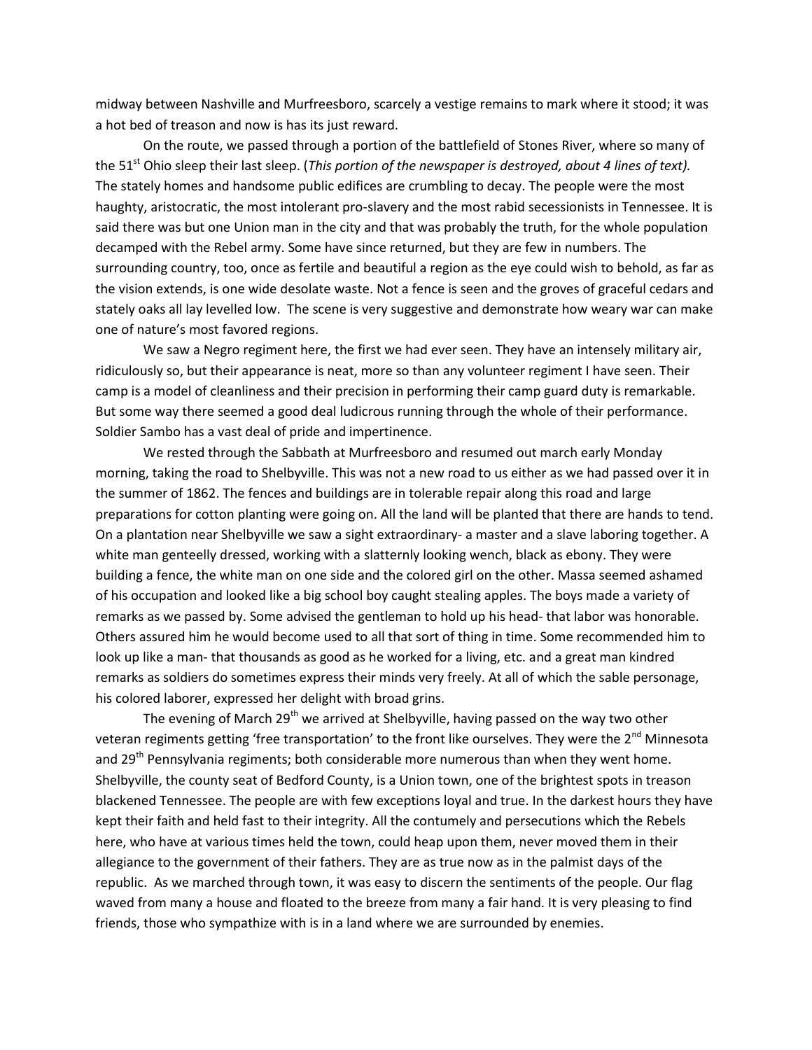midway between Nashville and Murfreesboro, scarcely a vestige remains to mark where it stood; it was a hot bed of treason and now is has its just reward.

On the route, we passed through a portion of the battlefield of Stones River, where so many of the 51st Ohio sleep their last sleep. (*This portion of the newspaper is destroyed, about 4 lines of text).* The stately homes and handsome public edifices are crumbling to decay. The people were the most haughty, aristocratic, the most intolerant pro-slavery and the most rabid secessionists in Tennessee. It is said there was but one Union man in the city and that was probably the truth, for the whole population decamped with the Rebel army. Some have since returned, but they are few in numbers. The surrounding country, too, once as fertile and beautiful a region as the eye could wish to behold, as far as the vision extends, is one wide desolate waste. Not a fence is seen and the groves of graceful cedars and stately oaks all lay levelled low. The scene is very suggestive and demonstrate how weary war can make one of nature's most favored regions.

We saw a Negro regiment here, the first we had ever seen. They have an intensely military air, ridiculously so, but their appearance is neat, more so than any volunteer regiment I have seen. Their camp is a model of cleanliness and their precision in performing their camp guard duty is remarkable. But some way there seemed a good deal ludicrous running through the whole of their performance. Soldier Sambo has a vast deal of pride and impertinence.

We rested through the Sabbath at Murfreesboro and resumed out march early Monday morning, taking the road to Shelbyville. This was not a new road to us either as we had passed over it in the summer of 1862. The fences and buildings are in tolerable repair along this road and large preparations for cotton planting were going on. All the land will be planted that there are hands to tend. On a plantation near Shelbyville we saw a sight extraordinary- a master and a slave laboring together. A white man genteelly dressed, working with a slatternly looking wench, black as ebony. They were building a fence, the white man on one side and the colored girl on the other. Massa seemed ashamed of his occupation and looked like a big school boy caught stealing apples. The boys made a variety of remarks as we passed by. Some advised the gentleman to hold up his head- that labor was honorable. Others assured him he would become used to all that sort of thing in time. Some recommended him to look up like a man- that thousands as good as he worked for a living, etc. and a great man kindred remarks as soldiers do sometimes express their minds very freely. At all of which the sable personage, his colored laborer, expressed her delight with broad grins.

The evening of March 29th we arrived at Shelbyville, having passed on the way two other veteran regiments getting 'free transportation' to the front like ourselves. They were the 2nd Minnesota and 29th Pennsylvania regiments; both considerable more numerous than when they went home. Shelbyville, the county seat of Bedford County, is a Union town, one of the brightest spots in treason blackened Tennessee. The people are with few exceptions loyal and true. In the darkest hours they have kept their faith and held fast to their integrity. All the contumely and persecutions which the Rebels here, who have at various times held the town, could heap upon them, never moved them in their allegiance to the government of their fathers. They are as true now as in the palmist days of the republic. As we marched through town, it was easy to discern the sentiments of the people. Our flag waved from many a house and floated to the breeze from many a fair hand. It is very pleasing to find friends, those who sympathize with is in a land where we are surrounded by enemies.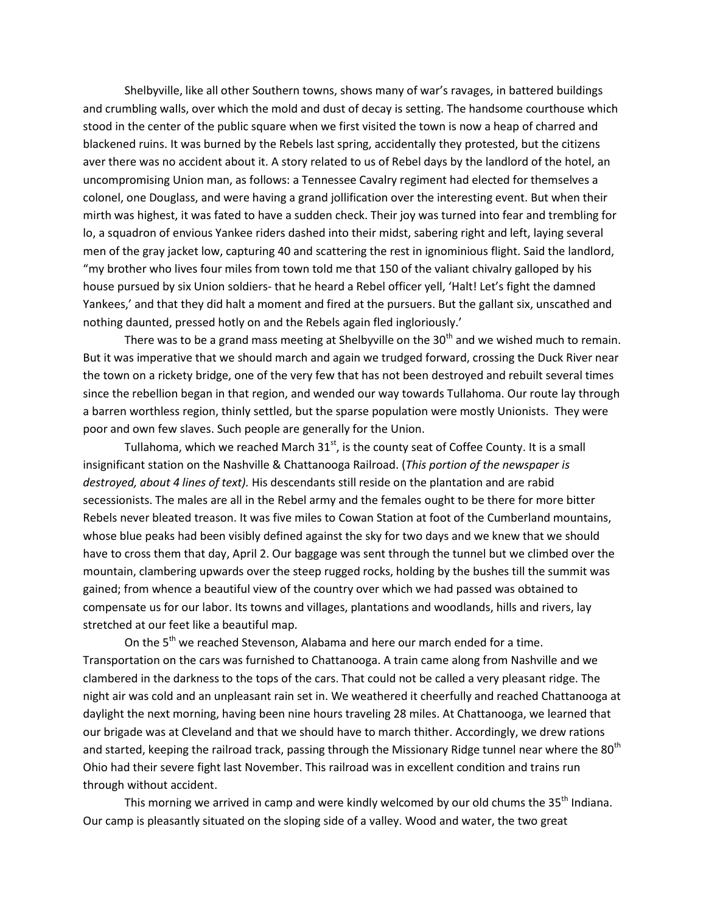Shelbyville, like all other Southern towns, shows many of war's ravages, in battered buildings and crumbling walls, over which the mold and dust of decay is setting. The handsome courthouse which stood in the center of the public square when we first visited the town is now a heap of charred and blackened ruins. It was burned by the Rebels last spring, accidentally they protested, but the citizens aver there was no accident about it. A story related to us of Rebel days by the landlord of the hotel, an uncompromising Union man, as follows: a Tennessee Cavalry regiment had elected for themselves a colonel, one Douglass, and were having a grand jollification over the interesting event. But when their mirth was highest, it was fated to have a sudden check. Their joy was turned into fear and trembling for lo, a squadron of envious Yankee riders dashed into their midst, sabering right and left, laying several men of the gray jacket low, capturing 40 and scattering the rest in ignominious flight. Said the landlord, "my brother who lives four miles from town told me that 150 of the valiant chivalry galloped by his house pursued by six Union soldiers- that he heard a Rebel officer yell, 'Halt! Let's fight the damned Yankees,' and that they did halt a moment and fired at the pursuers. But the gallant six, unscathed and nothing daunted, pressed hotly on and the Rebels again fled ingloriously.'

There was to be a grand mass meeting at Shelbyville on the 30th and we wished much to remain. But it was imperative that we should march and again we trudged forward, crossing the Duck River near the town on a rickety bridge, one of the very few that has not been destroyed and rebuilt several times since the rebellion began in that region, and wended our way towards Tullahoma. Our route lay through a barren worthless region, thinly settled, but the sparse population were mostly Unionists. They were poor and own few slaves. Such people are generally for the Union.

Tullahoma, which we reached March 31st, is the county seat of Coffee County. It is a small insignificant station on the Nashville & Chattanooga Railroad. (*This portion of the newspaper is destroyed, about 4 lines of text).* His descendants still reside on the plantation and are rabid secessionists. The males are all in the Rebel army and the females ought to be there for more bitter Rebels never bleated treason. It was five miles to Cowan Station at foot of the Cumberland mountains, whose blue peaks had been visibly defined against the sky for two days and we knew that we should have to cross them that day, April 2. Our baggage was sent through the tunnel but we climbed over the mountain, clambering upwards over the steep rugged rocks, holding by the bushes till the summit was gained; from whence a beautiful view of the country over which we had passed was obtained to compensate us for our labor. Its towns and villages, plantations and woodlands, hills and rivers, lay stretched at our feet like a beautiful map.

On the 5th we reached Stevenson, Alabama and here our march ended for a time. Transportation on the cars was furnished to Chattanooga. A train came along from Nashville and we clambered in the darkness to the tops of the cars. That could not be called a very pleasant ridge. The night air was cold and an unpleasant rain set in. We weathered it cheerfully and reached Chattanooga at daylight the next morning, having been nine hours traveling 28 miles. At Chattanooga, we learned that our brigade was at Cleveland and that we should have to march thither. Accordingly, we drew rations and started, keeping the railroad track, passing through the Missionary Ridge tunnel near where the 80th Ohio had their severe fight last November. This railroad was in excellent condition and trains run through without accident.

This morning we arrived in camp and were kindly welcomed by our old chums the 35th Indiana. Our camp is pleasantly situated on the sloping side of a valley. Wood and water, the two great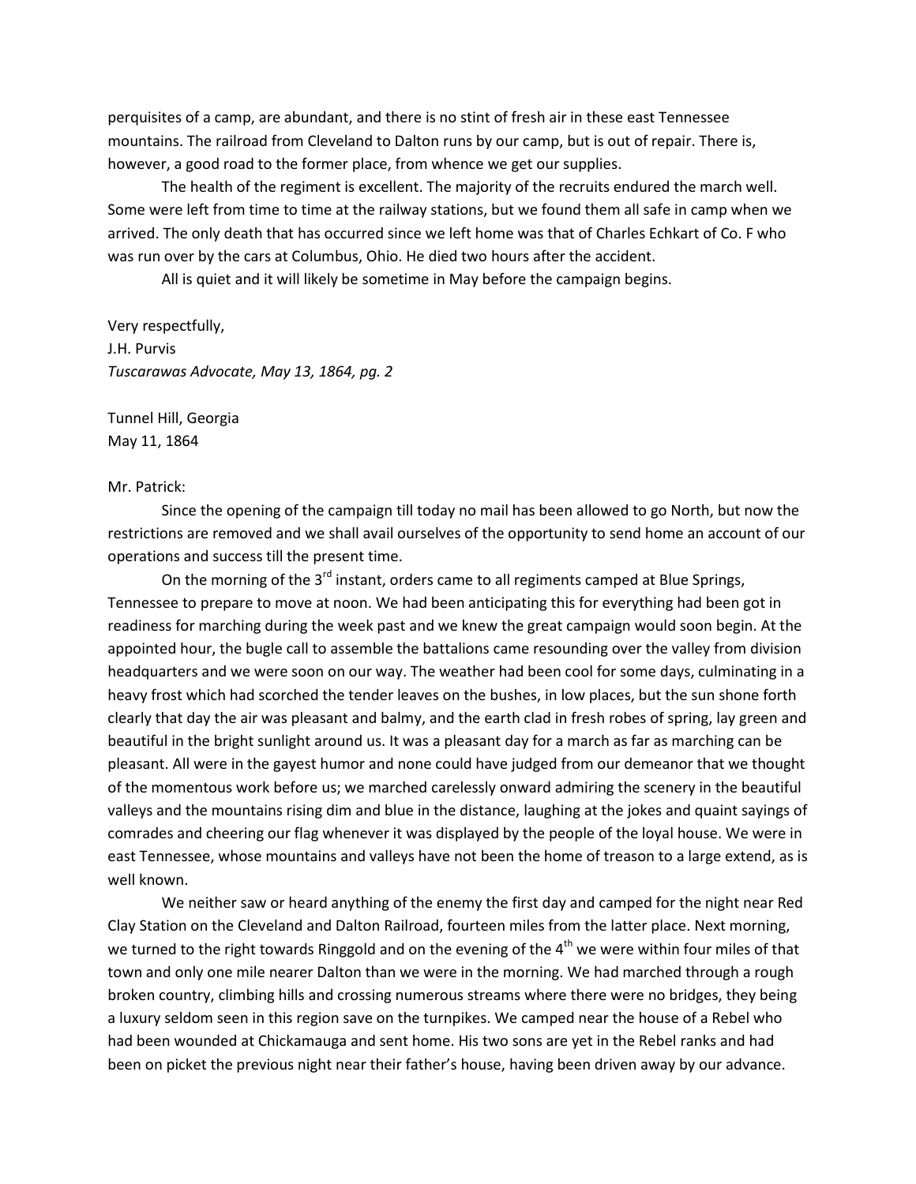perquisites of a camp, are abundant, and there is no stint of fresh air in these east Tennessee mountains. The railroad from Cleveland to Dalton runs by our camp, but is out of repair. There is, however, a good road to the former place, from whence we get our supplies.

The health of the regiment is excellent. The majority of the recruits endured the march well. Some were left from time to time at the railway stations, but we found them all safe in camp when we arrived. The only death that has occurred since we left home was that of Charles Echkart of Co. F who was run over by the cars at Columbus, Ohio. He died two hours after the accident.

All is quiet and it will likely be sometime in May before the campaign begins.

Very respectfully,
J.H. Purvis
*Tuscarawas Advocate, May 13, 1864, pg. 2*

Tunnel Hill, Georgia
May 11, 1864

Mr. Patrick:

Since the opening of the campaign till today no mail has been allowed to go North, but now the restrictions are removed and we shall avail ourselves of the opportunity to send home an account of our operations and success till the present time.

On the morning of the 3rd instant, orders came to all regiments camped at Blue Springs, Tennessee to prepare to move at noon. We had been anticipating this for everything had been got in readiness for marching during the week past and we knew the great campaign would soon begin. At the appointed hour, the bugle call to assemble the battalions came resounding over the valley from division headquarters and we were soon on our way. The weather had been cool for some days, culminating in a heavy frost which had scorched the tender leaves on the bushes, in low places, but the sun shone forth clearly that day the air was pleasant and balmy, and the earth clad in fresh robes of spring, lay green and beautiful in the bright sunlight around us. It was a pleasant day for a march as far as marching can be pleasant. All were in the gayest humor and none could have judged from our demeanor that we thought of the momentous work before us; we marched carelessly onward admiring the scenery in the beautiful valleys and the mountains rising dim and blue in the distance, laughing at the jokes and quaint sayings of comrades and cheering our flag whenever it was displayed by the people of the loyal house. We were in east Tennessee, whose mountains and valleys have not been the home of treason to a large extend, as is well known.

We neither saw or heard anything of the enemy the first day and camped for the night near Red Clay Station on the Cleveland and Dalton Railroad, fourteen miles from the latter place. Next morning, we turned to the right towards Ringgold and on the evening of the 4th we were within four miles of that town and only one mile nearer Dalton than we were in the morning. We had marched through a rough broken country, climbing hills and crossing numerous streams where there were no bridges, they being a luxury seldom seen in this region save on the turnpikes. We camped near the house of a Rebel who had been wounded at Chickamauga and sent home. His two sons are yet in the Rebel ranks and had been on picket the previous night near their father's house, having been driven away by our advance.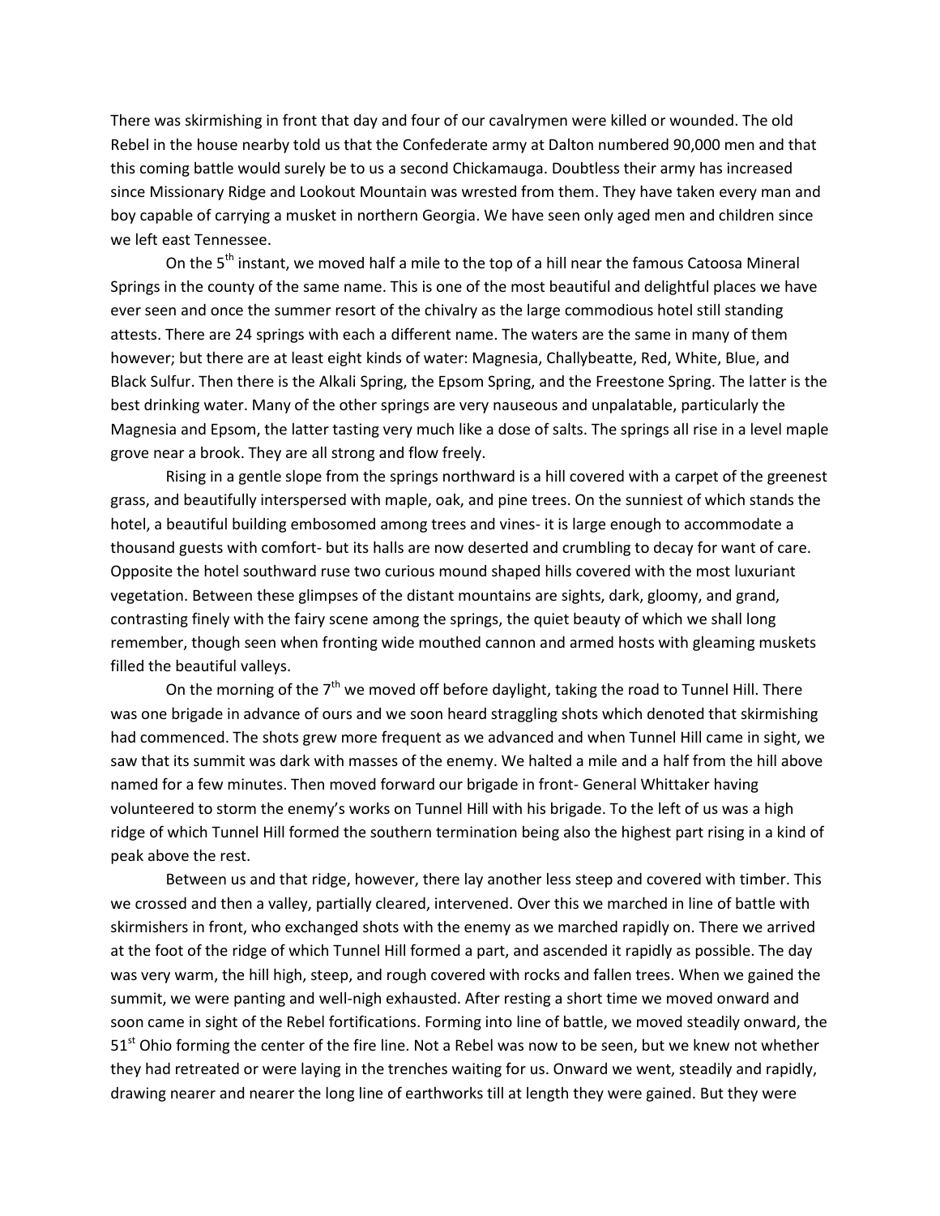There was skirmishing in front that day and four of our cavalrymen were killed or wounded. The old Rebel in the house nearby told us that the Confederate army at Dalton numbered 90,000 men and that this coming battle would surely be to us a second Chickamauga. Doubtless their army has increased since Missionary Ridge and Lookout Mountain was wrested from them. They have taken every man and boy capable of carrying a musket in northern Georgia. We have seen only aged men and children since we left east Tennessee.

On the 5th instant, we moved half a mile to the top of a hill near the famous Catoosa Mineral Springs in the county of the same name. This is one of the most beautiful and delightful places we have ever seen and once the summer resort of the chivalry as the large commodious hotel still standing attests. There are 24 springs with each a different name. The waters are the same in many of them however; but there are at least eight kinds of water: Magnesia, Challybeatte, Red, White, Blue, and Black Sulfur. Then there is the Alkali Spring, the Epsom Spring, and the Freestone Spring. The latter is the best drinking water. Many of the other springs are very nauseous and unpalatable, particularly the Magnesia and Epsom, the latter tasting very much like a dose of salts. The springs all rise in a level maple grove near a brook. They are all strong and flow freely.

Rising in a gentle slope from the springs northward is a hill covered with a carpet of the greenest grass, and beautifully interspersed with maple, oak, and pine trees. On the sunniest of which stands the hotel, a beautiful building embosomed among trees and vines- it is large enough to accommodate a thousand guests with comfort- but its halls are now deserted and crumbling to decay for want of care. Opposite the hotel southward ruse two curious mound shaped hills covered with the most luxuriant vegetation. Between these glimpses of the distant mountains are sights, dark, gloomy, and grand, contrasting finely with the fairy scene among the springs, the quiet beauty of which we shall long remember, though seen when fronting wide mouthed cannon and armed hosts with gleaming muskets filled the beautiful valleys.

On the morning of the 7th we moved off before daylight, taking the road to Tunnel Hill. There was one brigade in advance of ours and we soon heard straggling shots which denoted that skirmishing had commenced. The shots grew more frequent as we advanced and when Tunnel Hill came in sight, we saw that its summit was dark with masses of the enemy. We halted a mile and a half from the hill above named for a few minutes. Then moved forward our brigade in front- General Whittaker having volunteered to storm the enemy's works on Tunnel Hill with his brigade. To the left of us was a high ridge of which Tunnel Hill formed the southern termination being also the highest part rising in a kind of peak above the rest.

Between us and that ridge, however, there lay another less steep and covered with timber. This we crossed and then a valley, partially cleared, intervened. Over this we marched in line of battle with skirmishers in front, who exchanged shots with the enemy as we marched rapidly on. There we arrived at the foot of the ridge of which Tunnel Hill formed a part, and ascended it rapidly as possible. The day was very warm, the hill high, steep, and rough covered with rocks and fallen trees. When we gained the summit, we were panting and well-nigh exhausted. After resting a short time we moved onward and soon came in sight of the Rebel fortifications. Forming into line of battle, we moved steadily onward, the 51st Ohio forming the center of the fire line. Not a Rebel was now to be seen, but we knew not whether they had retreated or were laying in the trenches waiting for us. Onward we went, steadily and rapidly, drawing nearer and nearer the long line of earthworks till at length they were gained. But they were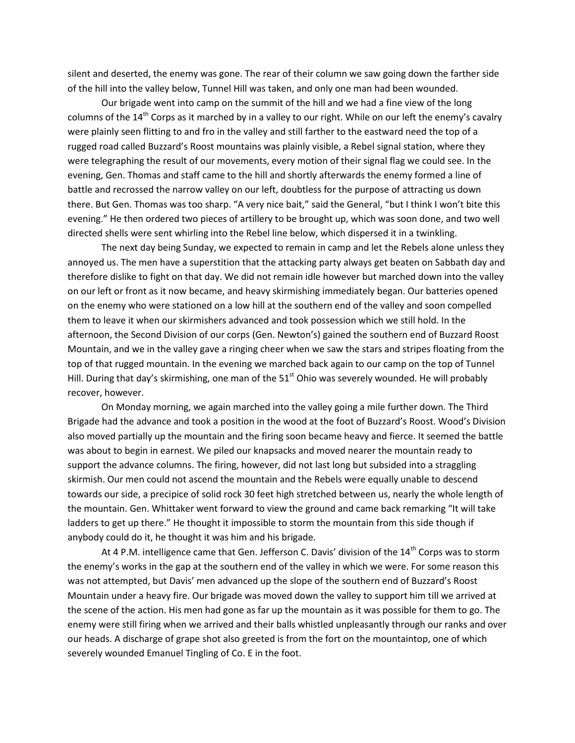silent and deserted, the enemy was gone. The rear of their column we saw going down the farther side of the hill into the valley below, Tunnel Hill was taken, and only one man had been wounded.

Our brigade went into camp on the summit of the hill and we had a fine view of the long columns of the 14th Corps as it marched by in a valley to our right. While on our left the enemy's cavalry were plainly seen flitting to and fro in the valley and still farther to the eastward need the top of a rugged road called Buzzard's Roost mountains was plainly visible, a Rebel signal station, where they were telegraphing the result of our movements, every motion of their signal flag we could see. In the evening, Gen. Thomas and staff came to the hill and shortly afterwards the enemy formed a line of battle and recrossed the narrow valley on our left, doubtless for the purpose of attracting us down there. But Gen. Thomas was too sharp. "A very nice bait," said the General, "but I think I won't bite this evening." He then ordered two pieces of artillery to be brought up, which was soon done, and two well directed shells were sent whirling into the Rebel line below, which dispersed it in a twinkling.

The next day being Sunday, we expected to remain in camp and let the Rebels alone unless they annoyed us. The men have a superstition that the attacking party always get beaten on Sabbath day and therefore dislike to fight on that day. We did not remain idle however but marched down into the valley on our left or front as it now became, and heavy skirmishing immediately began. Our batteries opened on the enemy who were stationed on a low hill at the southern end of the valley and soon compelled them to leave it when our skirmishers advanced and took possession which we still hold. In the afternoon, the Second Division of our corps (Gen. Newton's) gained the southern end of Buzzard Roost Mountain, and we in the valley gave a ringing cheer when we saw the stars and stripes floating from the top of that rugged mountain. In the evening we marched back again to our camp on the top of Tunnel Hill. During that day's skirmishing, one man of the 51st Ohio was severely wounded. He will probably recover, however.

On Monday morning, we again marched into the valley going a mile further down. The Third Brigade had the advance and took a position in the wood at the foot of Buzzard's Roost. Wood's Division also moved partially up the mountain and the firing soon became heavy and fierce. It seemed the battle was about to begin in earnest. We piled our knapsacks and moved nearer the mountain ready to support the advance columns. The firing, however, did not last long but subsided into a straggling skirmish. Our men could not ascend the mountain and the Rebels were equally unable to descend towards our side, a precipice of solid rock 30 feet high stretched between us, nearly the whole length of the mountain. Gen. Whittaker went forward to view the ground and came back remarking "It will take ladders to get up there." He thought it impossible to storm the mountain from this side though if anybody could do it, he thought it was him and his brigade.

At 4 P.M. intelligence came that Gen. Jefferson C. Davis' division of the 14th Corps was to storm the enemy's works in the gap at the southern end of the valley in which we were. For some reason this was not attempted, but Davis' men advanced up the slope of the southern end of Buzzard's Roost Mountain under a heavy fire. Our brigade was moved down the valley to support him till we arrived at the scene of the action. His men had gone as far up the mountain as it was possible for them to go. The enemy were still firing when we arrived and their balls whistled unpleasantly through our ranks and over our heads. A discharge of grape shot also greeted is from the fort on the mountaintop, one of which severely wounded Emanuel Tingling of Co. E in the foot.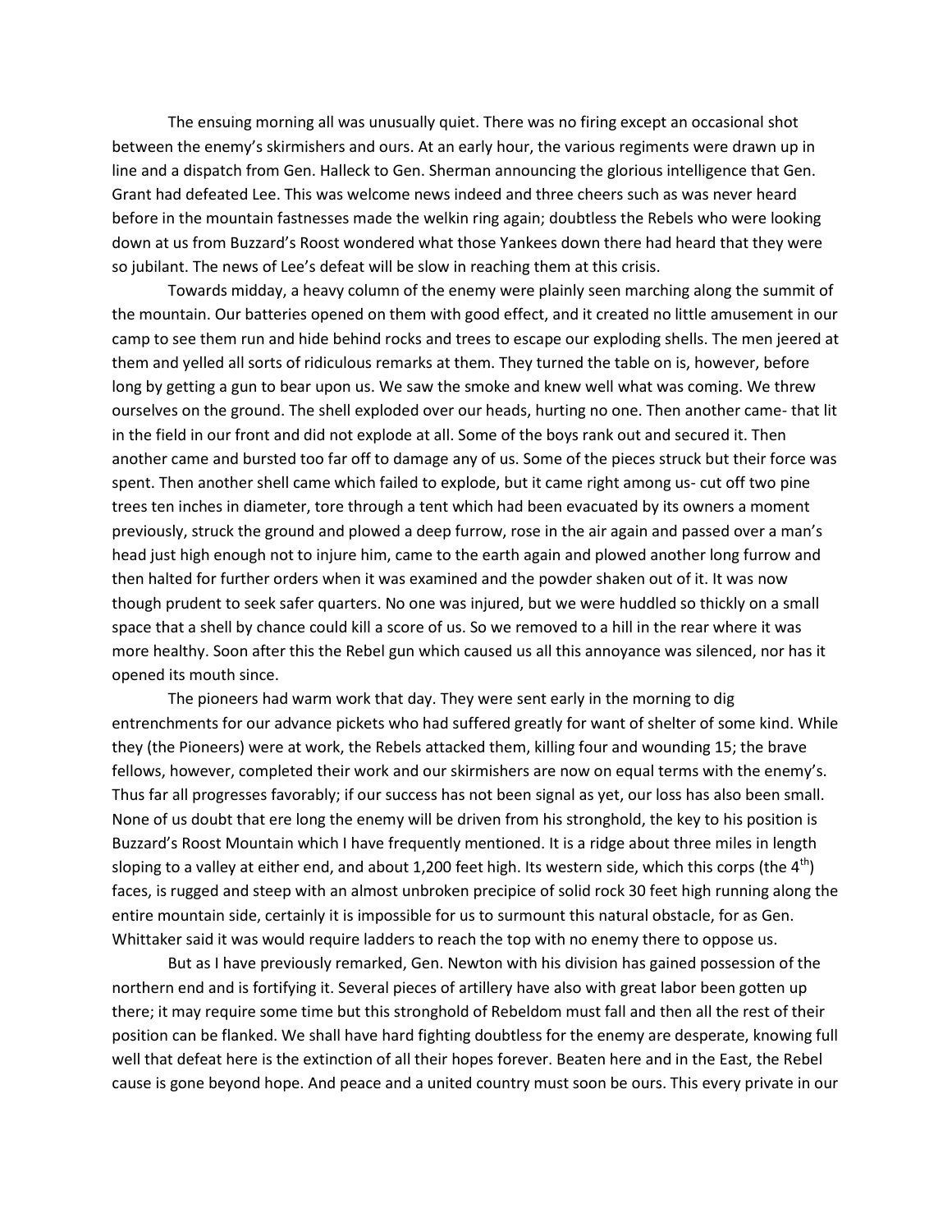The ensuing morning all was unusually quiet. There was no firing except an occasional shot between the enemy's skirmishers and ours. At an early hour, the various regiments were drawn up in line and a dispatch from Gen. Halleck to Gen. Sherman announcing the glorious intelligence that Gen. Grant had defeated Lee. This was welcome news indeed and three cheers such as was never heard before in the mountain fastnesses made the welkin ring again; doubtless the Rebels who were looking down at us from Buzzard's Roost wondered what those Yankees down there had heard that they were so jubilant. The news of Lee's defeat will be slow in reaching them at this crisis.

Towards midday, a heavy column of the enemy were plainly seen marching along the summit of the mountain. Our batteries opened on them with good effect, and it created no little amusement in our camp to see them run and hide behind rocks and trees to escape our exploding shells. The men jeered at them and yelled all sorts of ridiculous remarks at them. They turned the table on is, however, before long by getting a gun to bear upon us. We saw the smoke and knew well what was coming. We threw ourselves on the ground. The shell exploded over our heads, hurting no one. Then another came- that lit in the field in our front and did not explode at all. Some of the boys rank out and secured it. Then another came and bursted too far off to damage any of us. Some of the pieces struck but their force was spent. Then another shell came which failed to explode, but it came right among us- cut off two pine trees ten inches in diameter, tore through a tent which had been evacuated by its owners a moment previously, struck the ground and plowed a deep furrow, rose in the air again and passed over a man's head just high enough not to injure him, came to the earth again and plowed another long furrow and then halted for further orders when it was examined and the powder shaken out of it. It was now though prudent to seek safer quarters. No one was injured, but we were huddled so thickly on a small space that a shell by chance could kill a score of us. So we removed to a hill in the rear where it was more healthy. Soon after this the Rebel gun which caused us all this annoyance was silenced, nor has it opened its mouth since.

The pioneers had warm work that day. They were sent early in the morning to dig entrenchments for our advance pickets who had suffered greatly for want of shelter of some kind. While they (the Pioneers) were at work, the Rebels attacked them, killing four and wounding 15; the brave fellows, however, completed their work and our skirmishers are now on equal terms with the enemy's. Thus far all progresses favorably; if our success has not been signal as yet, our loss has also been small. None of us doubt that ere long the enemy will be driven from his stronghold, the key to his position is Buzzard's Roost Mountain which I have frequently mentioned. It is a ridge about three miles in length sloping to a valley at either end, and about 1,200 feet high. Its western side, which this corps (the 4th) faces, is rugged and steep with an almost unbroken precipice of solid rock 30 feet high running along the entire mountain side, certainly it is impossible for us to surmount this natural obstacle, for as Gen. Whittaker said it was would require ladders to reach the top with no enemy there to oppose us.

But as I have previously remarked, Gen. Newton with his division has gained possession of the northern end and is fortifying it. Several pieces of artillery have also with great labor been gotten up there; it may require some time but this stronghold of Rebeldom must fall and then all the rest of their position can be flanked. We shall have hard fighting doubtless for the enemy are desperate, knowing full well that defeat here is the extinction of all their hopes forever. Beaten here and in the East, the Rebel cause is gone beyond hope. And peace and a united country must soon be ours. This every private in our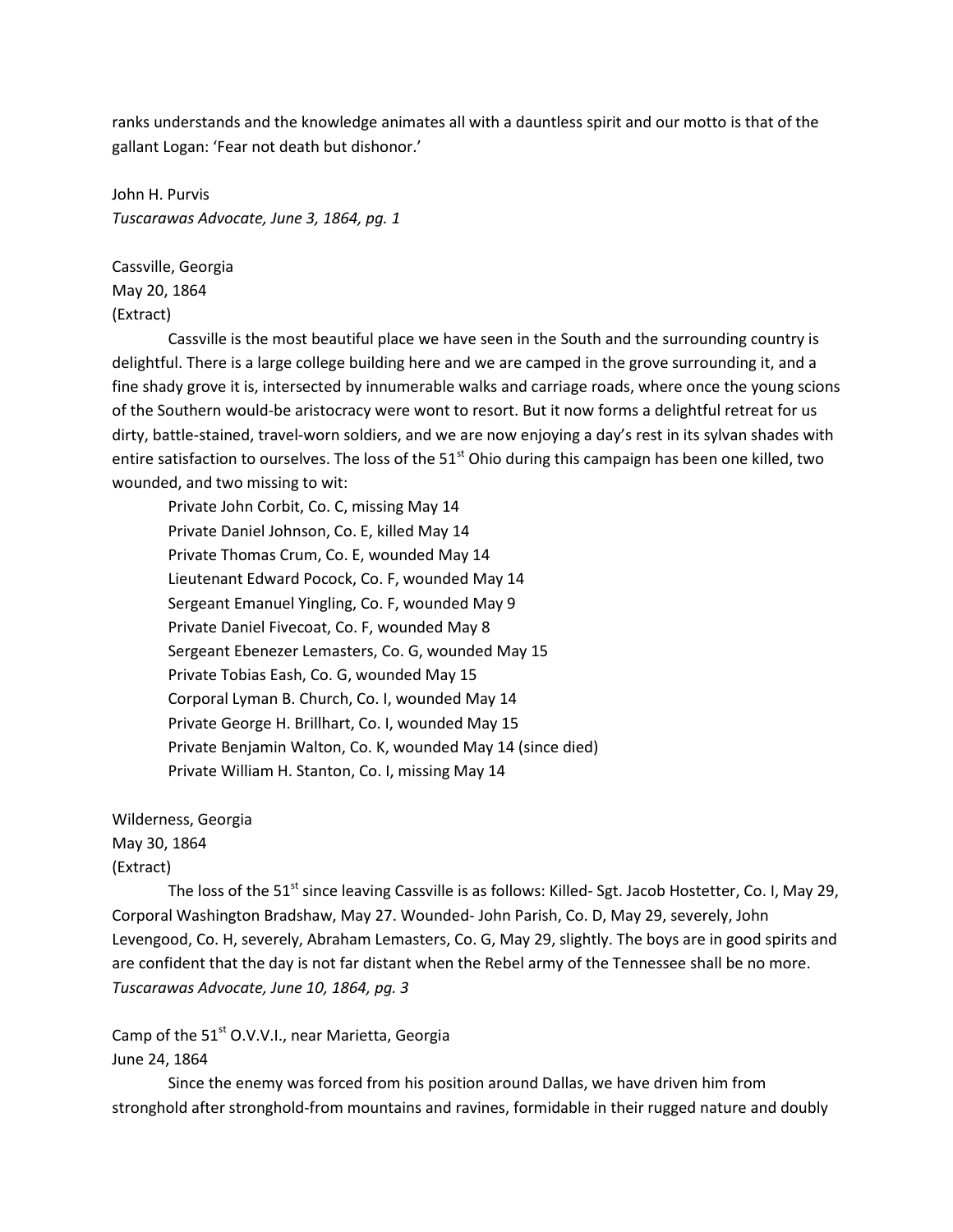ranks understands and the knowledge animates all with a dauntless spirit and our motto is that of the gallant Logan: 'Fear not death but dishonor.'

John H. Purvis
*Tuscarawas Advocate, June 3, 1864, pg. 1*

Cassville, Georgia
May 20, 1864
(Extract)

Cassville is the most beautiful place we have seen in the South and the surrounding country is delightful. There is a large college building here and we are camped in the grove surrounding it, and a fine shady grove it is, intersected by innumerable walks and carriage roads, where once the young scions of the Southern would-be aristocracy were wont to resort. But it now forms a delightful retreat for us dirty, battle-stained, travel-worn soldiers, and we are now enjoying a day's rest in its sylvan shades with entire satisfaction to ourselves. The loss of the 51st Ohio during this campaign has been one killed, two wounded, and two missing to wit:

Private John Corbit, Co. C, missing May 14
Private Daniel Johnson, Co. E, killed May 14
Private Thomas Crum, Co. E, wounded May 14
Lieutenant Edward Pocock, Co. F, wounded May 14
Sergeant Emanuel Yingling, Co. F, wounded May 9
Private Daniel Fivecoat, Co. F, wounded May 8
Sergeant Ebenezer Lemasters, Co. G, wounded May 15
Private Tobias Eash, Co. G, wounded May 15
Corporal Lyman B. Church, Co. I, wounded May 14
Private George H. Brillhart, Co. I, wounded May 15
Private Benjamin Walton, Co. K, wounded May 14 (since died)
Private William H. Stanton, Co. I, missing May 14

Wilderness, Georgia
May 30, 1864
(Extract)

The loss of the 51st since leaving Cassville is as follows: Killed- Sgt. Jacob Hostetter, Co. I, May 29, Corporal Washington Bradshaw, May 27. Wounded- John Parish, Co. D, May 29, severely, John Levengood, Co. H, severely, Abraham Lemasters, Co. G, May 29, slightly. The boys are in good spirits and are confident that the day is not far distant when the Rebel army of the Tennessee shall be no more.
*Tuscarawas Advocate, June 10, 1864, pg. 3*

Camp of the 51st O.V.V.I., near Marietta, Georgia
June 24, 1864

Since the enemy was forced from his position around Dallas, we have driven him from stronghold after stronghold-from mountains and ravines, formidable in their rugged nature and doubly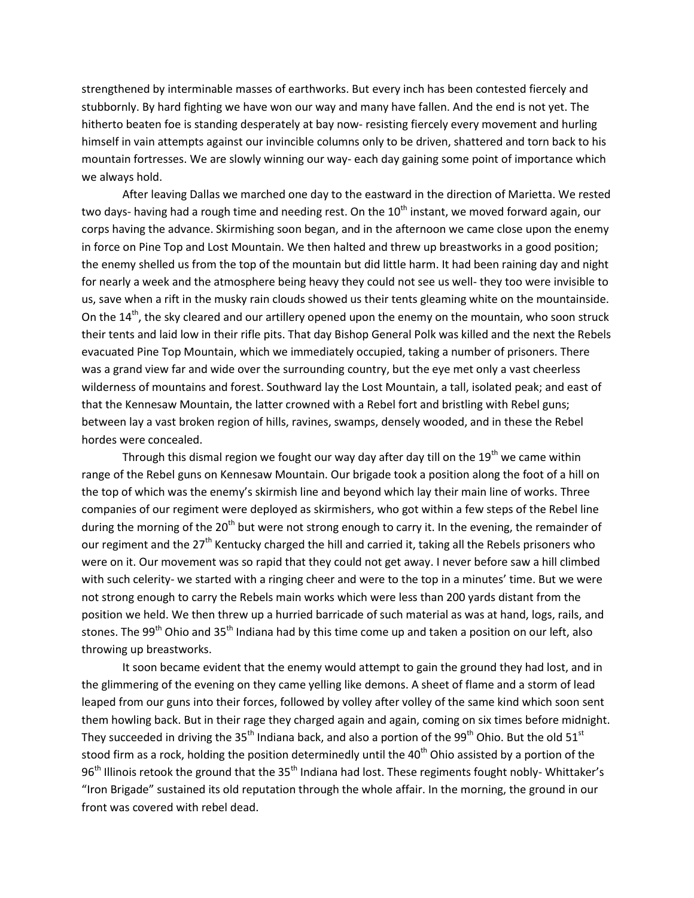strengthened by interminable masses of earthworks. But every inch has been contested fiercely and stubbornly. By hard fighting we have won our way and many have fallen. And the end is not yet. The hitherto beaten foe is standing desperately at bay now- resisting fiercely every movement and hurling himself in vain attempts against our invincible columns only to be driven, shattered and torn back to his mountain fortresses. We are slowly winning our way- each day gaining some point of importance which we always hold.

After leaving Dallas we marched one day to the eastward in the direction of Marietta. We rested two days- having had a rough time and needing rest. On the 10th instant, we moved forward again, our corps having the advance. Skirmishing soon began, and in the afternoon we came close upon the enemy in force on Pine Top and Lost Mountain. We then halted and threw up breastworks in a good position; the enemy shelled us from the top of the mountain but did little harm. It had been raining day and night for nearly a week and the atmosphere being heavy they could not see us well- they too were invisible to us, save when a rift in the musky rain clouds showed us their tents gleaming white on the mountainside. On the 14th, the sky cleared and our artillery opened upon the enemy on the mountain, who soon struck their tents and laid low in their rifle pits. That day Bishop General Polk was killed and the next the Rebels evacuated Pine Top Mountain, which we immediately occupied, taking a number of prisoners. There was a grand view far and wide over the surrounding country, but the eye met only a vast cheerless wilderness of mountains and forest. Southward lay the Lost Mountain, a tall, isolated peak; and east of that the Kennesaw Mountain, the latter crowned with a Rebel fort and bristling with Rebel guns; between lay a vast broken region of hills, ravines, swamps, densely wooded, and in these the Rebel hordes were concealed.

Through this dismal region we fought our way day after day till on the 19th we came within range of the Rebel guns on Kennesaw Mountain. Our brigade took a position along the foot of a hill on the top of which was the enemy's skirmish line and beyond which lay their main line of works. Three companies of our regiment were deployed as skirmishers, who got within a few steps of the Rebel line during the morning of the 20th but were not strong enough to carry it. In the evening, the remainder of our regiment and the 27th Kentucky charged the hill and carried it, taking all the Rebels prisoners who were on it. Our movement was so rapid that they could not get away. I never before saw a hill climbed with such celerity- we started with a ringing cheer and were to the top in a minutes' time. But we were not strong enough to carry the Rebels main works which were less than 200 yards distant from the position we held. We then threw up a hurried barricade of such material as was at hand, logs, rails, and stones. The 99th Ohio and 35th Indiana had by this time come up and taken a position on our left, also throwing up breastworks.

It soon became evident that the enemy would attempt to gain the ground they had lost, and in the glimmering of the evening on they came yelling like demons. A sheet of flame and a storm of lead leaped from our guns into their forces, followed by volley after volley of the same kind which soon sent them howling back. But in their rage they charged again and again, coming on six times before midnight. They succeeded in driving the 35th Indiana back, and also a portion of the 99th Ohio. But the old 51st stood firm as a rock, holding the position determinedly until the 40th Ohio assisted by a portion of the 96th Illinois retook the ground that the 35th Indiana had lost. These regiments fought nobly- Whittaker's "Iron Brigade" sustained its old reputation through the whole affair. In the morning, the ground in our front was covered with rebel dead.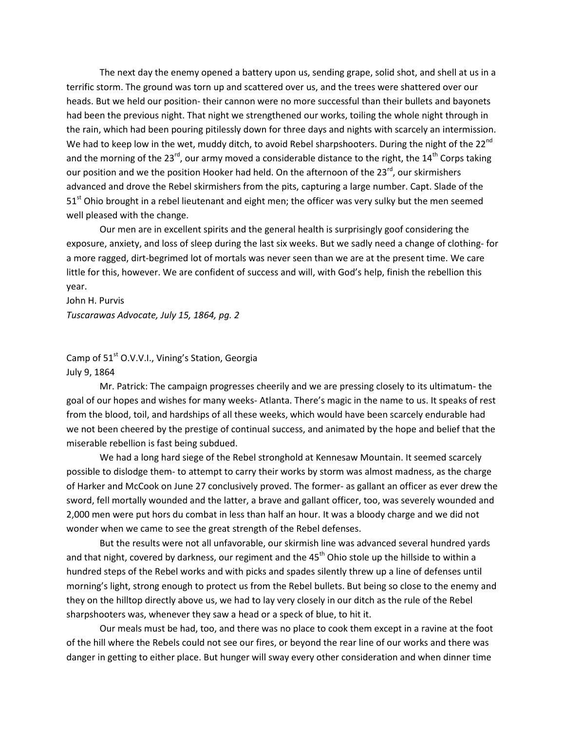The next day the enemy opened a battery upon us, sending grape, solid shot, and shell at us in a terrific storm. The ground was torn up and scattered over us, and the trees were shattered over our heads. But we held our position- their cannon were no more successful than their bullets and bayonets had been the previous night. That night we strengthened our works, toiling the whole night through in the rain, which had been pouring pitilessly down for three days and nights with scarcely an intermission. We had to keep low in the wet, muddy ditch, to avoid Rebel sharpshooters. During the night of the 22nd and the morning of the 23rd, our army moved a considerable distance to the right, the 14th Corps taking our position and we the position Hooker had held. On the afternoon of the 23rd, our skirmishers advanced and drove the Rebel skirmishers from the pits, capturing a large number. Capt. Slade of the 51st Ohio brought in a rebel lieutenant and eight men; the officer was very sulky but the men seemed well pleased with the change.

Our men are in excellent spirits and the general health is surprisingly goof considering the exposure, anxiety, and loss of sleep during the last six weeks. But we sadly need a change of clothing- for a more ragged, dirt-begrimed lot of mortals was never seen than we are at the present time. We care little for this, however. We are confident of success and will, with God's help, finish the rebellion this year.

John H. Purvis

*Tuscarawas Advocate, July 15, 1864, pg. 2*

Camp of 51st O.V.V.I., Vining's Station, Georgia

July 9, 1864

Mr. Patrick: The campaign progresses cheerily and we are pressing closely to its ultimatum- the goal of our hopes and wishes for many weeks- Atlanta. There's magic in the name to us. It speaks of rest from the blood, toil, and hardships of all these weeks, which would have been scarcely endurable had we not been cheered by the prestige of continual success, and animated by the hope and belief that the miserable rebellion is fast being subdued.

We had a long hard siege of the Rebel stronghold at Kennesaw Mountain. It seemed scarcely possible to dislodge them- to attempt to carry their works by storm was almost madness, as the charge of Harker and McCook on June 27 conclusively proved. The former- as gallant an officer as ever drew the sword, fell mortally wounded and the latter, a brave and gallant officer, too, was severely wounded and 2,000 men were put hors du combat in less than half an hour. It was a bloody charge and we did not wonder when we came to see the great strength of the Rebel defenses.

But the results were not all unfavorable, our skirmish line was advanced several hundred yards and that night, covered by darkness, our regiment and the 45th Ohio stole up the hillside to within a hundred steps of the Rebel works and with picks and spades silently threw up a line of defenses until morning's light, strong enough to protect us from the Rebel bullets. But being so close to the enemy and they on the hilltop directly above us, we had to lay very closely in our ditch as the rule of the Rebel sharpshooters was, whenever they saw a head or a speck of blue, to hit it.

Our meals must be had, too, and there was no place to cook them except in a ravine at the foot of the hill where the Rebels could not see our fires, or beyond the rear line of our works and there was danger in getting to either place. But hunger will sway every other consideration and when dinner time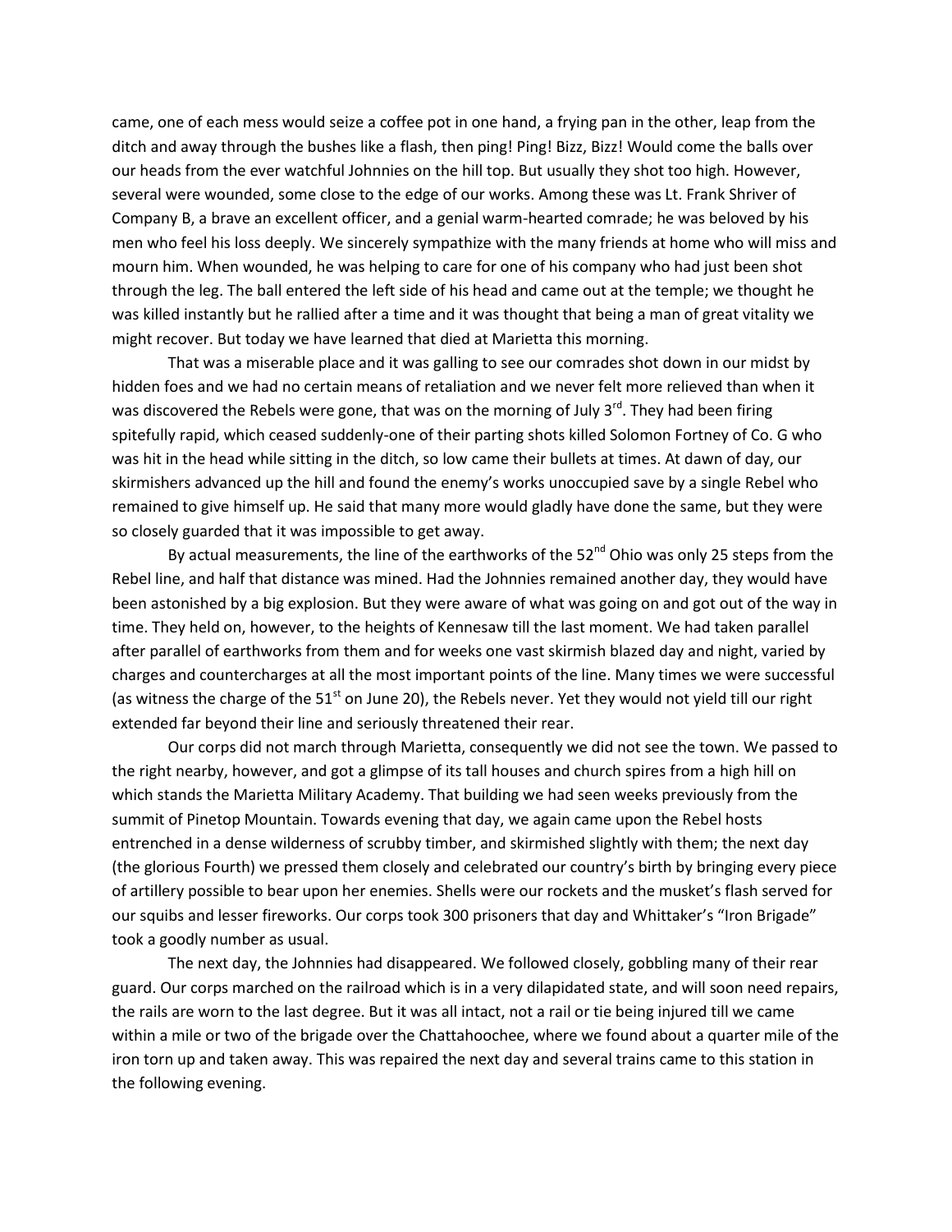came, one of each mess would seize a coffee pot in one hand, a frying pan in the other, leap from the ditch and away through the bushes like a flash, then ping! Ping! Bizz, Bizz! Would come the balls over our heads from the ever watchful Johnnies on the hill top. But usually they shot too high. However, several were wounded, some close to the edge of our works. Among these was Lt. Frank Shriver of Company B, a brave an excellent officer, and a genial warm-hearted comrade; he was beloved by his men who feel his loss deeply. We sincerely sympathize with the many friends at home who will miss and mourn him. When wounded, he was helping to care for one of his company who had just been shot through the leg. The ball entered the left side of his head and came out at the temple; we thought he was killed instantly but he rallied after a time and it was thought that being a man of great vitality we might recover. But today we have learned that died at Marietta this morning.

That was a miserable place and it was galling to see our comrades shot down in our midst by hidden foes and we had no certain means of retaliation and we never felt more relieved than when it was discovered the Rebels were gone, that was on the morning of July 3rd. They had been firing spitefully rapid, which ceased suddenly-one of their parting shots killed Solomon Fortney of Co. G who was hit in the head while sitting in the ditch, so low came their bullets at times. At dawn of day, our skirmishers advanced up the hill and found the enemy's works unoccupied save by a single Rebel who remained to give himself up. He said that many more would gladly have done the same, but they were so closely guarded that it was impossible to get away.

By actual measurements, the line of the earthworks of the 52nd Ohio was only 25 steps from the Rebel line, and half that distance was mined. Had the Johnnies remained another day, they would have been astonished by a big explosion. But they were aware of what was going on and got out of the way in time. They held on, however, to the heights of Kennesaw till the last moment. We had taken parallel after parallel of earthworks from them and for weeks one vast skirmish blazed day and night, varied by charges and countercharges at all the most important points of the line. Many times we were successful (as witness the charge of the 51st on June 20), the Rebels never. Yet they would not yield till our right extended far beyond their line and seriously threatened their rear.

Our corps did not march through Marietta, consequently we did not see the town. We passed to the right nearby, however, and got a glimpse of its tall houses and church spires from a high hill on which stands the Marietta Military Academy. That building we had seen weeks previously from the summit of Pinetop Mountain. Towards evening that day, we again came upon the Rebel hosts entrenched in a dense wilderness of scrubby timber, and skirmished slightly with them; the next day (the glorious Fourth) we pressed them closely and celebrated our country's birth by bringing every piece of artillery possible to bear upon her enemies. Shells were our rockets and the musket's flash served for our squibs and lesser fireworks. Our corps took 300 prisoners that day and Whittaker's "Iron Brigade" took a goodly number as usual.

The next day, the Johnnies had disappeared. We followed closely, gobbling many of their rear guard. Our corps marched on the railroad which is in a very dilapidated state, and will soon need repairs, the rails are worn to the last degree. But it was all intact, not a rail or tie being injured till we came within a mile or two of the brigade over the Chattahoochee, where we found about a quarter mile of the iron torn up and taken away. This was repaired the next day and several trains came to this station in the following evening.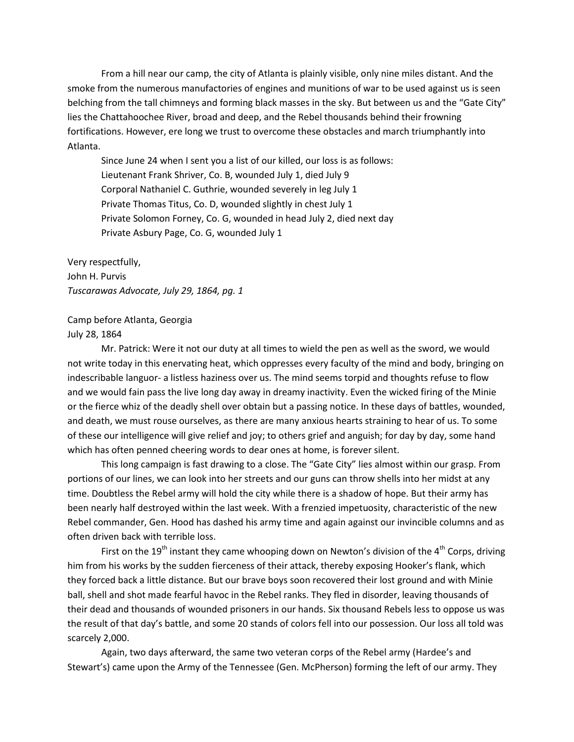From a hill near our camp, the city of Atlanta is plainly visible, only nine miles distant. And the smoke from the numerous manufactories of engines and munitions of war to be used against us is seen belching from the tall chimneys and forming black masses in the sky. But between us and the "Gate City" lies the Chattahoochee River, broad and deep, and the Rebel thousands behind their frowning fortifications. However, ere long we trust to overcome these obstacles and march triumphantly into Atlanta.

Since June 24 when I sent you a list of our killed, our loss is as follows:
Lieutenant Frank Shriver, Co. B, wounded July 1, died July 9
Corporal Nathaniel C. Guthrie, wounded severely in leg July 1
Private Thomas Titus, Co. D, wounded slightly in chest July 1
Private Solomon Forney, Co. G, wounded in head July 2, died next day
Private Asbury Page, Co. G, wounded July 1

Very respectfully,
John H. Purvis
*Tuscarawas Advocate, July 29, 1864, pg. 1*

Camp before Atlanta, Georgia
July 28, 1864

Mr. Patrick: Were it not our duty at all times to wield the pen as well as the sword, we would not write today in this enervating heat, which oppresses every faculty of the mind and body, bringing on indescribable languor- a listless haziness over us. The mind seems torpid and thoughts refuse to flow and we would fain pass the live long day away in dreamy inactivity. Even the wicked firing of the Minie or the fierce whiz of the deadly shell over obtain but a passing notice. In these days of battles, wounded, and death, we must rouse ourselves, as there are many anxious hearts straining to hear of us. To some of these our intelligence will give relief and joy; to others grief and anguish; for day by day, some hand which has often penned cheering words to dear ones at home, is forever silent.

This long campaign is fast drawing to a close. The "Gate City" lies almost within our grasp. From portions of our lines, we can look into her streets and our guns can throw shells into her midst at any time. Doubtless the Rebel army will hold the city while there is a shadow of hope. But their army has been nearly half destroyed within the last week. With a frenzied impetuosity, characteristic of the new Rebel commander, Gen. Hood has dashed his army time and again against our invincible columns and as often driven back with terrible loss.

First on the 19th instant they came whooping down on Newton's division of the 4th Corps, driving him from his works by the sudden fierceness of their attack, thereby exposing Hooker's flank, which they forced back a little distance. But our brave boys soon recovered their lost ground and with Minie ball, shell and shot made fearful havoc in the Rebel ranks. They fled in disorder, leaving thousands of their dead and thousands of wounded prisoners in our hands. Six thousand Rebels less to oppose us was the result of that day's battle, and some 20 stands of colors fell into our possession. Our loss all told was scarcely 2,000.

Again, two days afterward, the same two veteran corps of the Rebel army (Hardee's and Stewart's) came upon the Army of the Tennessee (Gen. McPherson) forming the left of our army. They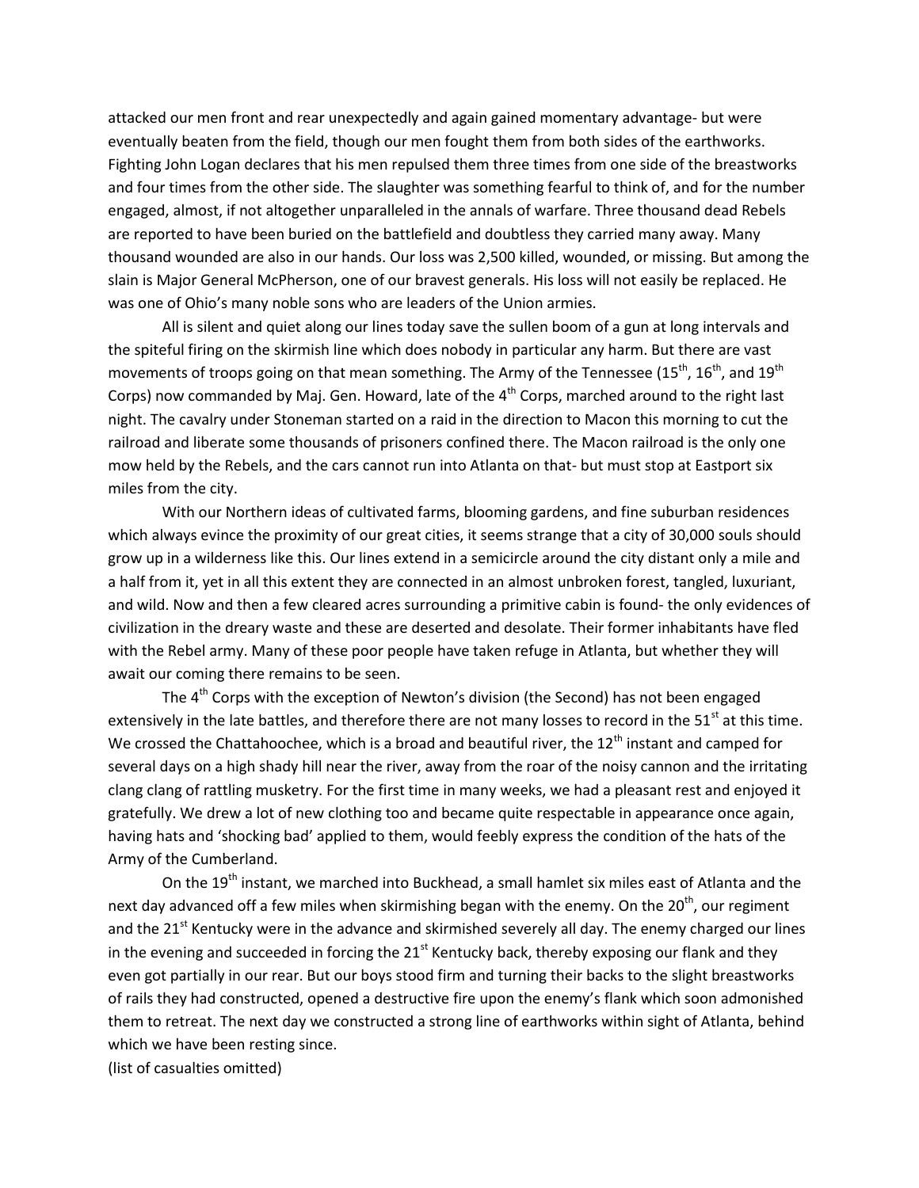attacked our men front and rear unexpectedly and again gained momentary advantage- but were eventually beaten from the field, though our men fought them from both sides of the earthworks. Fighting John Logan declares that his men repulsed them three times from one side of the breastworks and four times from the other side. The slaughter was something fearful to think of, and for the number engaged, almost, if not altogether unparalleled in the annals of warfare. Three thousand dead Rebels are reported to have been buried on the battlefield and doubtless they carried many away. Many thousand wounded are also in our hands. Our loss was 2,500 killed, wounded, or missing. But among the slain is Major General McPherson, one of our bravest generals. His loss will not easily be replaced. He was one of Ohio's many noble sons who are leaders of the Union armies.

All is silent and quiet along our lines today save the sullen boom of a gun at long intervals and the spiteful firing on the skirmish line which does nobody in particular any harm. But there are vast movements of troops going on that mean something. The Army of the Tennessee (15th, 16th, and 19th Corps) now commanded by Maj. Gen. Howard, late of the 4th Corps, marched around to the right last night. The cavalry under Stoneman started on a raid in the direction to Macon this morning to cut the railroad and liberate some thousands of prisoners confined there. The Macon railroad is the only one mow held by the Rebels, and the cars cannot run into Atlanta on that- but must stop at Eastport six miles from the city.

With our Northern ideas of cultivated farms, blooming gardens, and fine suburban residences which always evince the proximity of our great cities, it seems strange that a city of 30,000 souls should grow up in a wilderness like this. Our lines extend in a semicircle around the city distant only a mile and a half from it, yet in all this extent they are connected in an almost unbroken forest, tangled, luxuriant, and wild. Now and then a few cleared acres surrounding a primitive cabin is found- the only evidences of civilization in the dreary waste and these are deserted and desolate. Their former inhabitants have fled with the Rebel army. Many of these poor people have taken refuge in Atlanta, but whether they will await our coming there remains to be seen.

The 4th Corps with the exception of Newton's division (the Second) has not been engaged extensively in the late battles, and therefore there are not many losses to record in the 51st at this time. We crossed the Chattahoochee, which is a broad and beautiful river, the 12th instant and camped for several days on a high shady hill near the river, away from the roar of the noisy cannon and the irritating clang clang of rattling musketry. For the first time in many weeks, we had a pleasant rest and enjoyed it gratefully. We drew a lot of new clothing too and became quite respectable in appearance once again, having hats and 'shocking bad' applied to them, would feebly express the condition of the hats of the Army of the Cumberland.

On the 19th instant, we marched into Buckhead, a small hamlet six miles east of Atlanta and the next day advanced off a few miles when skirmishing began with the enemy. On the 20th, our regiment and the 21st Kentucky were in the advance and skirmished severely all day. The enemy charged our lines in the evening and succeeded in forcing the 21st Kentucky back, thereby exposing our flank and they even got partially in our rear. But our boys stood firm and turning their backs to the slight breastworks of rails they had constructed, opened a destructive fire upon the enemy's flank which soon admonished them to retreat. The next day we constructed a strong line of earthworks within sight of Atlanta, behind which we have been resting since.

(list of casualties omitted)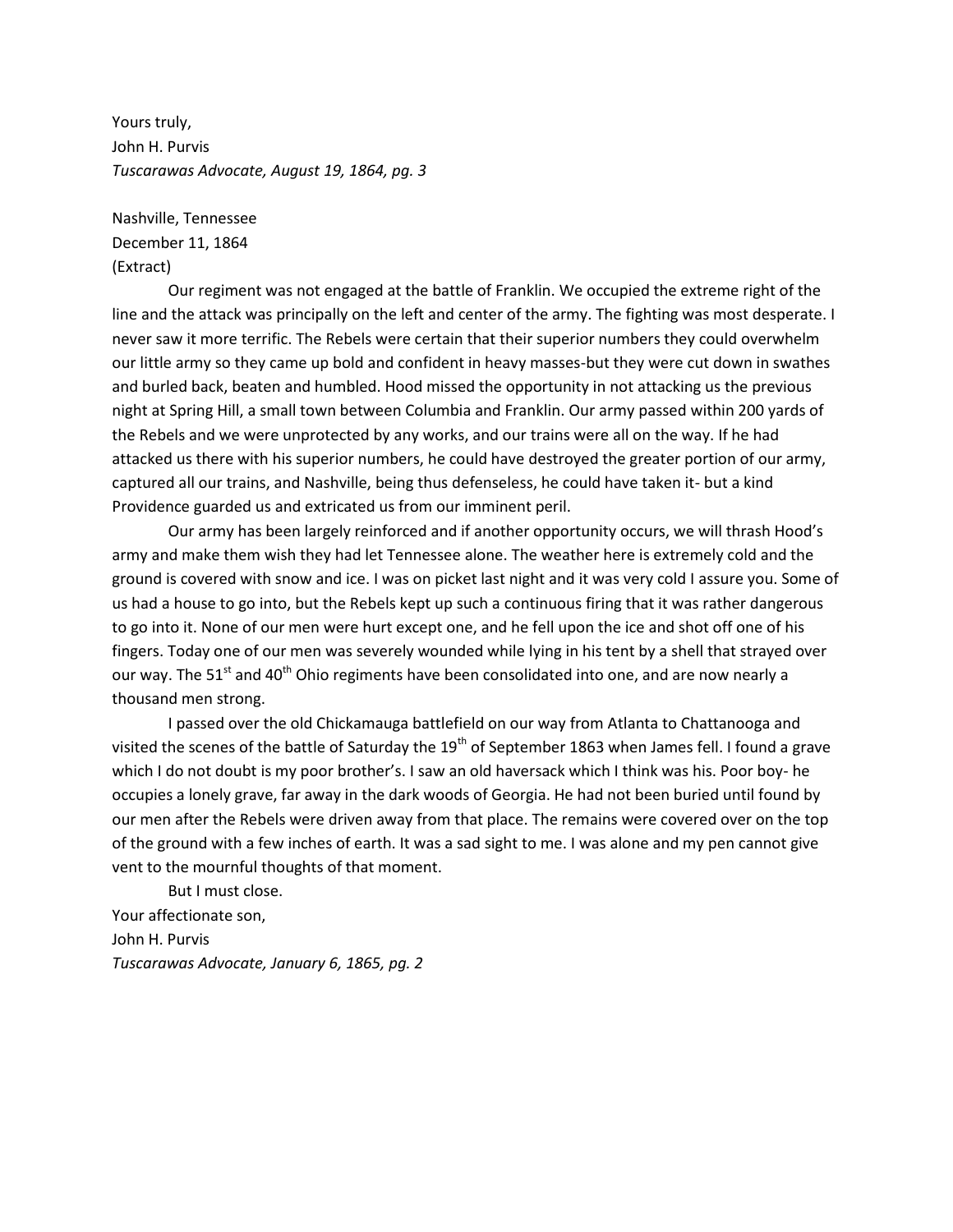Yours truly,
John H. Purvis
*Tuscarawas Advocate, August 19, 1864, pg. 3*

Nashville, Tennessee
December 11, 1864
(Extract)

Our regiment was not engaged at the battle of Franklin. We occupied the extreme right of the line and the attack was principally on the left and center of the army. The fighting was most desperate. I never saw it more terrific. The Rebels were certain that their superior numbers they could overwhelm our little army so they came up bold and confident in heavy masses-but they were cut down in swathes and burled back, beaten and humbled. Hood missed the opportunity in not attacking us the previous night at Spring Hill, a small town between Columbia and Franklin. Our army passed within 200 yards of the Rebels and we were unprotected by any works, and our trains were all on the way. If he had attacked us there with his superior numbers, he could have destroyed the greater portion of our army, captured all our trains, and Nashville, being thus defenseless, he could have taken it- but a kind Providence guarded us and extricated us from our imminent peril.

Our army has been largely reinforced and if another opportunity occurs, we will thrash Hood's army and make them wish they had let Tennessee alone. The weather here is extremely cold and the ground is covered with snow and ice. I was on picket last night and it was very cold I assure you. Some of us had a house to go into, but the Rebels kept up such a continuous firing that it was rather dangerous to go into it. None of our men were hurt except one, and he fell upon the ice and shot off one of his fingers. Today one of our men was severely wounded while lying in his tent by a shell that strayed over our way. The 51st and 40th Ohio regiments have been consolidated into one, and are now nearly a thousand men strong.

I passed over the old Chickamauga battlefield on our way from Atlanta to Chattanooga and visited the scenes of the battle of Saturday the 19th of September 1863 when James fell. I found a grave which I do not doubt is my poor brother's. I saw an old haversack which I think was his. Poor boy- he occupies a lonely grave, far away in the dark woods of Georgia. He had not been buried until found by our men after the Rebels were driven away from that place. The remains were covered over on the top of the ground with a few inches of earth. It was a sad sight to me. I was alone and my pen cannot give vent to the mournful thoughts of that moment.

But I must close.

Your affectionate son,
John H. Purvis
*Tuscarawas Advocate, January 6, 1865, pg. 2*